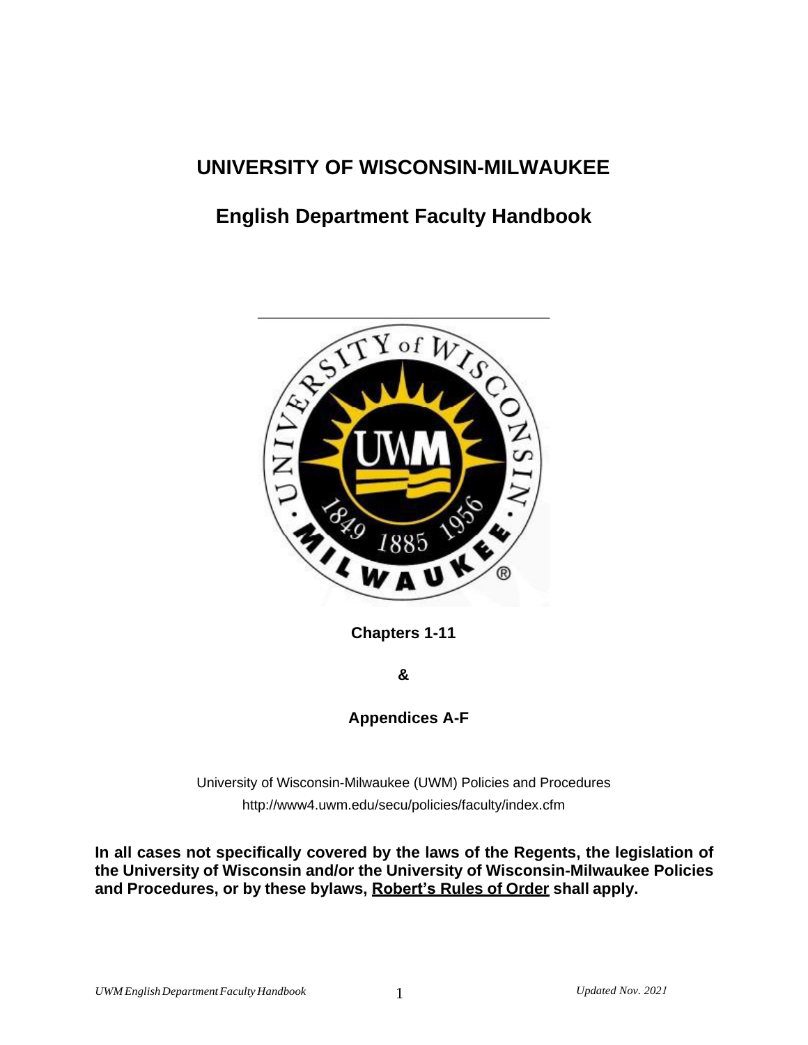# UNIVERSITY OF WISCONSIN-MILWAUKEE

## English Department Faculty Handbook

**Chapters 1-11**

**&**

**Appendices A-F**

University of Wisconsin-Milwaukee (UWM) Policies and Procedures
http://www4.uwm.edu/secu/policies/faculty/index.cfm

**In all cases not specifically covered by the laws of the Regents, the legislation of the University of Wisconsin and/or the University of Wisconsin-Milwaukee Policies and Procedures, or by these bylaws, Robert's Rules of Order shall apply.**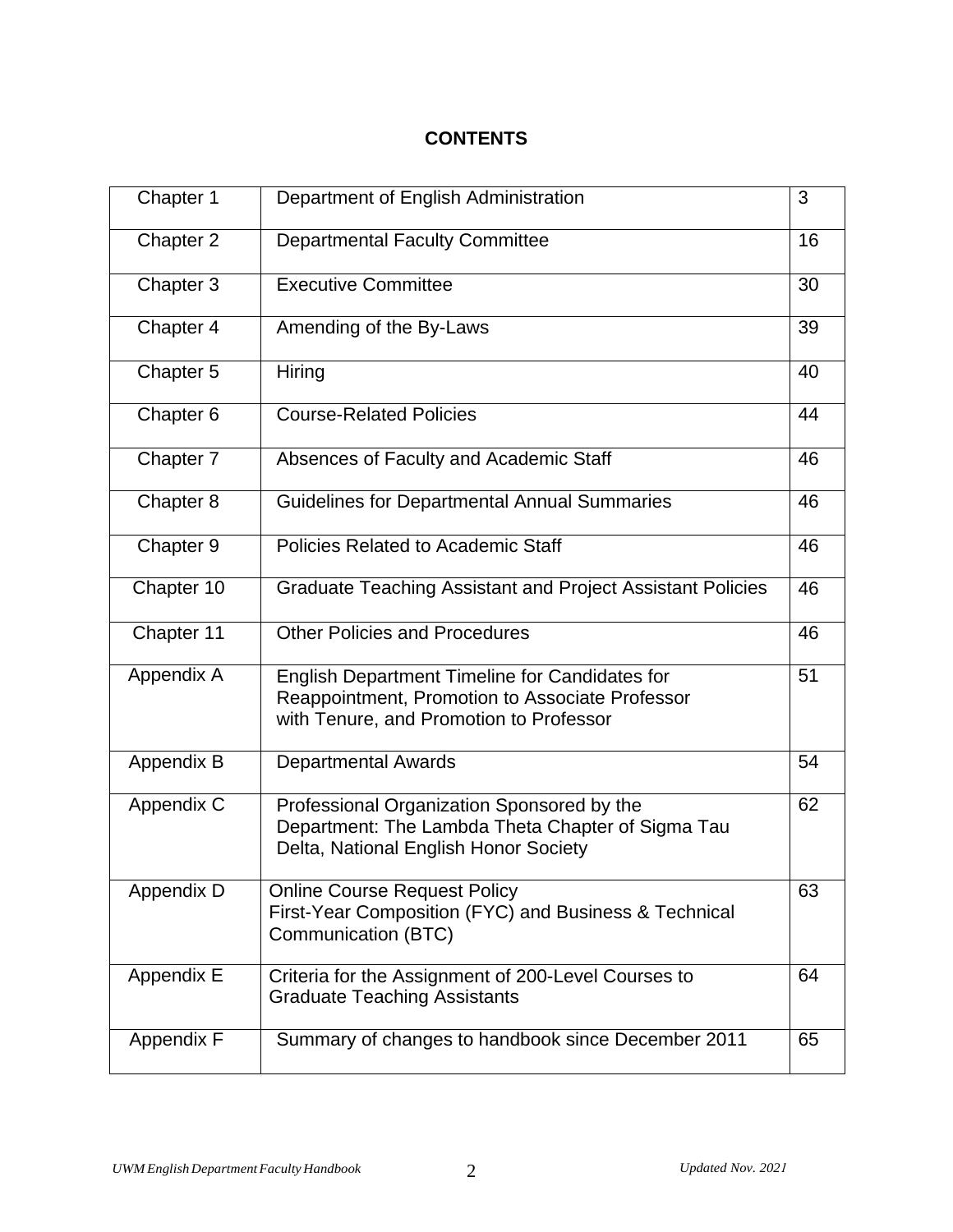**CONTENTS**

| | | |
|---|---|---|
| Chapter 1 | Department of English Administration | 3 |
| Chapter 2 | Departmental Faculty Committee | 16 |
| Chapter 3 | Executive Committee | 30 |
| Chapter 4 | Amending of the By-Laws | 39 |
| Chapter 5 | Hiring | 40 |
| Chapter 6 | Course-Related Policies | 44 |
| Chapter 7 | Absences of Faculty and Academic Staff | 46 |
| Chapter 8 | Guidelines for Departmental Annual Summaries | 46 |
| Chapter 9 | Policies Related to Academic Staff | 46 |
| Chapter 10 | Graduate Teaching Assistant and Project Assistant Policies | 46 |
| Chapter 11 | Other Policies and Procedures | 46 |
| Appendix A | English Department Timeline for Candidates for Reappointment, Promotion to Associate Professor with Tenure, and Promotion to Professor | 51 |
| Appendix B | Departmental Awards | 54 |
| Appendix C | Professional Organization Sponsored by the Department: The Lambda Theta Chapter of Sigma Tau Delta, National English Honor Society | 62 |
| Appendix D | Online Course Request Policy<br>First-Year Composition (FYC) and Business & Technical Communication (BTC) | 63 |
| Appendix E | Criteria for the Assignment of 200-Level Courses to Graduate Teaching Assistants | 64 |
| Appendix F | Summary of changes to handbook since December 2011 | 65 |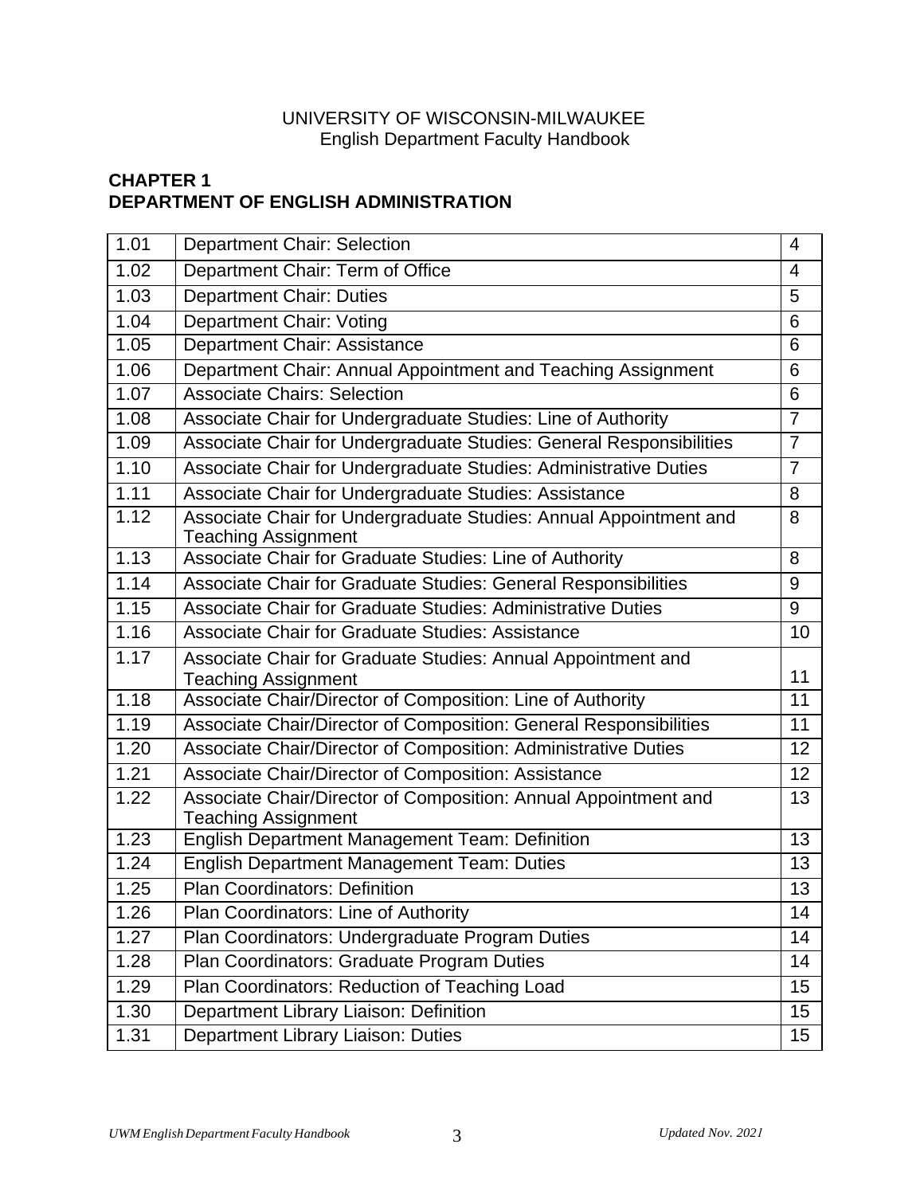UNIVERSITY OF WISCONSIN-MILWAUKEE
English Department Faculty Handbook

## CHAPTER 1
## DEPARTMENT OF ENGLISH ADMINISTRATION

| | | |
|---|---|---|
| 1.01 | Department Chair: Selection | 4 |
| 1.02 | Department Chair: Term of Office | 4 |
| 1.03 | Department Chair: Duties | 5 |
| 1.04 | Department Chair: Voting | 6 |
| 1.05 | Department Chair: Assistance | 6 |
| 1.06 | Department Chair: Annual Appointment and Teaching Assignment | 6 |
| 1.07 | Associate Chairs: Selection | 6 |
| 1.08 | Associate Chair for Undergraduate Studies: Line of Authority | 7 |
| 1.09 | Associate Chair for Undergraduate Studies: General Responsibilities | 7 |
| 1.10 | Associate Chair for Undergraduate Studies: Administrative Duties | 7 |
| 1.11 | Associate Chair for Undergraduate Studies: Assistance | 8 |
| 1.12 | Associate Chair for Undergraduate Studies: Annual Appointment and Teaching Assignment | 8 |
| 1.13 | Associate Chair for Graduate Studies: Line of Authority | 8 |
| 1.14 | Associate Chair for Graduate Studies: General Responsibilities | 9 |
| 1.15 | Associate Chair for Graduate Studies: Administrative Duties | 9 |
| 1.16 | Associate Chair for Graduate Studies: Assistance | 10 |
| 1.17 | Associate Chair for Graduate Studies: Annual Appointment and Teaching Assignment | 11 |
| 1.18 | Associate Chair/Director of Composition: Line of Authority | 11 |
| 1.19 | Associate Chair/Director of Composition: General Responsibilities | 11 |
| 1.20 | Associate Chair/Director of Composition: Administrative Duties | 12 |
| 1.21 | Associate Chair/Director of Composition: Assistance | 12 |
| 1.22 | Associate Chair/Director of Composition: Annual Appointment and Teaching Assignment | 13 |
| 1.23 | English Department Management Team: Definition | 13 |
| 1.24 | English Department Management Team: Duties | 13 |
| 1.25 | Plan Coordinators: Definition | 13 |
| 1.26 | Plan Coordinators: Line of Authority | 14 |
| 1.27 | Plan Coordinators: Undergraduate Program Duties | 14 |
| 1.28 | Plan Coordinators: Graduate Program Duties | 14 |
| 1.29 | Plan Coordinators: Reduction of Teaching Load | 15 |
| 1.30 | Department Library Liaison: Definition | 15 |
| 1.31 | Department Library Liaison: Duties | 15 |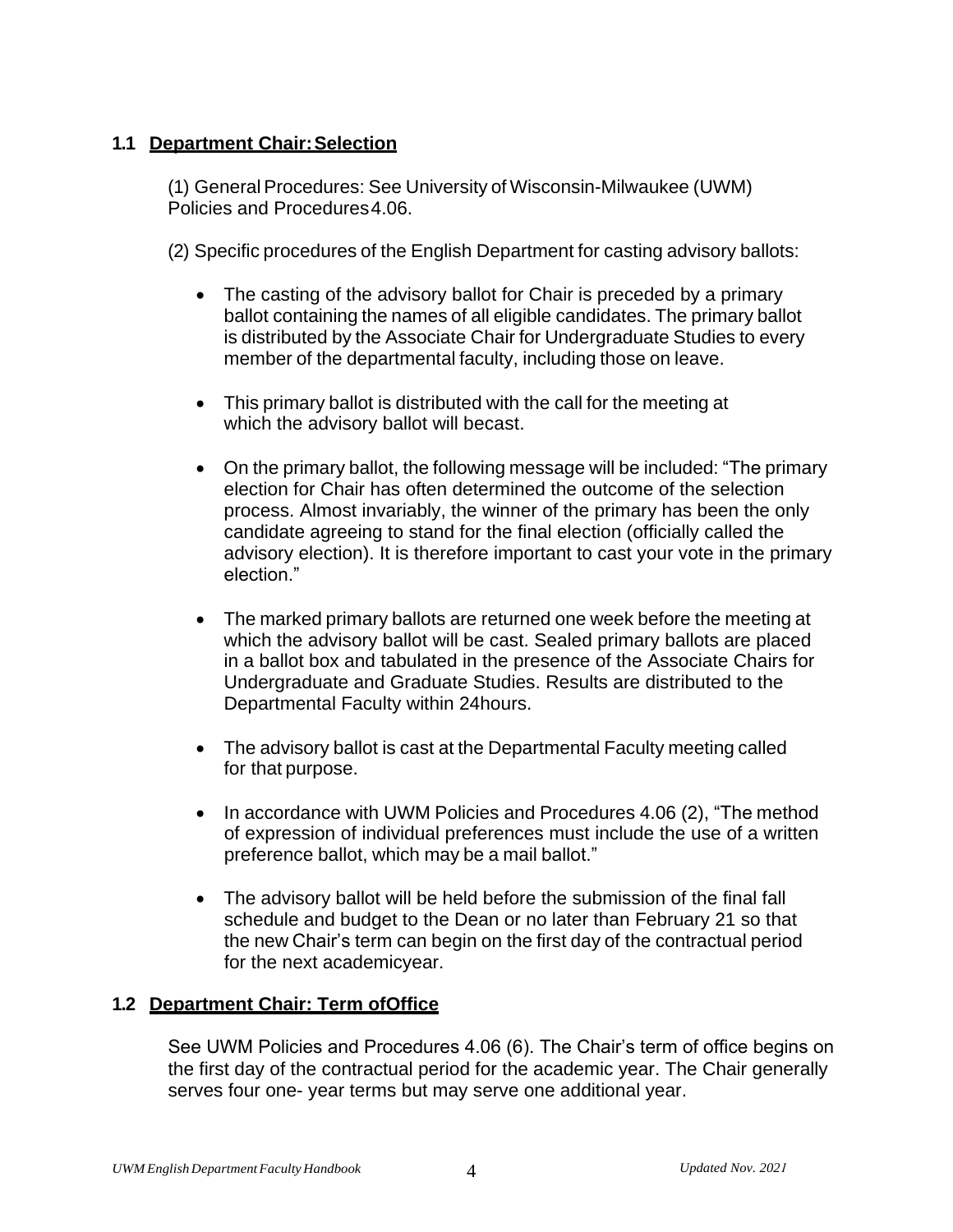## 1.1 Department Chair: Selection

(1) General Procedures: See University of Wisconsin-Milwaukee (UWM) Policies and Procedures 4.06.

(2) Specific procedures of the English Department for casting advisory ballots:

- The casting of the advisory ballot for Chair is preceded by a primary ballot containing the names of all eligible candidates. The primary ballot is distributed by the Associate Chair for Undergraduate Studies to every member of the departmental faculty, including those on leave.
- This primary ballot is distributed with the call for the meeting at which the advisory ballot will be cast.
- On the primary ballot, the following message will be included: "The primary election for Chair has often determined the outcome of the selection process. Almost invariably, the winner of the primary has been the only candidate agreeing to stand for the final election (officially called the advisory election). It is therefore important to cast your vote in the primary election."
- The marked primary ballots are returned one week before the meeting at which the advisory ballot will be cast. Sealed primary ballots are placed in a ballot box and tabulated in the presence of the Associate Chairs for Undergraduate and Graduate Studies. Results are distributed to the Departmental Faculty within 24 hours.
- The advisory ballot is cast at the Departmental Faculty meeting called for that purpose.
- In accordance with UWM Policies and Procedures 4.06 (2), "The method of expression of individual preferences must include the use of a written preference ballot, which may be a mail ballot."
- The advisory ballot will be held before the submission of the final fall schedule and budget to the Dean or no later than February 21 so that the new Chair's term can begin on the first day of the contractual period for the next academic year.

## 1.2 Department Chair: Term of Office

See UWM Policies and Procedures 4.06 (6). The Chair's term of office begins on the first day of the contractual period for the academic year. The Chair generally serves four one- year terms but may serve one additional year.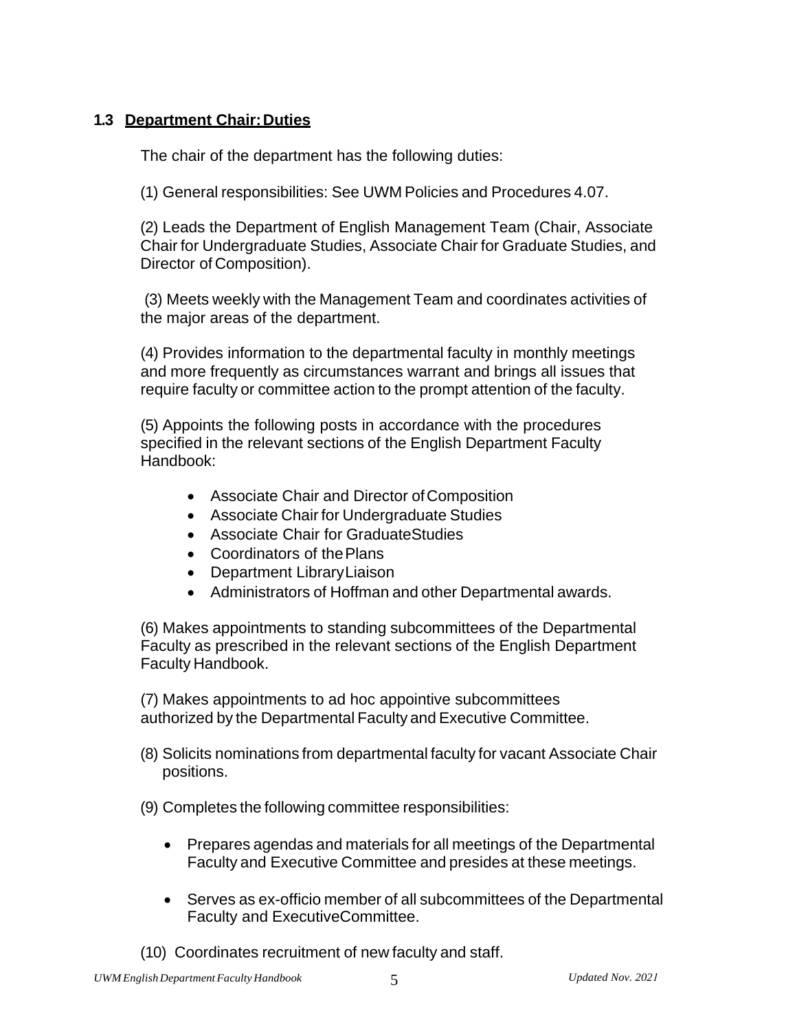### 1.3 Department Chair: Duties

The chair of the department has the following duties:

(1) General responsibilities: See UWM Policies and Procedures 4.07.

(2) Leads the Department of English Management Team (Chair, Associate Chair for Undergraduate Studies, Associate Chair for Graduate Studies, and Director of Composition).

(3) Meets weekly with the Management Team and coordinates activities of the major areas of the department.

(4) Provides information to the departmental faculty in monthly meetings and more frequently as circumstances warrant and brings all issues that require faculty or committee action to the prompt attention of the faculty.

(5) Appoints the following posts in accordance with the procedures specified in the relevant sections of the English Department Faculty Handbook:

- Associate Chair and Director of Composition
- Associate Chair for Undergraduate Studies
- Associate Chair for Graduate Studies
- Coordinators of the Plans
- Department Library Liaison
- Administrators of Hoffman and other Departmental awards.

(6) Makes appointments to standing subcommittees of the Departmental Faculty as prescribed in the relevant sections of the English Department Faculty Handbook.

(7) Makes appointments to ad hoc appointive subcommittees authorized by the Departmental Faculty and Executive Committee.

(8) Solicits nominations from departmental faculty for vacant Associate Chair positions.

(9) Completes the following committee responsibilities:

- Prepares agendas and materials for all meetings of the Departmental Faculty and Executive Committee and presides at these meetings.
- Serves as ex-officio member of all subcommittees of the Departmental Faculty and Executive Committee.

(10) Coordinates recruitment of new faculty and staff.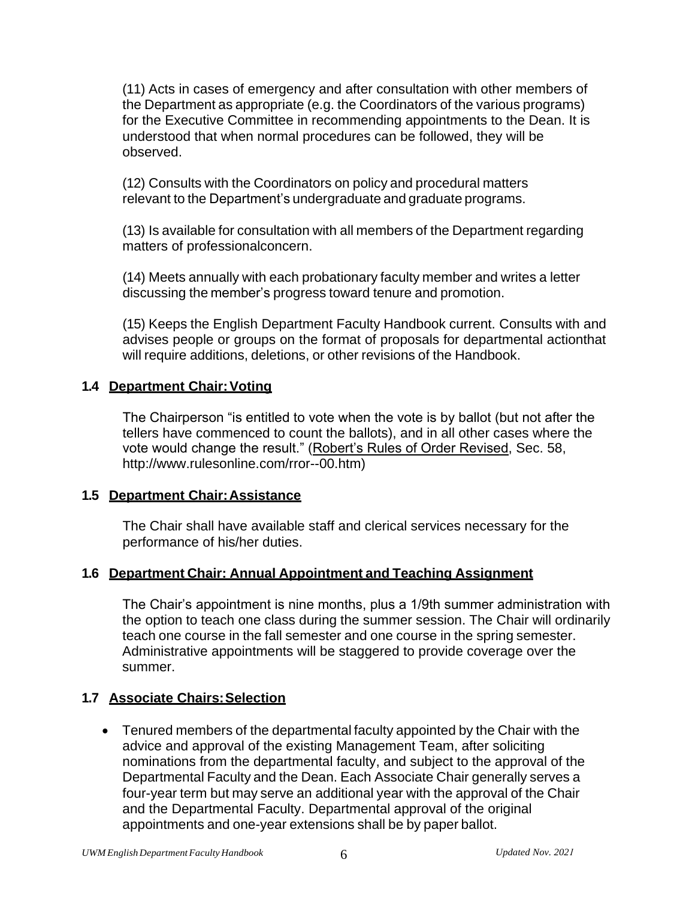(11) Acts in cases of emergency and after consultation with other members of the Department as appropriate (e.g. the Coordinators of the various programs) for the Executive Committee in recommending appointments to the Dean. It is understood that when normal procedures can be followed, they will be observed.

(12) Consults with the Coordinators on policy and procedural matters relevant to the Department's undergraduate and graduate programs.

(13) Is available for consultation with all members of the Department regarding matters of professionalconcern.

(14) Meets annually with each probationary faculty member and writes a letter discussing the member's progress toward tenure and promotion.

(15) Keeps the English Department Faculty Handbook current. Consults with and advises people or groups on the format of proposals for departmental actionthat will require additions, deletions, or other revisions of the Handbook.

### 1.4 Department Chair: Voting

The Chairperson "is entitled to vote when the vote is by ballot (but not after the tellers have commenced to count the ballots), and in all other cases where the vote would change the result." (Robert's Rules of Order Revised, Sec. 58, http://www.rulesonline.com/rror--00.htm)

### 1.5 Department Chair: Assistance

The Chair shall have available staff and clerical services necessary for the performance of his/her duties.

### 1.6 Department Chair: Annual Appointment and Teaching Assignment

The Chair's appointment is nine months, plus a 1/9th summer administration with the option to teach one class during the summer session. The Chair will ordinarily teach one course in the fall semester and one course in the spring semester. Administrative appointments will be staggered to provide coverage over the summer.

### 1.7 Associate Chairs: Selection

- Tenured members of the departmental faculty appointed by the Chair with the advice and approval of the existing Management Team, after soliciting nominations from the departmental faculty, and subject to the approval of the Departmental Faculty and the Dean. Each Associate Chair generally serves a four-year term but may serve an additional year with the approval of the Chair and the Departmental Faculty. Departmental approval of the original appointments and one-year extensions shall be by paper ballot.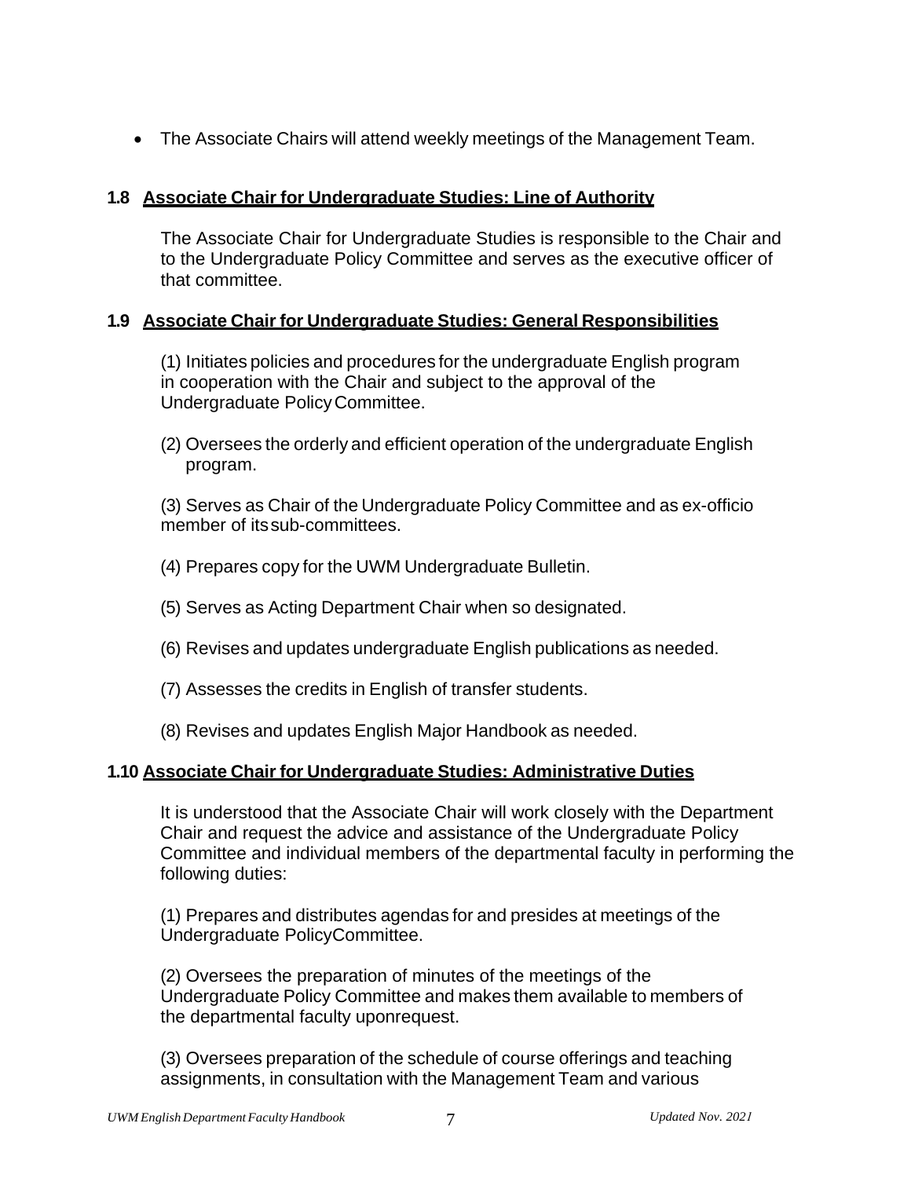- The Associate Chairs will attend weekly meetings of the Management Team.

### 1.8 Associate Chair for Undergraduate Studies: Line of Authority

The Associate Chair for Undergraduate Studies is responsible to the Chair and to the Undergraduate Policy Committee and serves as the executive officer of that committee.

### 1.9 Associate Chair for Undergraduate Studies: General Responsibilities

(1) Initiates policies and procedures for the undergraduate English program in cooperation with the Chair and subject to the approval of the Undergraduate Policy Committee.

(2) Oversees the orderly and efficient operation of the undergraduate English program.

(3) Serves as Chair of the Undergraduate Policy Committee and as ex-officio member of its sub-committees.

(4) Prepares copy for the UWM Undergraduate Bulletin.

(5) Serves as Acting Department Chair when so designated.

(6) Revises and updates undergraduate English publications as needed.

(7) Assesses the credits in English of transfer students.

(8) Revises and updates English Major Handbook as needed.

### 1.10 Associate Chair for Undergraduate Studies: Administrative Duties

It is understood that the Associate Chair will work closely with the Department Chair and request the advice and assistance of the Undergraduate Policy Committee and individual members of the departmental faculty in performing the following duties:

(1) Prepares and distributes agendas for and presides at meetings of the Undergraduate Policy Committee.

(2) Oversees the preparation of minutes of the meetings of the Undergraduate Policy Committee and makes them available to members of the departmental faculty upon request.

(3) Oversees preparation of the schedule of course offerings and teaching assignments, in consultation with the Management Team and various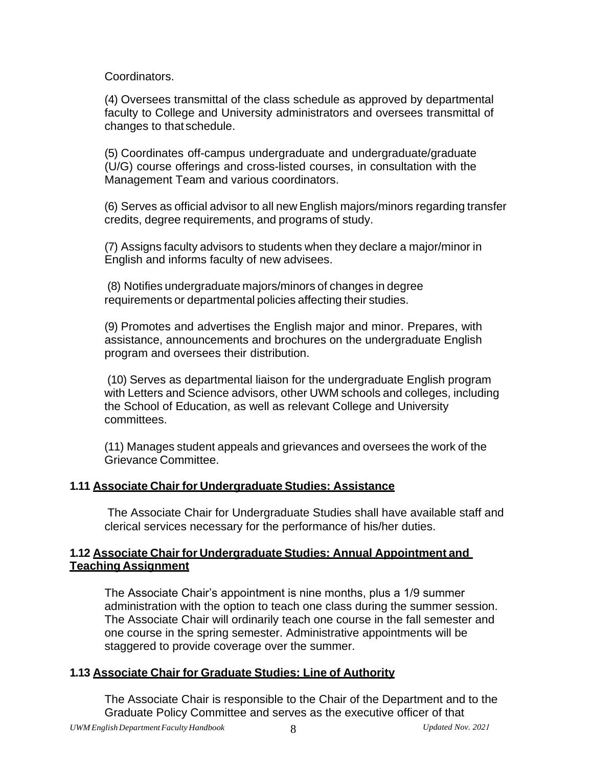Coordinators.

(4) Oversees transmittal of the class schedule as approved by departmental faculty to College and University administrators and oversees transmittal of changes to that schedule.

(5) Coordinates off-campus undergraduate and undergraduate/graduate (U/G) course offerings and cross-listed courses, in consultation with the Management Team and various coordinators.

(6) Serves as official advisor to all new English majors/minors regarding transfer credits, degree requirements, and programs of study.

(7) Assigns faculty advisors to students when they declare a major/minor in English and informs faculty of new advisees.

(8) Notifies undergraduate majors/minors of changes in degree requirements or departmental policies affecting their studies.

(9) Promotes and advertises the English major and minor. Prepares, with assistance, announcements and brochures on the undergraduate English program and oversees their distribution.

(10) Serves as departmental liaison for the undergraduate English program with Letters and Science advisors, other UWM schools and colleges, including the School of Education, as well as relevant College and University committees.

(11) Manages student appeals and grievances and oversees the work of the Grievance Committee.

### 1.11 Associate Chair for Undergraduate Studies: Assistance

The Associate Chair for Undergraduate Studies shall have available staff and clerical services necessary for the performance of his/her duties.

### 1.12 Associate Chair for Undergraduate Studies: Annual Appointment and Teaching Assignment

The Associate Chair's appointment is nine months, plus a 1/9 summer administration with the option to teach one class during the summer session. The Associate Chair will ordinarily teach one course in the fall semester and one course in the spring semester. Administrative appointments will be staggered to provide coverage over the summer.

### 1.13 Associate Chair for Graduate Studies: Line of Authority

The Associate Chair is responsible to the Chair of the Department and to the Graduate Policy Committee and serves as the executive officer of that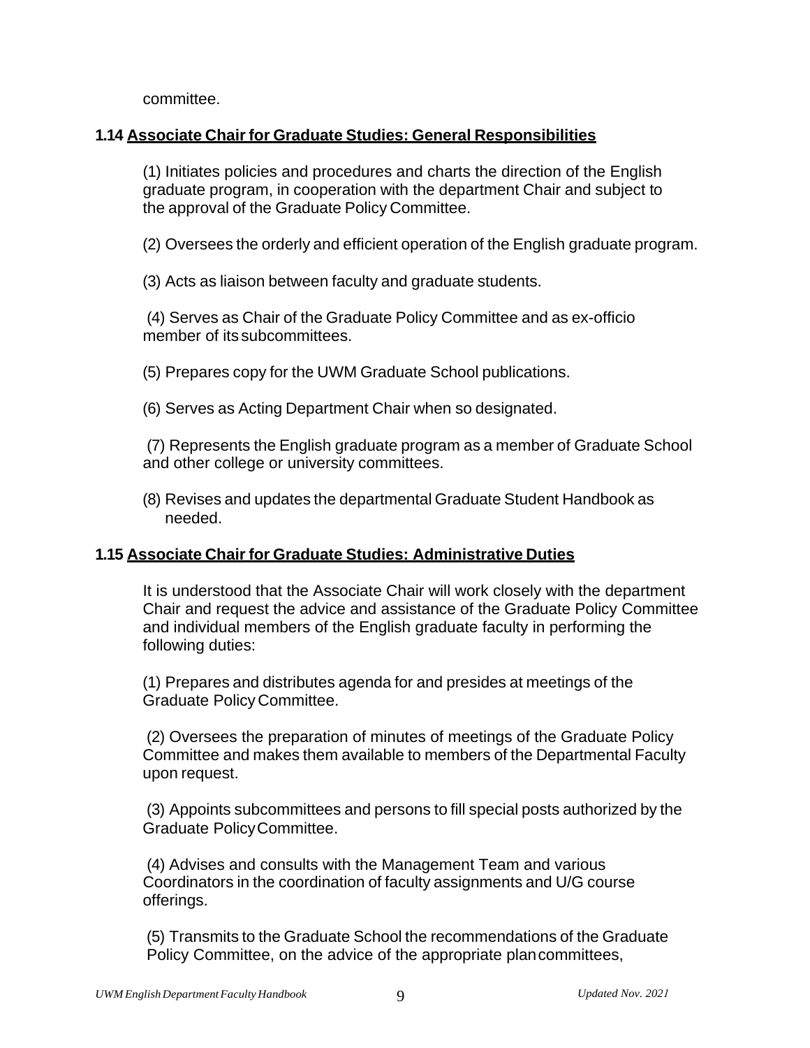committee.

### 1.14 Associate Chair for Graduate Studies: General Responsibilities

(1) Initiates policies and procedures and charts the direction of the English graduate program, in cooperation with the department Chair and subject to the approval of the Graduate Policy Committee.

(2) Oversees the orderly and efficient operation of the English graduate program.

(3) Acts as liaison between faculty and graduate students.

(4) Serves as Chair of the Graduate Policy Committee and as ex-officio member of its subcommittees.

(5) Prepares copy for the UWM Graduate School publications.

(6) Serves as Acting Department Chair when so designated.

(7) Represents the English graduate program as a member of Graduate School and other college or university committees.

(8) Revises and updates the departmental Graduate Student Handbook as needed.

### 1.15 Associate Chair for Graduate Studies: Administrative Duties

It is understood that the Associate Chair will work closely with the department Chair and request the advice and assistance of the Graduate Policy Committee and individual members of the English graduate faculty in performing the following duties:

(1) Prepares and distributes agenda for and presides at meetings of the Graduate Policy Committee.

(2) Oversees the preparation of minutes of meetings of the Graduate Policy Committee and makes them available to members of the Departmental Faculty upon request.

(3) Appoints subcommittees and persons to fill special posts authorized by the Graduate Policy Committee.

(4) Advises and consults with the Management Team and various Coordinators in the coordination of faculty assignments and U/G course offerings.

(5) Transmits to the Graduate School the recommendations of the Graduate Policy Committee, on the advice of the appropriate plan committees,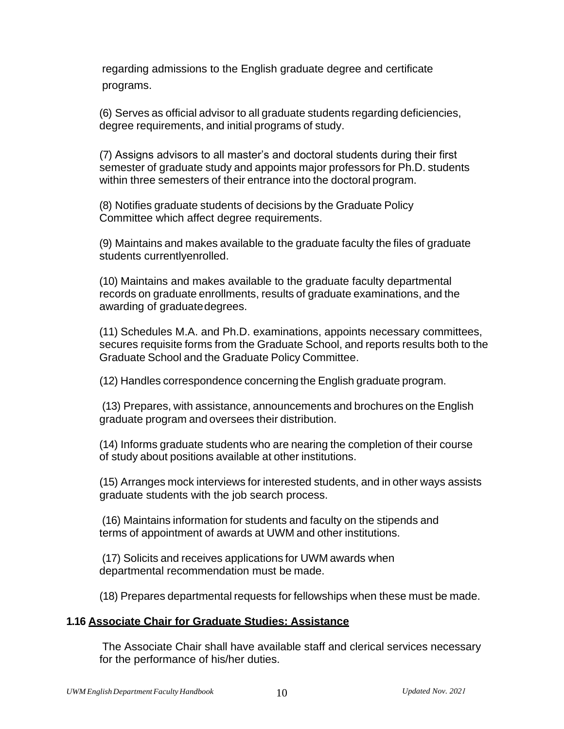regarding admissions to the English graduate degree and certificate programs.

(6) Serves as official advisor to all graduate students regarding deficiencies, degree requirements, and initial programs of study.

(7) Assigns advisors to all master's and doctoral students during their first semester of graduate study and appoints major professors for Ph.D. students within three semesters of their entrance into the doctoral program.

(8) Notifies graduate students of decisions by the Graduate Policy Committee which affect degree requirements.

(9) Maintains and makes available to the graduate faculty the files of graduate students currentlyenrolled.

(10) Maintains and makes available to the graduate faculty departmental records on graduate enrollments, results of graduate examinations, and the awarding of graduatedegrees.

(11) Schedules M.A. and Ph.D. examinations, appoints necessary committees, secures requisite forms from the Graduate School, and reports results both to the Graduate School and the Graduate Policy Committee.

(12) Handles correspondence concerning the English graduate program.

(13) Prepares, with assistance, announcements and brochures on the English graduate program and oversees their distribution.

(14) Informs graduate students who are nearing the completion of their course of study about positions available at other institutions.

(15) Arranges mock interviews for interested students, and in other ways assists graduate students with the job search process.

(16) Maintains information for students and faculty on the stipends and terms of appointment of awards at UWM and other institutions.

(17) Solicits and receives applications for UWM awards when departmental recommendation must be made.

(18) Prepares departmental requests for fellowships when these must be made.

### 1.16 Associate Chair for Graduate Studies: Assistance

The Associate Chair shall have available staff and clerical services necessary for the performance of his/her duties.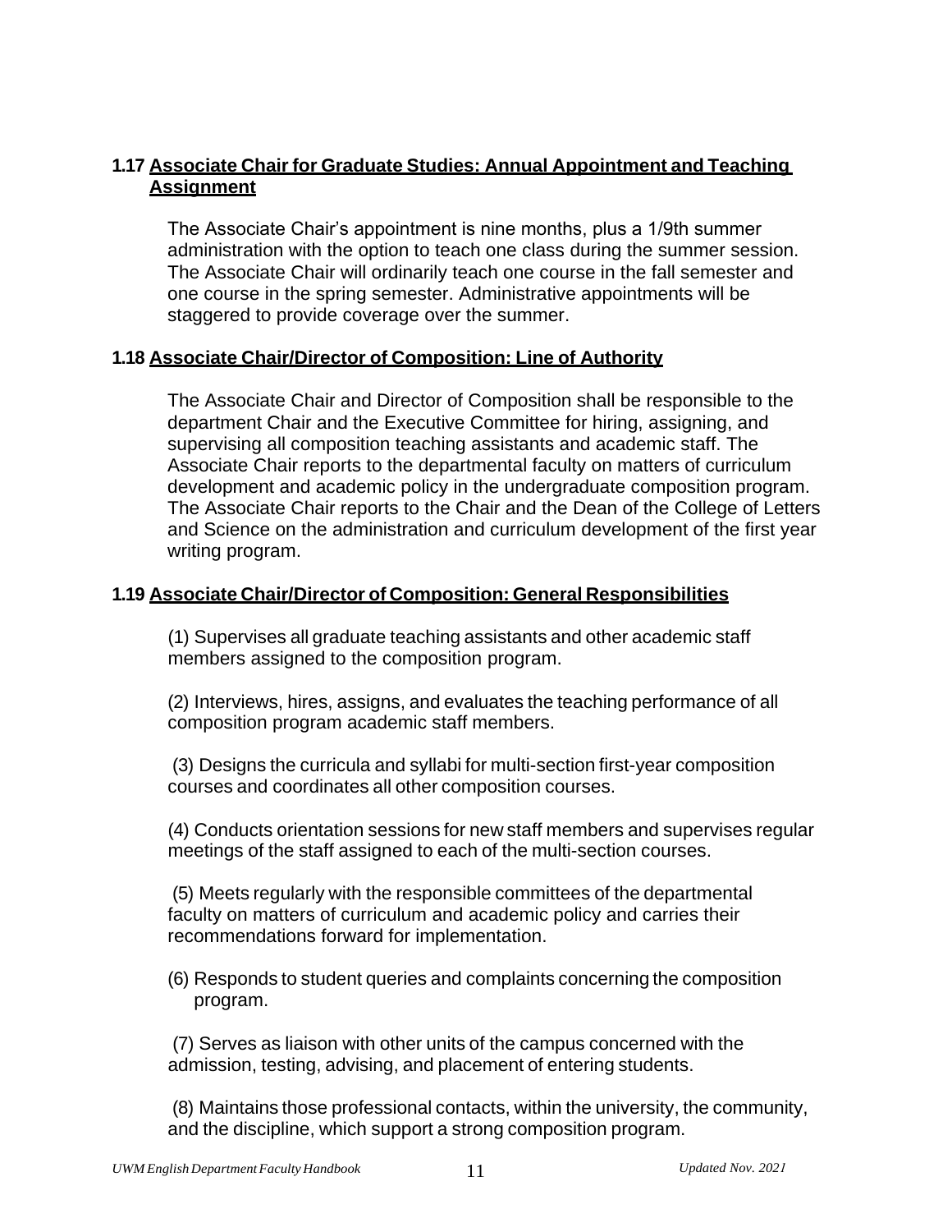### 1.17 Associate Chair for Graduate Studies: Annual Appointment and Teaching Assignment

The Associate Chair's appointment is nine months, plus a 1/9th summer administration with the option to teach one class during the summer session. The Associate Chair will ordinarily teach one course in the fall semester and one course in the spring semester. Administrative appointments will be staggered to provide coverage over the summer.

### 1.18 Associate Chair/Director of Composition: Line of Authority

The Associate Chair and Director of Composition shall be responsible to the department Chair and the Executive Committee for hiring, assigning, and supervising all composition teaching assistants and academic staff. The Associate Chair reports to the departmental faculty on matters of curriculum development and academic policy in the undergraduate composition program. The Associate Chair reports to the Chair and the Dean of the College of Letters and Science on the administration and curriculum development of the first year writing program.

### 1.19 Associate Chair/Director of Composition: General Responsibilities

(1) Supervises all graduate teaching assistants and other academic staff members assigned to the composition program.

(2) Interviews, hires, assigns, and evaluates the teaching performance of all composition program academic staff members.

(3) Designs the curricula and syllabi for multi-section first-year composition courses and coordinates all other composition courses.

(4) Conducts orientation sessions for new staff members and supervises regular meetings of the staff assigned to each of the multi-section courses.

(5) Meets regularly with the responsible committees of the departmental faculty on matters of curriculum and academic policy and carries their recommendations forward for implementation.

(6) Responds to student queries and complaints concerning the composition program.

(7) Serves as liaison with other units of the campus concerned with the admission, testing, advising, and placement of entering students.

(8) Maintains those professional contacts, within the university, the community, and the discipline, which support a strong composition program.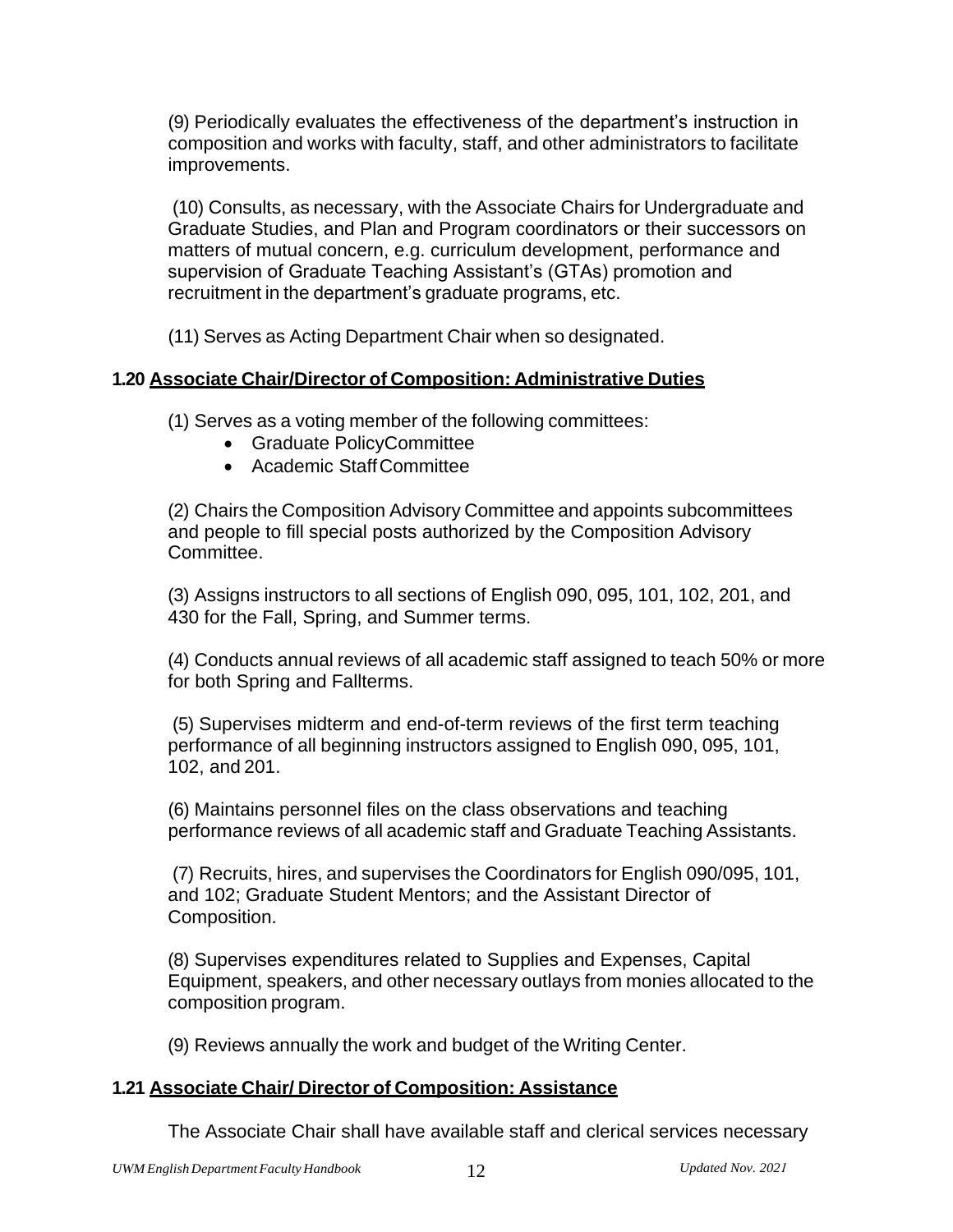(9) Periodically evaluates the effectiveness of the department's instruction in composition and works with faculty, staff, and other administrators to facilitate improvements.

(10) Consults, as necessary, with the Associate Chairs for Undergraduate and Graduate Studies, and Plan and Program coordinators or their successors on matters of mutual concern, e.g. curriculum development, performance and supervision of Graduate Teaching Assistant's (GTAs) promotion and recruitment in the department's graduate programs, etc.

(11) Serves as Acting Department Chair when so designated.

### 1.20 Associate Chair/Director of Composition: Administrative Duties

(1) Serves as a voting member of the following committees:

- Graduate PolicyCommittee
- Academic Staff Committee

(2) Chairs the Composition Advisory Committee and appoints subcommittees and people to fill special posts authorized by the Composition Advisory Committee.

(3) Assigns instructors to all sections of English 090, 095, 101, 102, 201, and 430 for the Fall, Spring, and Summer terms.

(4) Conducts annual reviews of all academic staff assigned to teach 50% or more for both Spring and Fallterms.

(5) Supervises midterm and end-of-term reviews of the first term teaching performance of all beginning instructors assigned to English 090, 095, 101, 102, and 201.

(6) Maintains personnel files on the class observations and teaching performance reviews of all academic staff and Graduate Teaching Assistants.

(7) Recruits, hires, and supervises the Coordinators for English 090/095, 101, and 102; Graduate Student Mentors; and the Assistant Director of Composition.

(8) Supervises expenditures related to Supplies and Expenses, Capital Equipment, speakers, and other necessary outlays from monies allocated to the composition program.

(9) Reviews annually the work and budget of the Writing Center.

### 1.21 Associate Chair/ Director of Composition: Assistance

The Associate Chair shall have available staff and clerical services necessary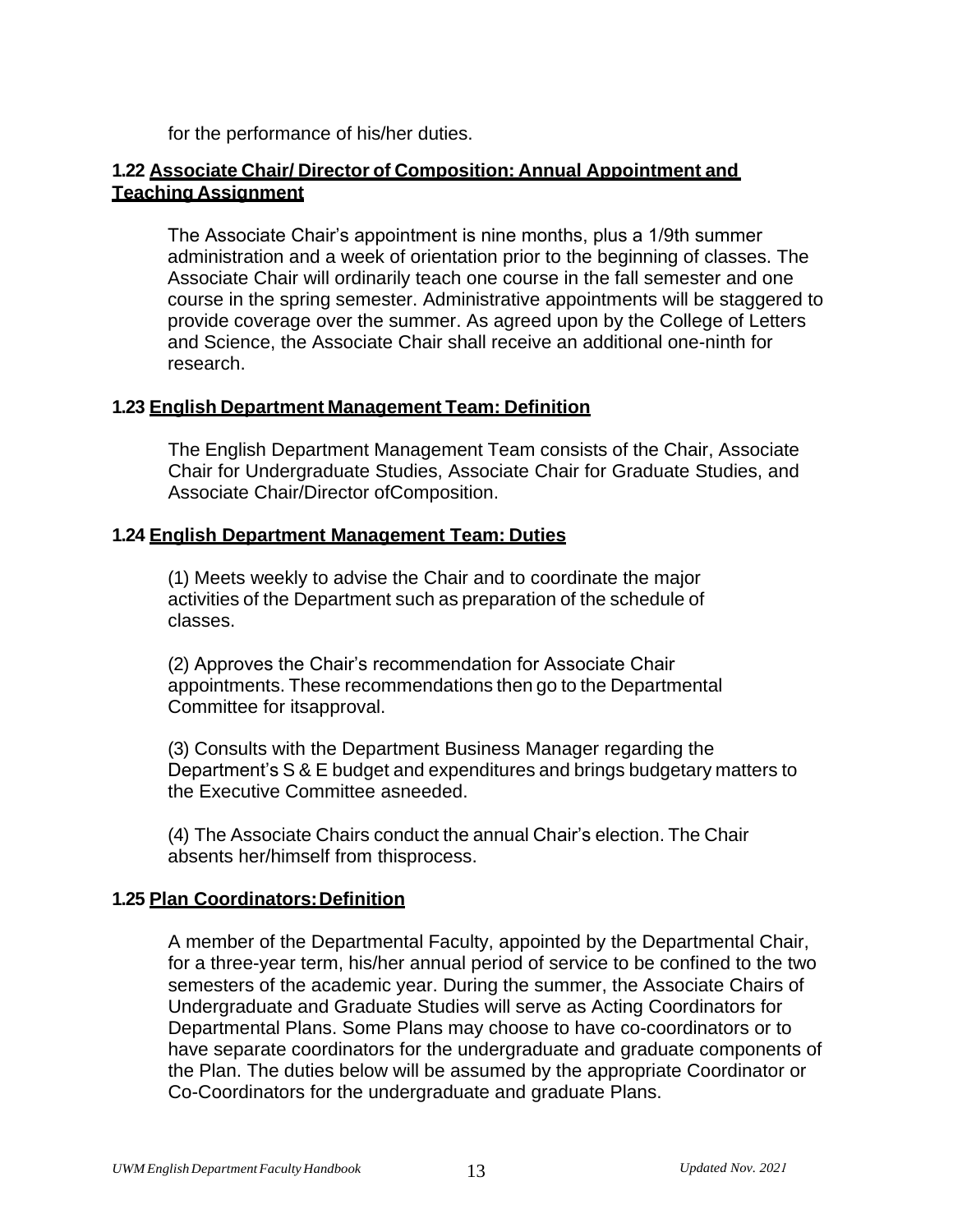for the performance of his/her duties.

### 1.22 Associate Chair/ Director of Composition: Annual Appointment and Teaching Assignment

The Associate Chair's appointment is nine months, plus a 1/9th summer administration and a week of orientation prior to the beginning of classes. The Associate Chair will ordinarily teach one course in the fall semester and one course in the spring semester. Administrative appointments will be staggered to provide coverage over the summer. As agreed upon by the College of Letters and Science, the Associate Chair shall receive an additional one-ninth for research.

### 1.23 English Department Management Team: Definition

The English Department Management Team consists of the Chair, Associate Chair for Undergraduate Studies, Associate Chair for Graduate Studies, and Associate Chair/Director ofComposition.

### 1.24 English Department Management Team: Duties

(1) Meets weekly to advise the Chair and to coordinate the major activities of the Department such as preparation of the schedule of classes.

(2) Approves the Chair's recommendation for Associate Chair appointments. These recommendations then go to the Departmental Committee for itsapproval.

(3) Consults with the Department Business Manager regarding the Department's S & E budget and expenditures and brings budgetary matters to the Executive Committee asneeded.

(4) The Associate Chairs conduct the annual Chair's election. The Chair absents her/himself from thisprocess.

### 1.25 Plan Coordinators: Definition

A member of the Departmental Faculty, appointed by the Departmental Chair, for a three-year term, his/her annual period of service to be confined to the two semesters of the academic year. During the summer, the Associate Chairs of Undergraduate and Graduate Studies will serve as Acting Coordinators for Departmental Plans. Some Plans may choose to have co-coordinators or to have separate coordinators for the undergraduate and graduate components of the Plan. The duties below will be assumed by the appropriate Coordinator or Co-Coordinators for the undergraduate and graduate Plans.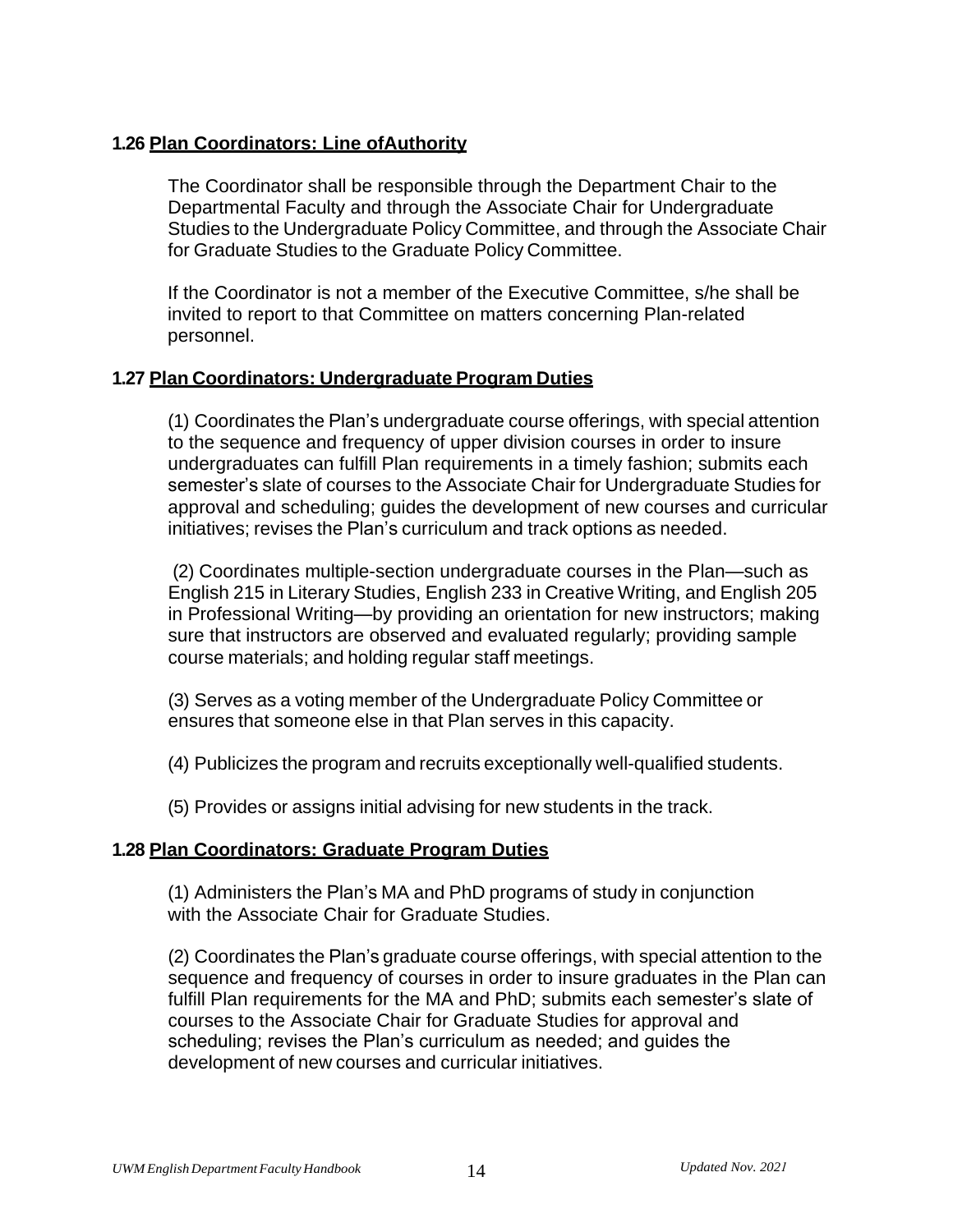### 1.26 Plan Coordinators: Line ofAuthority

The Coordinator shall be responsible through the Department Chair to the Departmental Faculty and through the Associate Chair for Undergraduate Studies to the Undergraduate Policy Committee, and through the Associate Chair for Graduate Studies to the Graduate Policy Committee.

If the Coordinator is not a member of the Executive Committee, s/he shall be invited to report to that Committee on matters concerning Plan-related personnel.

### 1.27 Plan Coordinators: Undergraduate Program Duties

(1) Coordinates the Plan's undergraduate course offerings, with special attention to the sequence and frequency of upper division courses in order to insure undergraduates can fulfill Plan requirements in a timely fashion; submits each semester's slate of courses to the Associate Chair for Undergraduate Studies for approval and scheduling; guides the development of new courses and curricular initiatives; revises the Plan's curriculum and track options as needed.

(2) Coordinates multiple-section undergraduate courses in the Plan—such as English 215 in Literary Studies, English 233 in Creative Writing, and English 205 in Professional Writing—by providing an orientation for new instructors; making sure that instructors are observed and evaluated regularly; providing sample course materials; and holding regular staff meetings.

(3) Serves as a voting member of the Undergraduate Policy Committee or ensures that someone else in that Plan serves in this capacity.

(4) Publicizes the program and recruits exceptionally well-qualified students.

(5) Provides or assigns initial advising for new students in the track.

### 1.28 Plan Coordinators: Graduate Program Duties

(1) Administers the Plan's MA and PhD programs of study in conjunction with the Associate Chair for Graduate Studies.

(2) Coordinates the Plan's graduate course offerings, with special attention to the sequence and frequency of courses in order to insure graduates in the Plan can fulfill Plan requirements for the MA and PhD; submits each semester's slate of courses to the Associate Chair for Graduate Studies for approval and scheduling; revises the Plan's curriculum as needed; and guides the development of new courses and curricular initiatives.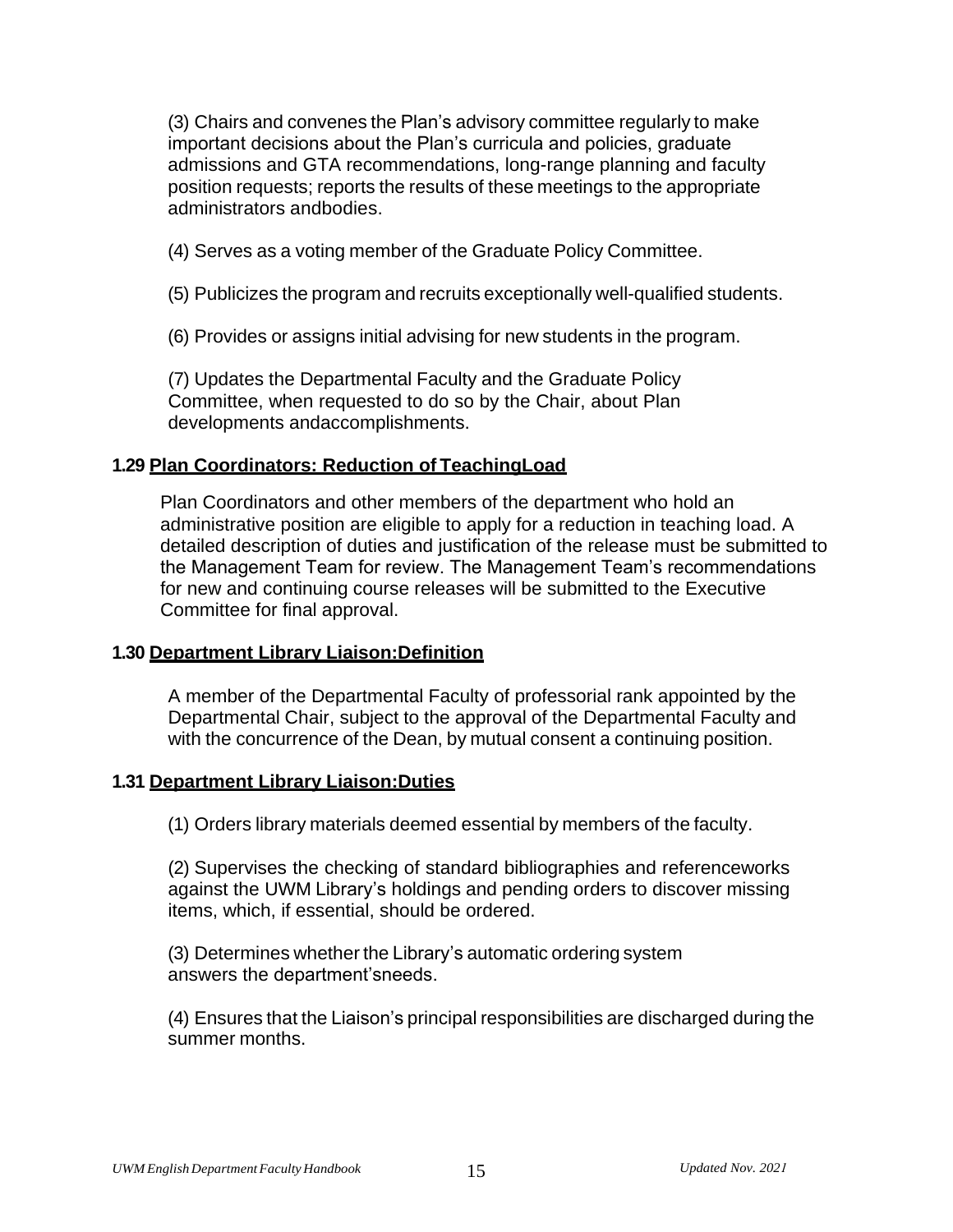(3) Chairs and convenes the Plan's advisory committee regularly to make important decisions about the Plan's curricula and policies, graduate admissions and GTA recommendations, long-range planning and faculty position requests; reports the results of these meetings to the appropriate administrators andbodies.

(4) Serves as a voting member of the Graduate Policy Committee.

(5) Publicizes the program and recruits exceptionally well-qualified students.

(6) Provides or assigns initial advising for new students in the program.

(7) Updates the Departmental Faculty and the Graduate Policy Committee, when requested to do so by the Chair, about Plan developments andaccomplishments.

### 1.29 Plan Coordinators: Reduction of TeachingLoad

Plan Coordinators and other members of the department who hold an administrative position are eligible to apply for a reduction in teaching load. A detailed description of duties and justification of the release must be submitted to the Management Team for review. The Management Team's recommendations for new and continuing course releases will be submitted to the Executive Committee for final approval.

### 1.30 Department Library Liaison:Definition

A member of the Departmental Faculty of professorial rank appointed by the Departmental Chair, subject to the approval of the Departmental Faculty and with the concurrence of the Dean, by mutual consent a continuing position.

### 1.31 Department Library Liaison:Duties

(1) Orders library materials deemed essential by members of the faculty.

(2) Supervises the checking of standard bibliographies and referenceworks against the UWM Library's holdings and pending orders to discover missing items, which, if essential, should be ordered.

(3) Determines whether the Library's automatic ordering system answers the department'sneeds.

(4) Ensures that the Liaison's principal responsibilities are discharged during the summer months.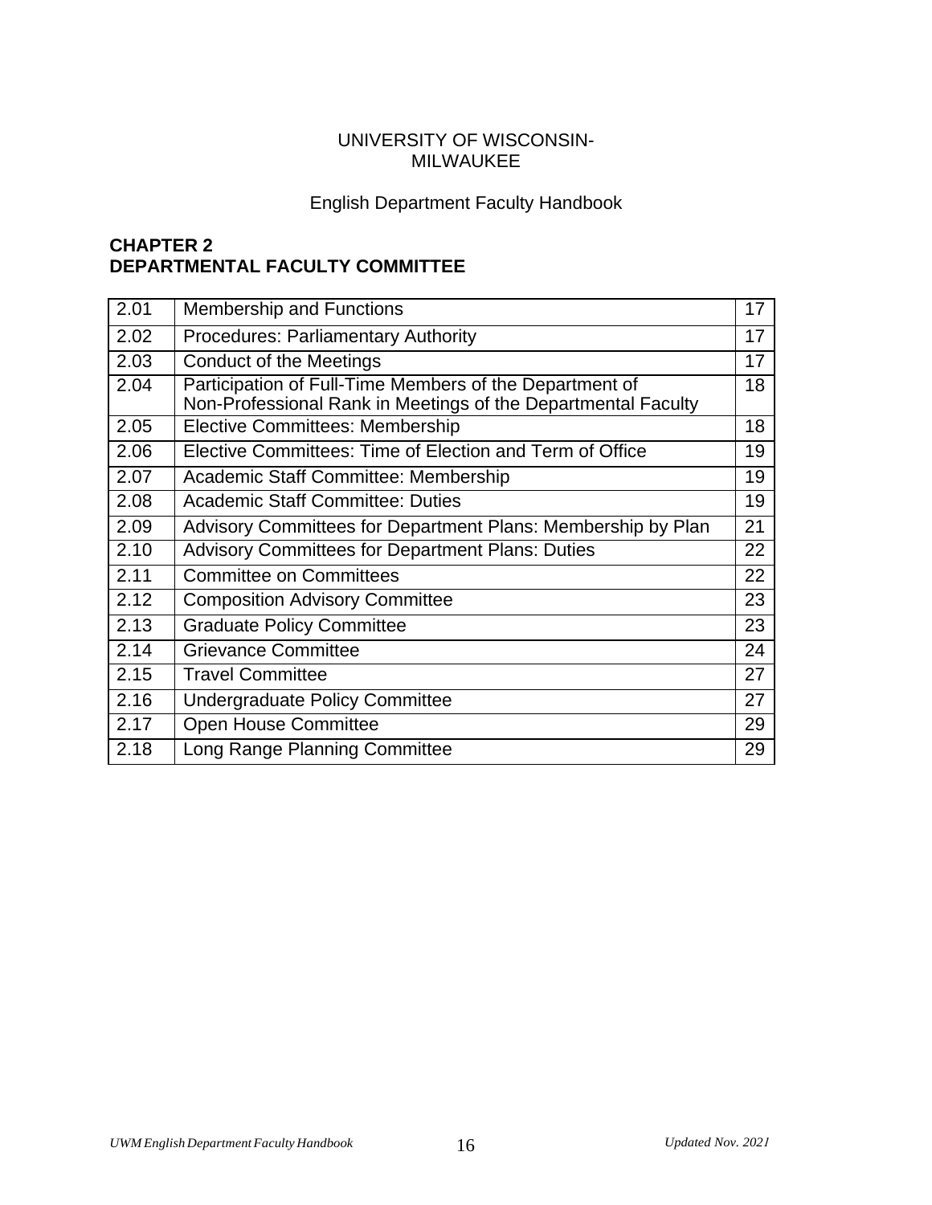UNIVERSITY OF WISCONSIN-MILWAUKEE

English Department Faculty Handbook

## CHAPTER 2
## DEPARTMENTAL FACULTY COMMITTEE

| | | |
|---|---|---|
| 2.01 | Membership and Functions | 17 |
| 2.02 | Procedures: Parliamentary Authority | 17 |
| 2.03 | Conduct of the Meetings | 17 |
| 2.04 | Participation of Full-Time Members of the Department of Non-Professional Rank in Meetings of the Departmental Faculty | 18 |
| 2.05 | Elective Committees: Membership | 18 |
| 2.06 | Elective Committees: Time of Election and Term of Office | 19 |
| 2.07 | Academic Staff Committee: Membership | 19 |
| 2.08 | Academic Staff Committee: Duties | 19 |
| 2.09 | Advisory Committees for Department Plans: Membership by Plan | 21 |
| 2.10 | Advisory Committees for Department Plans: Duties | 22 |
| 2.11 | Committee on Committees | 22 |
| 2.12 | Composition Advisory Committee | 23 |
| 2.13 | Graduate Policy Committee | 23 |
| 2.14 | Grievance Committee | 24 |
| 2.15 | Travel Committee | 27 |
| 2.16 | Undergraduate Policy Committee | 27 |
| 2.17 | Open House Committee | 29 |
| 2.18 | Long Range Planning Committee | 29 |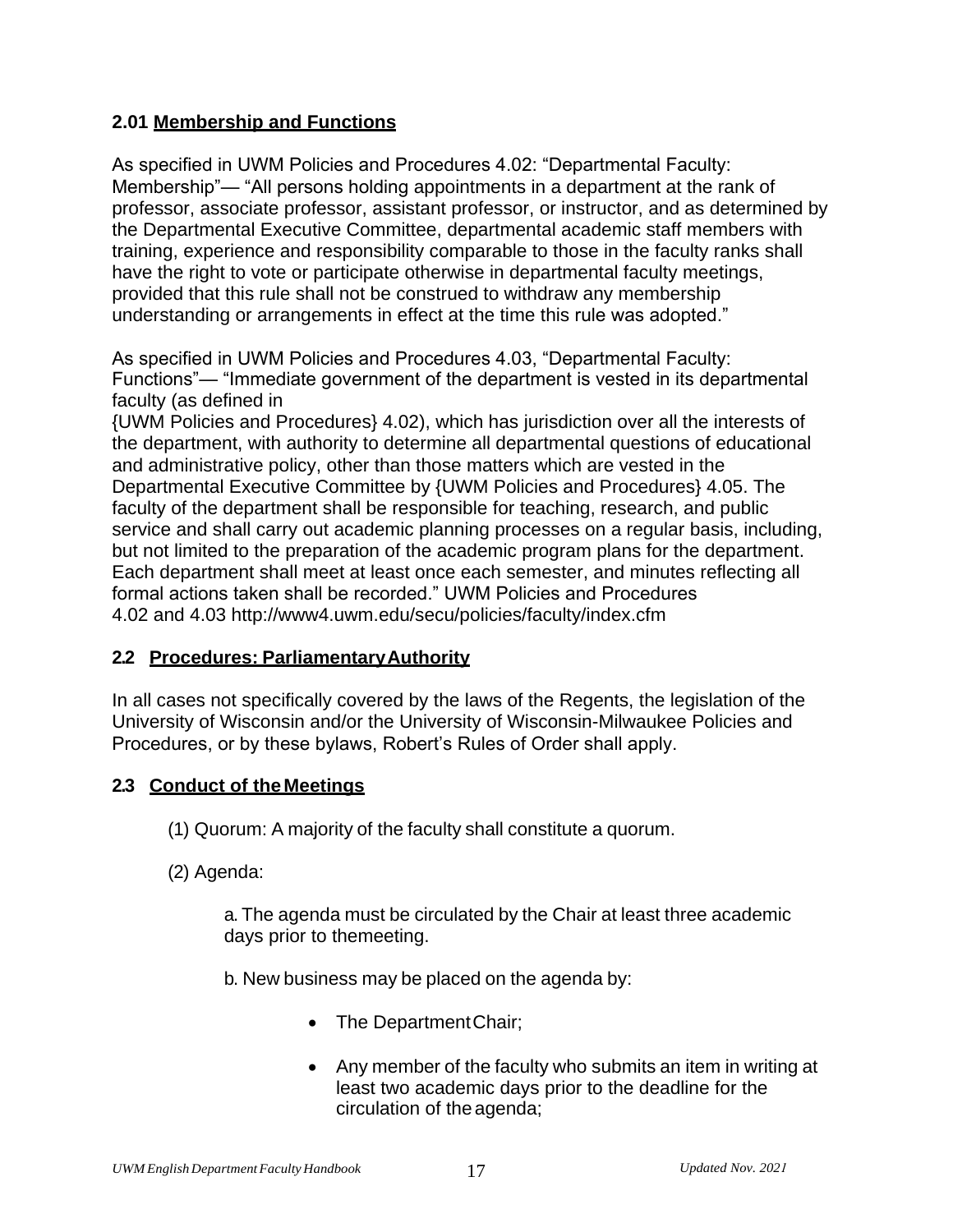### 2.01 Membership and Functions

As specified in UWM Policies and Procedures 4.02: "Departmental Faculty: Membership"— "All persons holding appointments in a department at the rank of professor, associate professor, assistant professor, or instructor, and as determined by the Departmental Executive Committee, departmental academic staff members with training, experience and responsibility comparable to those in the faculty ranks shall have the right to vote or participate otherwise in departmental faculty meetings, provided that this rule shall not be construed to withdraw any membership understanding or arrangements in effect at the time this rule was adopted."

As specified in UWM Policies and Procedures 4.03, "Departmental Faculty: Functions"— "Immediate government of the department is vested in its departmental faculty (as defined in {UWM Policies and Procedures} 4.02), which has jurisdiction over all the interests of the department, with authority to determine all departmental questions of educational and administrative policy, other than those matters which are vested in the Departmental Executive Committee by {UWM Policies and Procedures} 4.05. The faculty of the department shall be responsible for teaching, research, and public service and shall carry out academic planning processes on a regular basis, including, but not limited to the preparation of the academic program plans for the department. Each department shall meet at least once each semester, and minutes reflecting all formal actions taken shall be recorded." UWM Policies and Procedures 4.02 and 4.03 http://www4.uwm.edu/secu/policies/faculty/index.cfm

### 2.2 Procedures: Parliamentary Authority

In all cases not specifically covered by the laws of the Regents, the legislation of the University of Wisconsin and/or the University of Wisconsin-Milwaukee Policies and Procedures, or by these bylaws, Robert's Rules of Order shall apply.

### 2.3 Conduct of the Meetings

(1) Quorum: A majority of the faculty shall constitute a quorum.

(2) Agenda:

a. The agenda must be circulated by the Chair at least three academic days prior to the meeting.

b. New business may be placed on the agenda by:

- The Department Chair;
- Any member of the faculty who submits an item in writing at least two academic days prior to the deadline for the circulation of the agenda;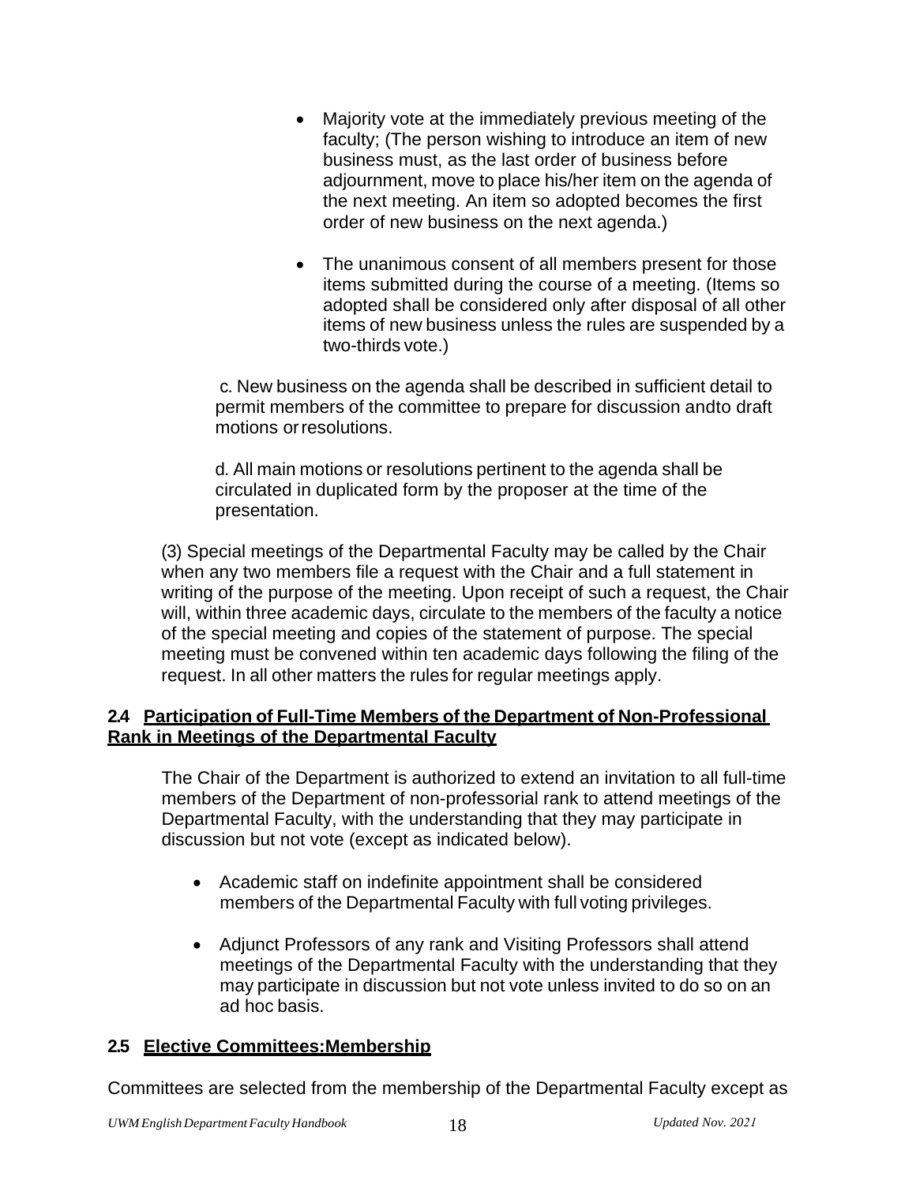- Majority vote at the immediately previous meeting of the faculty; (The person wishing to introduce an item of new business must, as the last order of business before adjournment, move to place his/her item on the agenda of the next meeting. An item so adopted becomes the first order of new business on the next agenda.)

- The unanimous consent of all members present for those items submitted during the course of a meeting. (Items so adopted shall be considered only after disposal of all other items of new business unless the rules are suspended by a two-thirds vote.)

c. New business on the agenda shall be described in sufficient detail to permit members of the committee to prepare for discussion andto draft motions or resolutions.

d. All main motions or resolutions pertinent to the agenda shall be circulated in duplicated form by the proposer at the time of the presentation.

(3) Special meetings of the Departmental Faculty may be called by the Chair when any two members file a request with the Chair and a full statement in writing of the purpose of the meeting. Upon receipt of such a request, the Chair will, within three academic days, circulate to the members of the faculty a notice of the special meeting and copies of the statement of purpose. The special meeting must be convened within ten academic days following the filing of the request. In all other matters the rules for regular meetings apply.

### 2.4 Participation of Full-Time Members of the Department of Non-Professional Rank in Meetings of the Departmental Faculty

The Chair of the Department is authorized to extend an invitation to all full-time members of the Department of non-professorial rank to attend meetings of the Departmental Faculty, with the understanding that they may participate in discussion but not vote (except as indicated below).

- Academic staff on indefinite appointment shall be considered members of the Departmental Faculty with full voting privileges.

- Adjunct Professors of any rank and Visiting Professors shall attend meetings of the Departmental Faculty with the understanding that they may participate in discussion but not vote unless invited to do so on an ad hoc basis.

### 2.5 Elective Committees:Membership

Committees are selected from the membership of the Departmental Faculty except as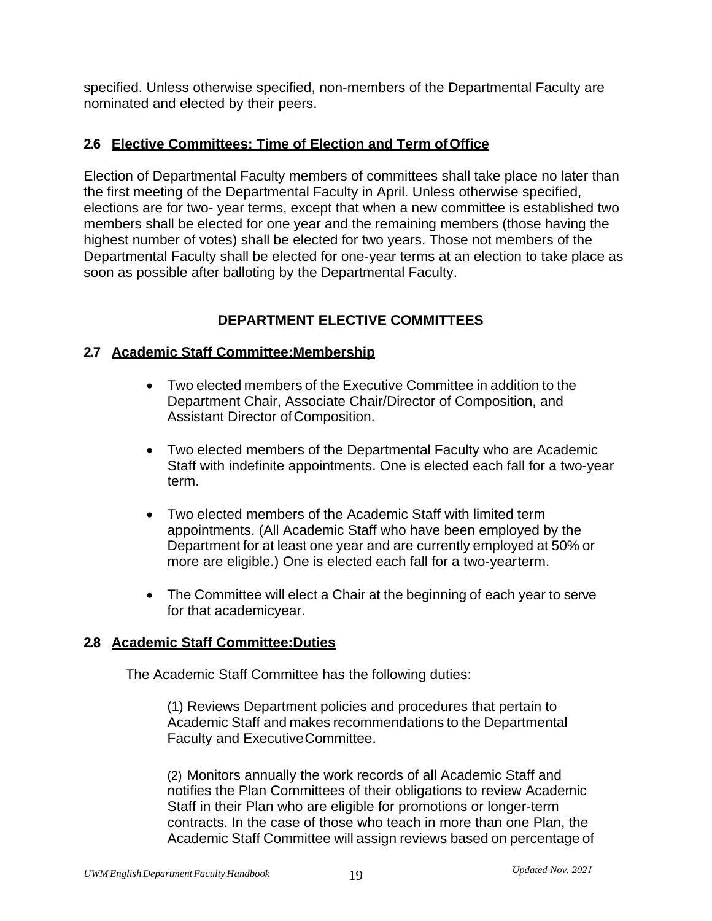specified. Unless otherwise specified, non-members of the Departmental Faculty are nominated and elected by their peers.

### 2.6 Elective Committees: Time of Election and Term of Office

Election of Departmental Faculty members of committees shall take place no later than the first meeting of the Departmental Faculty in April. Unless otherwise specified, elections are for two- year terms, except that when a new committee is established two members shall be elected for one year and the remaining members (those having the highest number of votes) shall be elected for two years. Those not members of the Departmental Faculty shall be elected for one-year terms at an election to take place as soon as possible after balloting by the Departmental Faculty.

## DEPARTMENT ELECTIVE COMMITTEES

### 2.7 Academic Staff Committee: Membership

- Two elected members of the Executive Committee in addition to the Department Chair, Associate Chair/Director of Composition, and Assistant Director of Composition.
- Two elected members of the Departmental Faculty who are Academic Staff with indefinite appointments. One is elected each fall for a two-year term.
- Two elected members of the Academic Staff with limited term appointments. (All Academic Staff who have been employed by the Department for at least one year and are currently employed at 50% or more are eligible.) One is elected each fall for a two-year term.
- The Committee will elect a Chair at the beginning of each year to serve for that academic year.

### 2.8 Academic Staff Committee: Duties

The Academic Staff Committee has the following duties:

(1) Reviews Department policies and procedures that pertain to Academic Staff and makes recommendations to the Departmental Faculty and Executive Committee.

(2) Monitors annually the work records of all Academic Staff and notifies the Plan Committees of their obligations to review Academic Staff in their Plan who are eligible for promotions or longer-term contracts. In the case of those who teach in more than one Plan, the Academic Staff Committee will assign reviews based on percentage of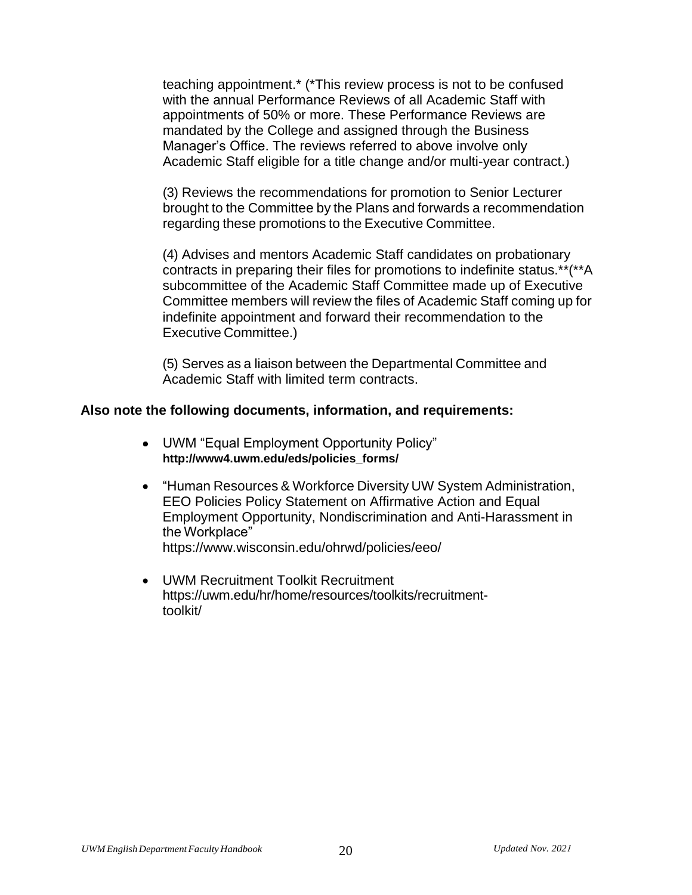teaching appointment.* (*This review process is not to be confused with the annual Performance Reviews of all Academic Staff with appointments of 50% or more. These Performance Reviews are mandated by the College and assigned through the Business Manager's Office. The reviews referred to above involve only Academic Staff eligible for a title change and/or multi-year contract.)

(3) Reviews the recommendations for promotion to Senior Lecturer brought to the Committee by the Plans and forwards a recommendation regarding these promotions to the Executive Committee.

(4) Advises and mentors Academic Staff candidates on probationary contracts in preparing their files for promotions to indefinite status.**(**A subcommittee of the Academic Staff Committee made up of Executive Committee members will review the files of Academic Staff coming up for indefinite appointment and forward their recommendation to the Executive Committee.)

(5) Serves as a liaison between the Departmental Committee and Academic Staff with limited term contracts.

**Also note the following documents, information, and requirements:**

- UWM "Equal Employment Opportunity Policy"
  **http://www4.uwm.edu/eds/policies_forms/**
- "Human Resources & Workforce Diversity UW System Administration, EEO Policies Policy Statement on Affirmative Action and Equal Employment Opportunity, Nondiscrimination and Anti-Harassment in the Workplace"
  https://www.wisconsin.edu/ohrwd/policies/eeo/
- UWM Recruitment Toolkit Recruitment
  https://uwm.edu/hr/home/resources/toolkits/recruitment-toolkit/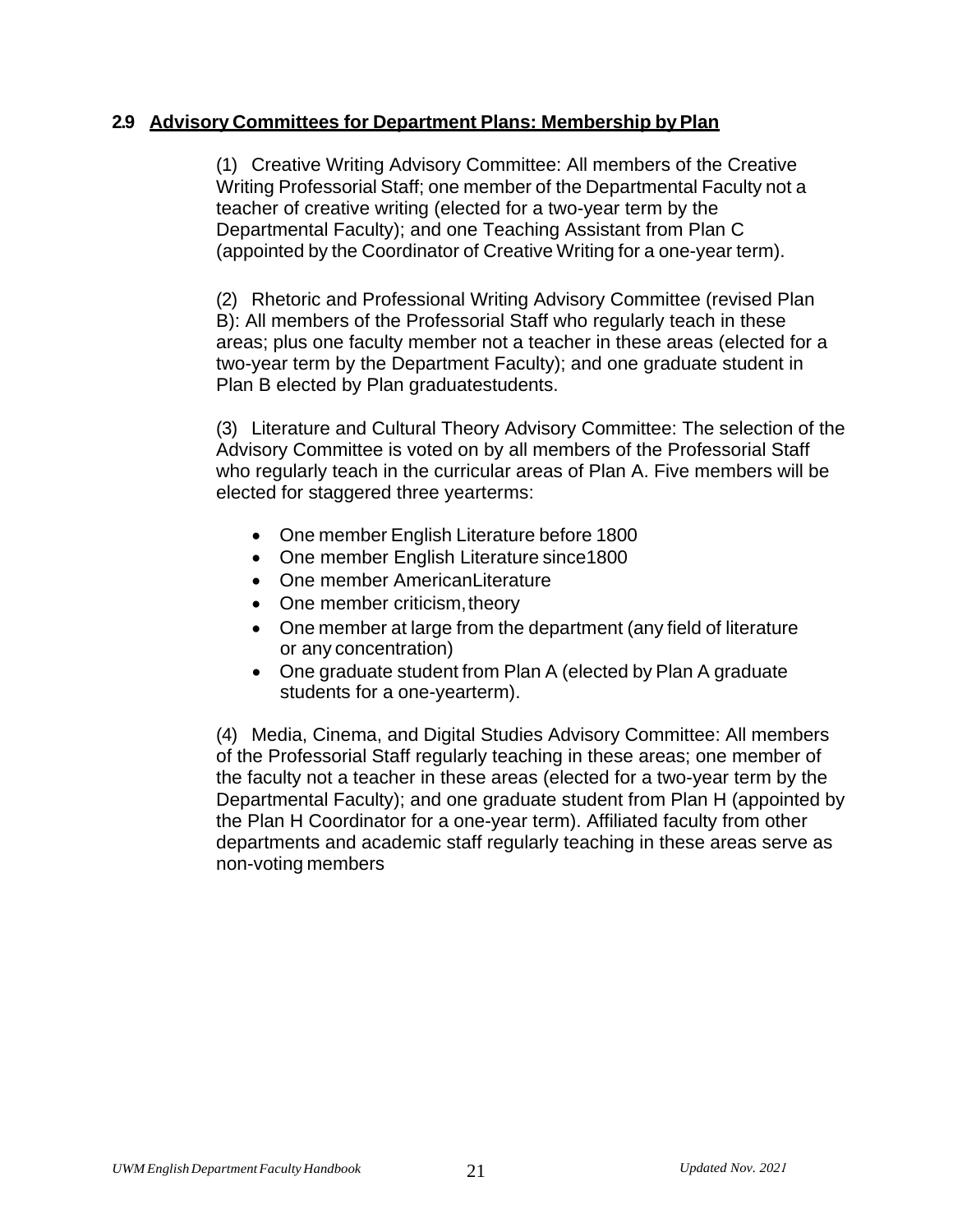## 2.9 Advisory Committees for Department Plans: Membership by Plan

(1) Creative Writing Advisory Committee: All members of the Creative Writing Professorial Staff; one member of the Departmental Faculty not a teacher of creative writing (elected for a two-year term by the Departmental Faculty); and one Teaching Assistant from Plan C (appointed by the Coordinator of Creative Writing for a one-year term).

(2) Rhetoric and Professional Writing Advisory Committee (revised Plan B): All members of the Professorial Staff who regularly teach in these areas; plus one faculty member not a teacher in these areas (elected for a two-year term by the Department Faculty); and one graduate student in Plan B elected by Plan graduatestudents.

(3) Literature and Cultural Theory Advisory Committee: The selection of the Advisory Committee is voted on by all members of the Professorial Staff who regularly teach in the curricular areas of Plan A. Five members will be elected for staggered three yearterms:

- One member English Literature before 1800
- One member English Literature since1800
- One member AmericanLiterature
- One member criticism, theory
- One member at large from the department (any field of literature or any concentration)
- One graduate student from Plan A (elected by Plan A graduate students for a one-yearterm).

(4) Media, Cinema, and Digital Studies Advisory Committee: All members of the Professorial Staff regularly teaching in these areas; one member of the faculty not a teacher in these areas (elected for a two-year term by the Departmental Faculty); and one graduate student from Plan H (appointed by the Plan H Coordinator for a one-year term). Affiliated faculty from other departments and academic staff regularly teaching in these areas serve as non-voting members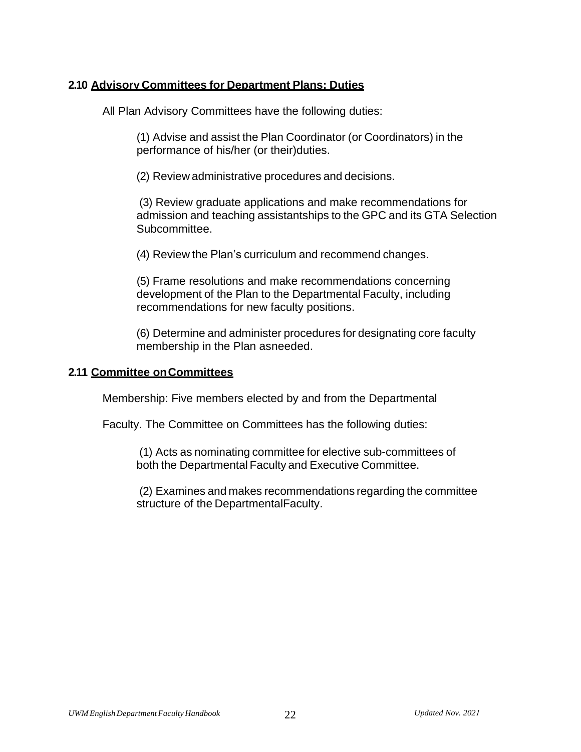### 2.10 Advisory Committees for Department Plans: Duties

All Plan Advisory Committees have the following duties:

(1) Advise and assist the Plan Coordinator (or Coordinators) in the performance of his/her (or their)duties.

(2) Review administrative procedures and decisions.

(3) Review graduate applications and make recommendations for admission and teaching assistantships to the GPC and its GTA Selection Subcommittee.

(4) Review the Plan's curriculum and recommend changes.

(5) Frame resolutions and make recommendations concerning development of the Plan to the Departmental Faculty, including recommendations for new faculty positions.

(6) Determine and administer procedures for designating core faculty membership in the Plan asneeded.

### 2.11 Committee onCommittees

Membership: Five members elected by and from the Departmental

Faculty. The Committee on Committees has the following duties:

(1) Acts as nominating committee for elective sub-committees of both the Departmental Faculty and Executive Committee.

(2) Examines and makes recommendations regarding the committee structure of the DepartmentalFaculty.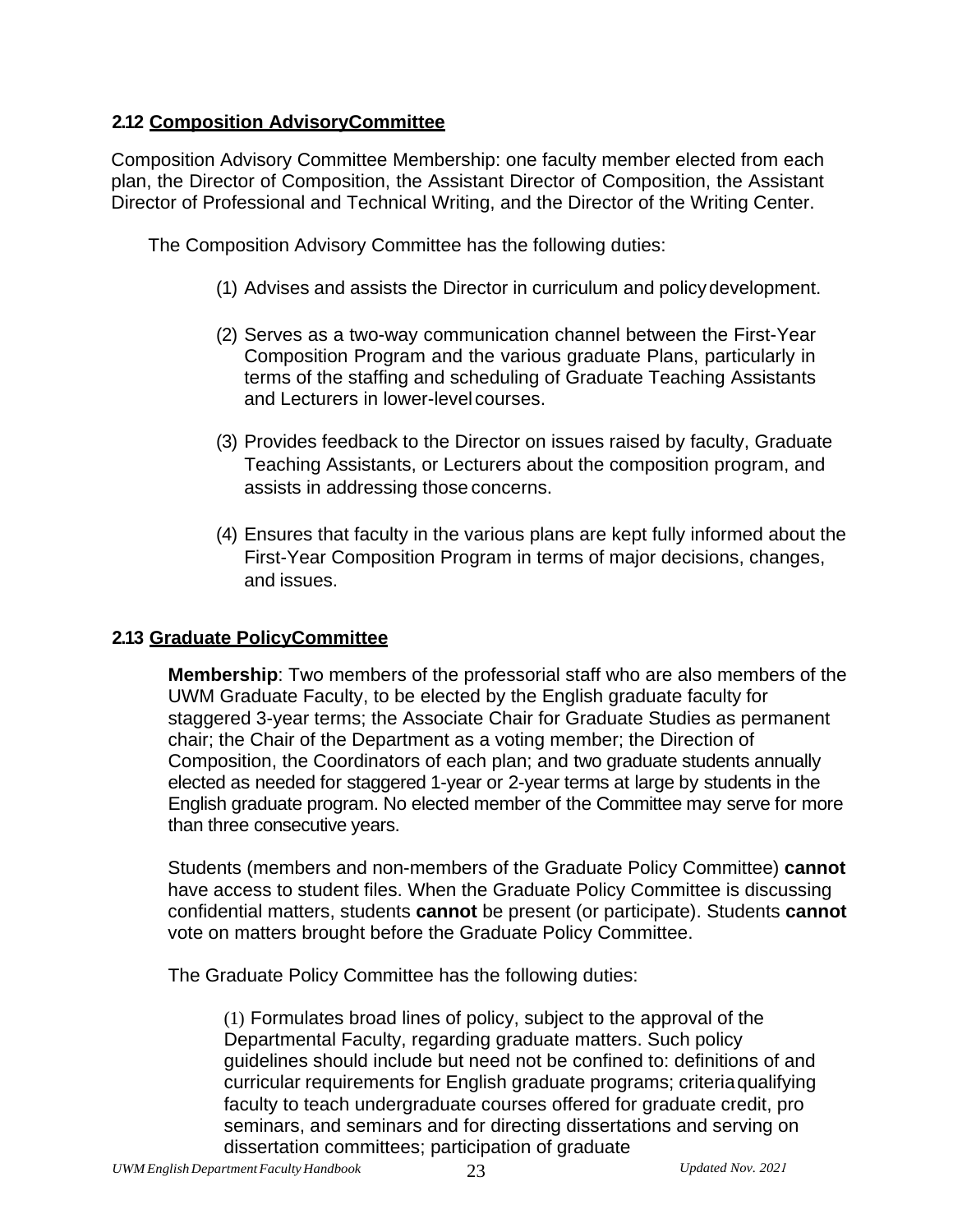## 2.12 Composition AdvisoryCommittee

Composition Advisory Committee Membership: one faculty member elected from each plan, the Director of Composition, the Assistant Director of Composition, the Assistant Director of Professional and Technical Writing, and the Director of the Writing Center.

The Composition Advisory Committee has the following duties:

(1) Advises and assists the Director in curriculum and policy development.

(2) Serves as a two-way communication channel between the First-Year Composition Program and the various graduate Plans, particularly in terms of the staffing and scheduling of Graduate Teaching Assistants and Lecturers in lower-level courses.

(3) Provides feedback to the Director on issues raised by faculty, Graduate Teaching Assistants, or Lecturers about the composition program, and assists in addressing those concerns.

(4) Ensures that faculty in the various plans are kept fully informed about the First-Year Composition Program in terms of major decisions, changes, and issues.

## 2.13 Graduate PolicyCommittee

**Membership**: Two members of the professorial staff who are also members of the UWM Graduate Faculty, to be elected by the English graduate faculty for staggered 3-year terms; the Associate Chair for Graduate Studies as permanent chair; the Chair of the Department as a voting member; the Direction of Composition, the Coordinators of each plan; and two graduate students annually elected as needed for staggered 1-year or 2-year terms at large by students in the English graduate program. No elected member of the Committee may serve for more than three consecutive years.

Students (members and non-members of the Graduate Policy Committee) **cannot** have access to student files. When the Graduate Policy Committee is discussing confidential matters, students **cannot** be present (or participate). Students **cannot** vote on matters brought before the Graduate Policy Committee.

The Graduate Policy Committee has the following duties:

(1) Formulates broad lines of policy, subject to the approval of the Departmental Faculty, regarding graduate matters. Such policy guidelines should include but need not be confined to: definitions of and curricular requirements for English graduate programs; criteria qualifying faculty to teach undergraduate courses offered for graduate credit, pro seminars, and seminars and for directing dissertations and serving on dissertation committees; participation of graduate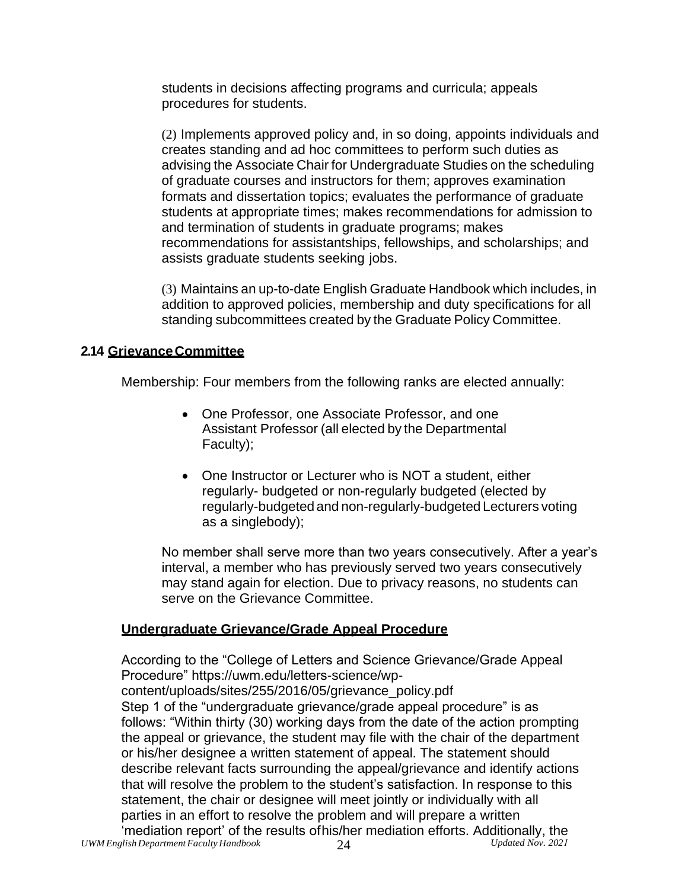students in decisions affecting programs and curricula; appeals procedures for students.

(2) Implements approved policy and, in so doing, appoints individuals and creates standing and ad hoc committees to perform such duties as advising the Associate Chair for Undergraduate Studies on the scheduling of graduate courses and instructors for them; approves examination formats and dissertation topics; evaluates the performance of graduate students at appropriate times; makes recommendations for admission to and termination of students in graduate programs; makes recommendations for assistantships, fellowships, and scholarships; and assists graduate students seeking jobs.

(3) Maintains an up-to-date English Graduate Handbook which includes, in addition to approved policies, membership and duty specifications for all standing subcommittees created by the Graduate Policy Committee.

### 2.14 Grievance Committee

Membership: Four members from the following ranks are elected annually:

- One Professor, one Associate Professor, and one Assistant Professor (all elected by the Departmental Faculty);
- One Instructor or Lecturer who is NOT a student, either regularly- budgeted or non-regularly budgeted (elected by regularly-budgeted and non-regularly-budgeted Lecturers voting as a singlebody);

No member shall serve more than two years consecutively. After a year's interval, a member who has previously served two years consecutively may stand again for election. Due to privacy reasons, no students can serve on the Grievance Committee.

#### Undergraduate Grievance/Grade Appeal Procedure

According to the "College of Letters and Science Grievance/Grade Appeal Procedure" https://uwm.edu/letters-science/wp-content/uploads/sites/255/2016/05/grievance_policy.pdf
Step 1 of the "undergraduate grievance/grade appeal procedure" is as follows: "Within thirty (30) working days from the date of the action prompting the appeal or grievance, the student may file with the chair of the department or his/her designee a written statement of appeal. The statement should describe relevant facts surrounding the appeal/grievance and identify actions that will resolve the problem to the student's satisfaction. In response to this statement, the chair or designee will meet jointly or individually with all parties in an effort to resolve the problem and will prepare a written 'mediation report' of the results ofhis/her mediation efforts. Additionally, the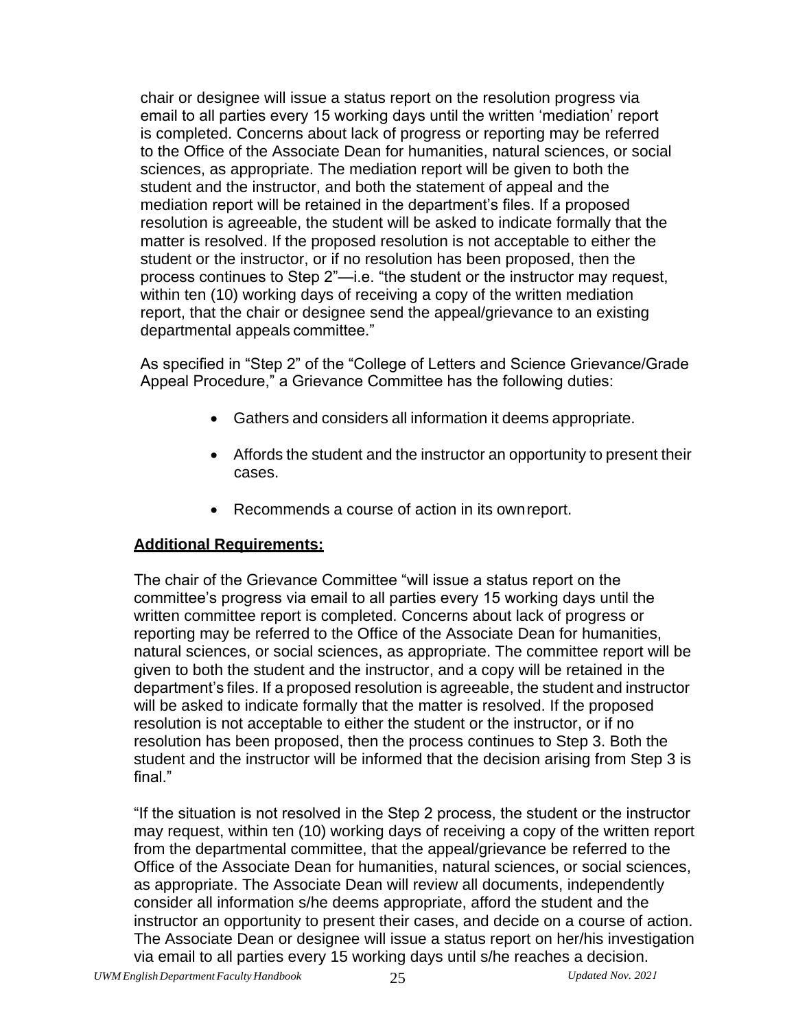chair or designee will issue a status report on the resolution progress via email to all parties every 15 working days until the written 'mediation' report is completed. Concerns about lack of progress or reporting may be referred to the Office of the Associate Dean for humanities, natural sciences, or social sciences, as appropriate. The mediation report will be given to both the student and the instructor, and both the statement of appeal and the mediation report will be retained in the department's files. If a proposed resolution is agreeable, the student will be asked to indicate formally that the matter is resolved. If the proposed resolution is not acceptable to either the student or the instructor, or if no resolution has been proposed, then the process continues to Step 2"—i.e. "the student or the instructor may request, within ten (10) working days of receiving a copy of the written mediation report, that the chair or designee send the appeal/grievance to an existing departmental appeals committee."

As specified in "Step 2" of the "College of Letters and Science Grievance/Grade Appeal Procedure," a Grievance Committee has the following duties:

- Gathers and considers all information it deems appropriate.
- Affords the student and the instructor an opportunity to present their cases.
- Recommends a course of action in its own report.

**Additional Requirements:**

The chair of the Grievance Committee "will issue a status report on the committee's progress via email to all parties every 15 working days until the written committee report is completed. Concerns about lack of progress or reporting may be referred to the Office of the Associate Dean for humanities, natural sciences, or social sciences, as appropriate. The committee report will be given to both the student and the instructor, and a copy will be retained in the department's files. If a proposed resolution is agreeable, the student and instructor will be asked to indicate formally that the matter is resolved. If the proposed resolution is not acceptable to either the student or the instructor, or if no resolution has been proposed, then the process continues to Step 3. Both the student and the instructor will be informed that the decision arising from Step 3 is final."

"If the situation is not resolved in the Step 2 process, the student or the instructor may request, within ten (10) working days of receiving a copy of the written report from the departmental committee, that the appeal/grievance be referred to the Office of the Associate Dean for humanities, natural sciences, or social sciences, as appropriate. The Associate Dean will review all documents, independently consider all information s/he deems appropriate, afford the student and the instructor an opportunity to present their cases, and decide on a course of action. The Associate Dean or designee will issue a status report on her/his investigation via email to all parties every 15 working days until s/he reaches a decision.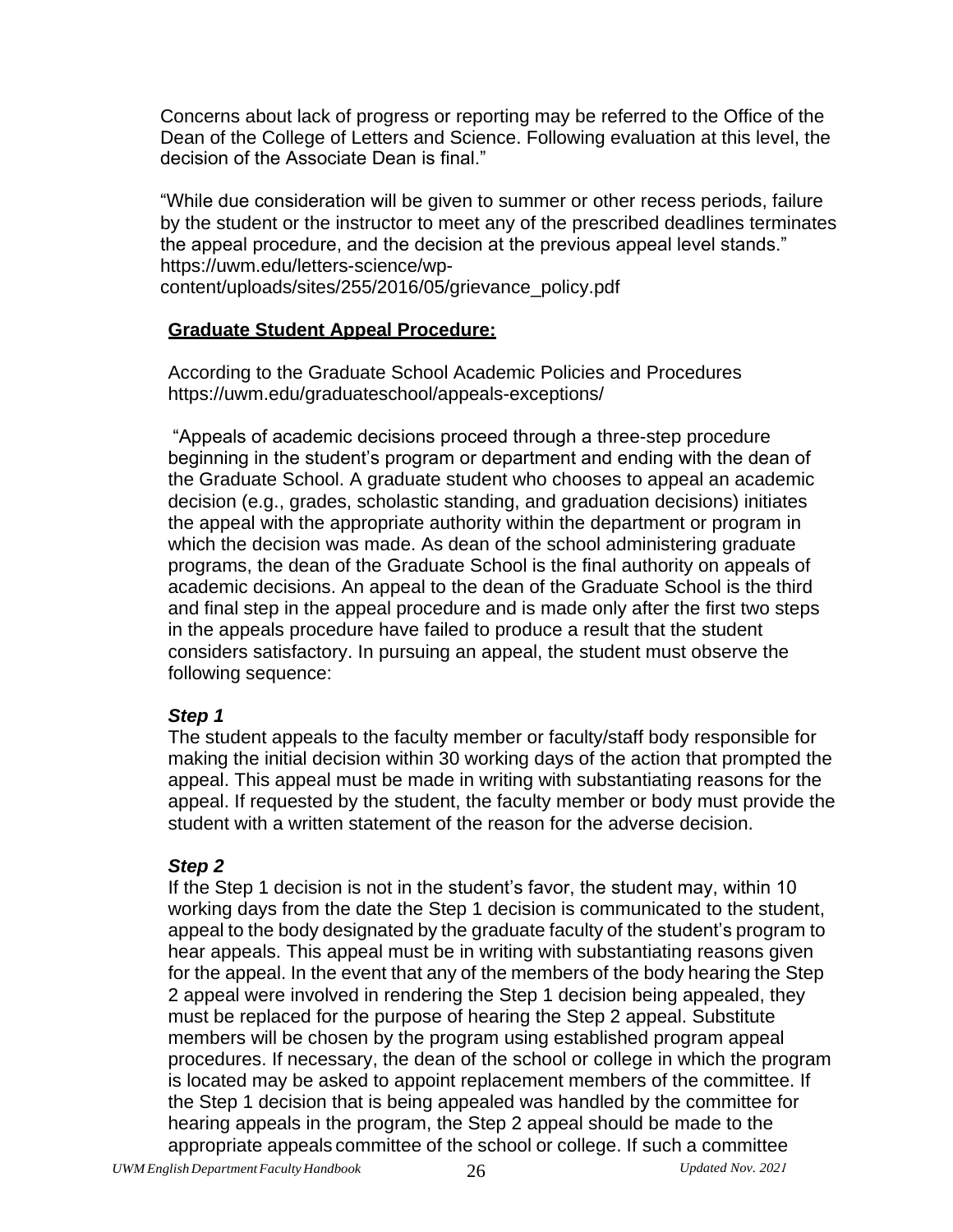Concerns about lack of progress or reporting may be referred to the Office of the Dean of the College of Letters and Science. Following evaluation at this level, the decision of the Associate Dean is final."

"While due consideration will be given to summer or other recess periods, failure by the student or the instructor to meet any of the prescribed deadlines terminates the appeal procedure, and the decision at the previous appeal level stands." https://uwm.edu/letters-science/wp-content/uploads/sites/255/2016/05/grievance_policy.pdf

**Graduate Student Appeal Procedure:**

According to the Graduate School Academic Policies and Procedures https://uwm.edu/graduateschool/appeals-exceptions/

"Appeals of academic decisions proceed through a three-step procedure beginning in the student's program or department and ending with the dean of the Graduate School. A graduate student who chooses to appeal an academic decision (e.g., grades, scholastic standing, and graduation decisions) initiates the appeal with the appropriate authority within the department or program in which the decision was made. As dean of the school administering graduate programs, the dean of the Graduate School is the final authority on appeals of academic decisions. An appeal to the dean of the Graduate School is the third and final step in the appeal procedure and is made only after the first two steps in the appeals procedure have failed to produce a result that the student considers satisfactory. In pursuing an appeal, the student must observe the following sequence:

***Step 1***

The student appeals to the faculty member or faculty/staff body responsible for making the initial decision within 30 working days of the action that prompted the appeal. This appeal must be made in writing with substantiating reasons for the appeal. If requested by the student, the faculty member or body must provide the student with a written statement of the reason for the adverse decision.

***Step 2***

If the Step 1 decision is not in the student's favor, the student may, within 10 working days from the date the Step 1 decision is communicated to the student, appeal to the body designated by the graduate faculty of the student's program to hear appeals. This appeal must be in writing with substantiating reasons given for the appeal. In the event that any of the members of the body hearing the Step 2 appeal were involved in rendering the Step 1 decision being appealed, they must be replaced for the purpose of hearing the Step 2 appeal. Substitute members will be chosen by the program using established program appeal procedures. If necessary, the dean of the school or college in which the program is located may be asked to appoint replacement members of the committee. If the Step 1 decision that is being appealed was handled by the committee for hearing appeals in the program, the Step 2 appeal should be made to the appropriate appeals committee of the school or college. If such a committee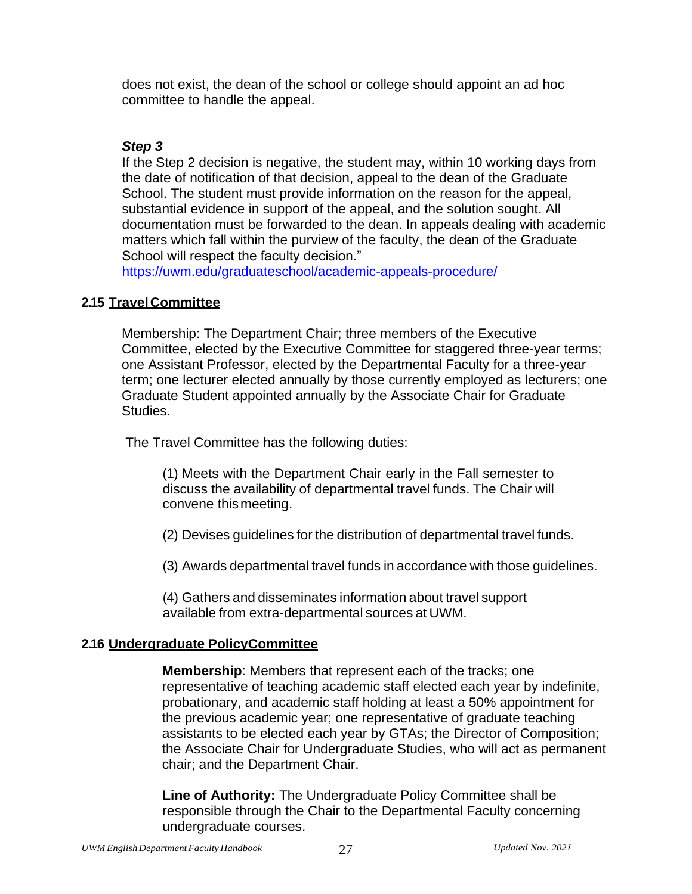does not exist, the dean of the school or college should appoint an ad hoc committee to handle the appeal.

***Step 3***

If the Step 2 decision is negative, the student may, within 10 working days from the date of notification of that decision, appeal to the dean of the Graduate School. The student must provide information on the reason for the appeal, substantial evidence in support of the appeal, and the solution sought. All documentation must be forwarded to the dean. In appeals dealing with academic matters which fall within the purview of the faculty, the dean of the Graduate School will respect the faculty decision."
https://uwm.edu/graduateschool/academic-appeals-procedure/

## 2.15 Travel Committee

Membership: The Department Chair; three members of the Executive Committee, elected by the Executive Committee for staggered three-year terms; one Assistant Professor, elected by the Departmental Faculty for a three-year term; one lecturer elected annually by those currently employed as lecturers; one Graduate Student appointed annually by the Associate Chair for Graduate Studies.

The Travel Committee has the following duties:

(1) Meets with the Department Chair early in the Fall semester to discuss the availability of departmental travel funds. The Chair will convene this meeting.

(2) Devises guidelines for the distribution of departmental travel funds.

(3) Awards departmental travel funds in accordance with those guidelines.

(4) Gathers and disseminates information about travel support available from extra-departmental sources at UWM.

## 2.16 Undergraduate Policy Committee

**Membership**: Members that represent each of the tracks; one representative of teaching academic staff elected each year by indefinite, probationary, and academic staff holding at least a 50% appointment for the previous academic year; one representative of graduate teaching assistants to be elected each year by GTAs; the Director of Composition; the Associate Chair for Undergraduate Studies, who will act as permanent chair; and the Department Chair.

**Line of Authority:** The Undergraduate Policy Committee shall be responsible through the Chair to the Departmental Faculty concerning undergraduate courses.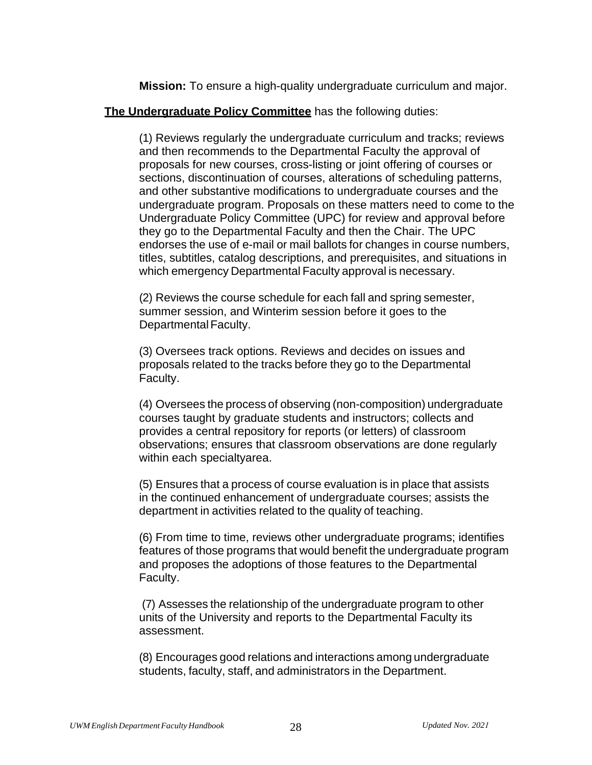**Mission:** To ensure a high-quality undergraduate curriculum and major.

**The Undergraduate Policy Committee** has the following duties:

(1) Reviews regularly the undergraduate curriculum and tracks; reviews and then recommends to the Departmental Faculty the approval of proposals for new courses, cross-listing or joint offering of courses or sections, discontinuation of courses, alterations of scheduling patterns, and other substantive modifications to undergraduate courses and the undergraduate program. Proposals on these matters need to come to the Undergraduate Policy Committee (UPC) for review and approval before they go to the Departmental Faculty and then the Chair. The UPC endorses the use of e-mail or mail ballots for changes in course numbers, titles, subtitles, catalog descriptions, and prerequisites, and situations in which emergency Departmental Faculty approval is necessary.

(2) Reviews the course schedule for each fall and spring semester, summer session, and Winterim session before it goes to the Departmental Faculty.

(3) Oversees track options. Reviews and decides on issues and proposals related to the tracks before they go to the Departmental Faculty.

(4) Oversees the process of observing (non-composition) undergraduate courses taught by graduate students and instructors; collects and provides a central repository for reports (or letters) of classroom observations; ensures that classroom observations are done regularly within each specialtyarea.

(5) Ensures that a process of course evaluation is in place that assists in the continued enhancement of undergraduate courses; assists the department in activities related to the quality of teaching.

(6) From time to time, reviews other undergraduate programs; identifies features of those programs that would benefit the undergraduate program and proposes the adoptions of those features to the Departmental Faculty.

(7) Assesses the relationship of the undergraduate program to other units of the University and reports to the Departmental Faculty its assessment.

(8) Encourages good relations and interactions among undergraduate students, faculty, staff, and administrators in the Department.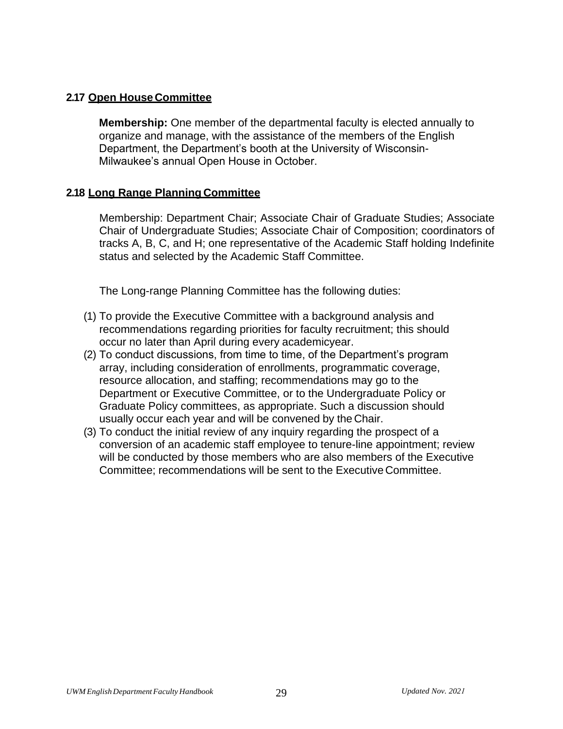### 2.17 <u>Open House Committee</u>

**Membership:** One member of the departmental faculty is elected annually to organize and manage, with the assistance of the members of the English Department, the Department's booth at the University of Wisconsin-Milwaukee's annual Open House in October.

### 2.18 <u>Long Range Planning Committee</u>

Membership: Department Chair; Associate Chair of Graduate Studies; Associate Chair of Undergraduate Studies; Associate Chair of Composition; coordinators of tracks A, B, C, and H; one representative of the Academic Staff holding Indefinite status and selected by the Academic Staff Committee.

The Long-range Planning Committee has the following duties:

(1) To provide the Executive Committee with a background analysis and recommendations regarding priorities for faculty recruitment; this should occur no later than April during every academicyear.
(2) To conduct discussions, from time to time, of the Department's program array, including consideration of enrollments, programmatic coverage, resource allocation, and staffing; recommendations may go to the Department or Executive Committee, or to the Undergraduate Policy or Graduate Policy committees, as appropriate. Such a discussion should usually occur each year and will be convened by the Chair.
(3) To conduct the initial review of any inquiry regarding the prospect of a conversion of an academic staff employee to tenure-line appointment; review will be conducted by those members who are also members of the Executive Committee; recommendations will be sent to the Executive Committee.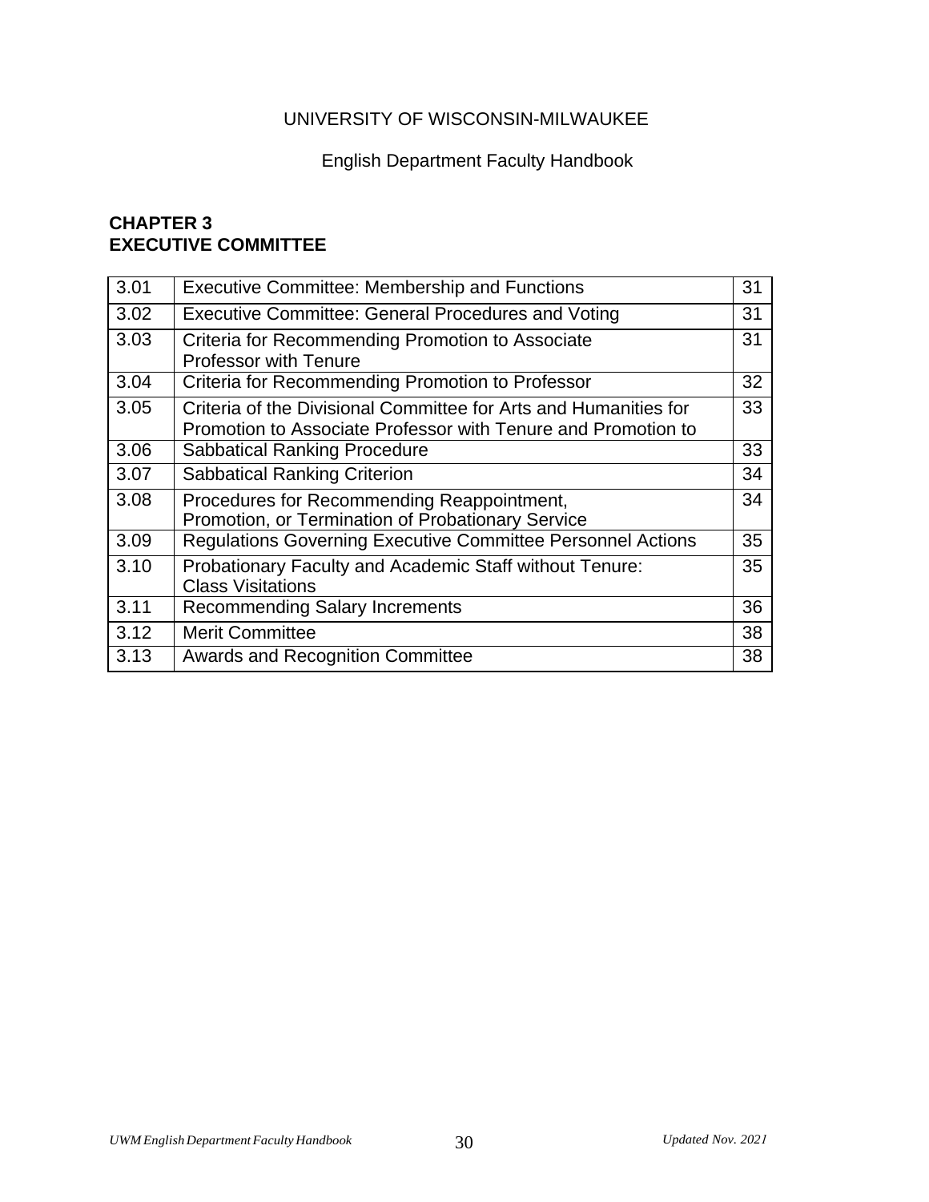UNIVERSITY OF WISCONSIN-MILWAUKEE

English Department Faculty Handbook

## CHAPTER 3
## EXECUTIVE COMMITTEE

| | | |
|---|---|---|
| 3.01 | Executive Committee: Membership and Functions | 31 |
| 3.02 | Executive Committee: General Procedures and Voting | 31 |
| 3.03 | Criteria for Recommending Promotion to Associate Professor with Tenure | 31 |
| 3.04 | Criteria for Recommending Promotion to Professor | 32 |
| 3.05 | Criteria of the Divisional Committee for Arts and Humanities for Promotion to Associate Professor with Tenure and Promotion to | 33 |
| 3.06 | Sabbatical Ranking Procedure | 33 |
| 3.07 | Sabbatical Ranking Criterion | 34 |
| 3.08 | Procedures for Recommending Reappointment, Promotion, or Termination of Probationary Service | 34 |
| 3.09 | Regulations Governing Executive Committee Personnel Actions | 35 |
| 3.10 | Probationary Faculty and Academic Staff without Tenure: Class Visitations | 35 |
| 3.11 | Recommending Salary Increments | 36 |
| 3.12 | Merit Committee | 38 |
| 3.13 | Awards and Recognition Committee | 38 |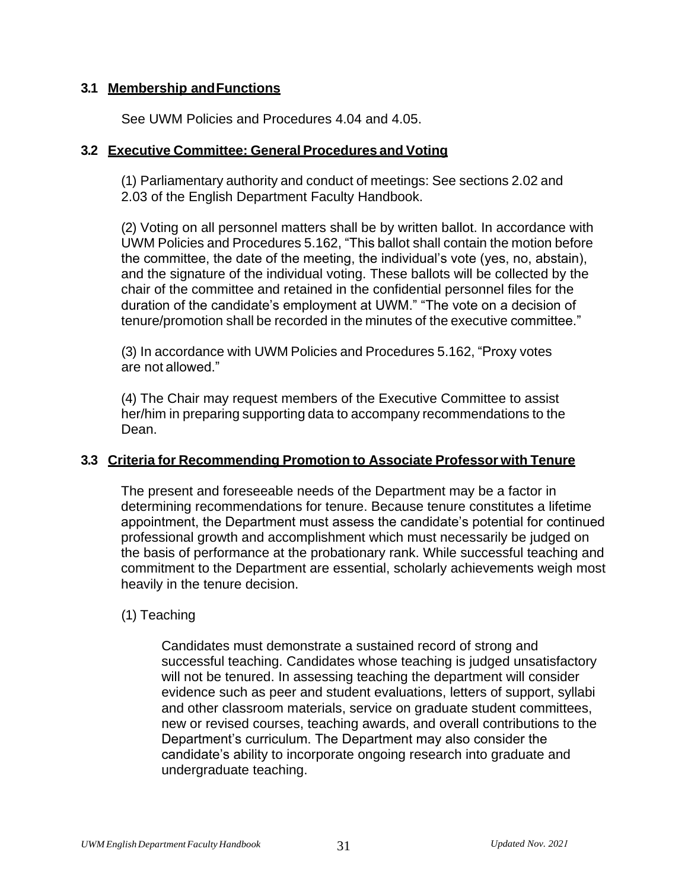### 3.1 Membership and Functions

See UWM Policies and Procedures 4.04 and 4.05.

### 3.2 Executive Committee: General Procedures and Voting

(1) Parliamentary authority and conduct of meetings: See sections 2.02 and 2.03 of the English Department Faculty Handbook.

(2) Voting on all personnel matters shall be by written ballot. In accordance with UWM Policies and Procedures 5.162, "This ballot shall contain the motion before the committee, the date of the meeting, the individual's vote (yes, no, abstain), and the signature of the individual voting. These ballots will be collected by the chair of the committee and retained in the confidential personnel files for the duration of the candidate's employment at UWM." "The vote on a decision of tenure/promotion shall be recorded in the minutes of the executive committee."

(3) In accordance with UWM Policies and Procedures 5.162, "Proxy votes are not allowed."

(4) The Chair may request members of the Executive Committee to assist her/him in preparing supporting data to accompany recommendations to the Dean.

### 3.3 Criteria for Recommending Promotion to Associate Professor with Tenure

The present and foreseeable needs of the Department may be a factor in determining recommendations for tenure. Because tenure constitutes a lifetime appointment, the Department must assess the candidate's potential for continued professional growth and accomplishment which must necessarily be judged on the basis of performance at the probationary rank. While successful teaching and commitment to the Department are essential, scholarly achievements weigh most heavily in the tenure decision.

(1) Teaching

Candidates must demonstrate a sustained record of strong and successful teaching. Candidates whose teaching is judged unsatisfactory will not be tenured. In assessing teaching the department will consider evidence such as peer and student evaluations, letters of support, syllabi and other classroom materials, service on graduate student committees, new or revised courses, teaching awards, and overall contributions to the Department's curriculum. The Department may also consider the candidate's ability to incorporate ongoing research into graduate and undergraduate teaching.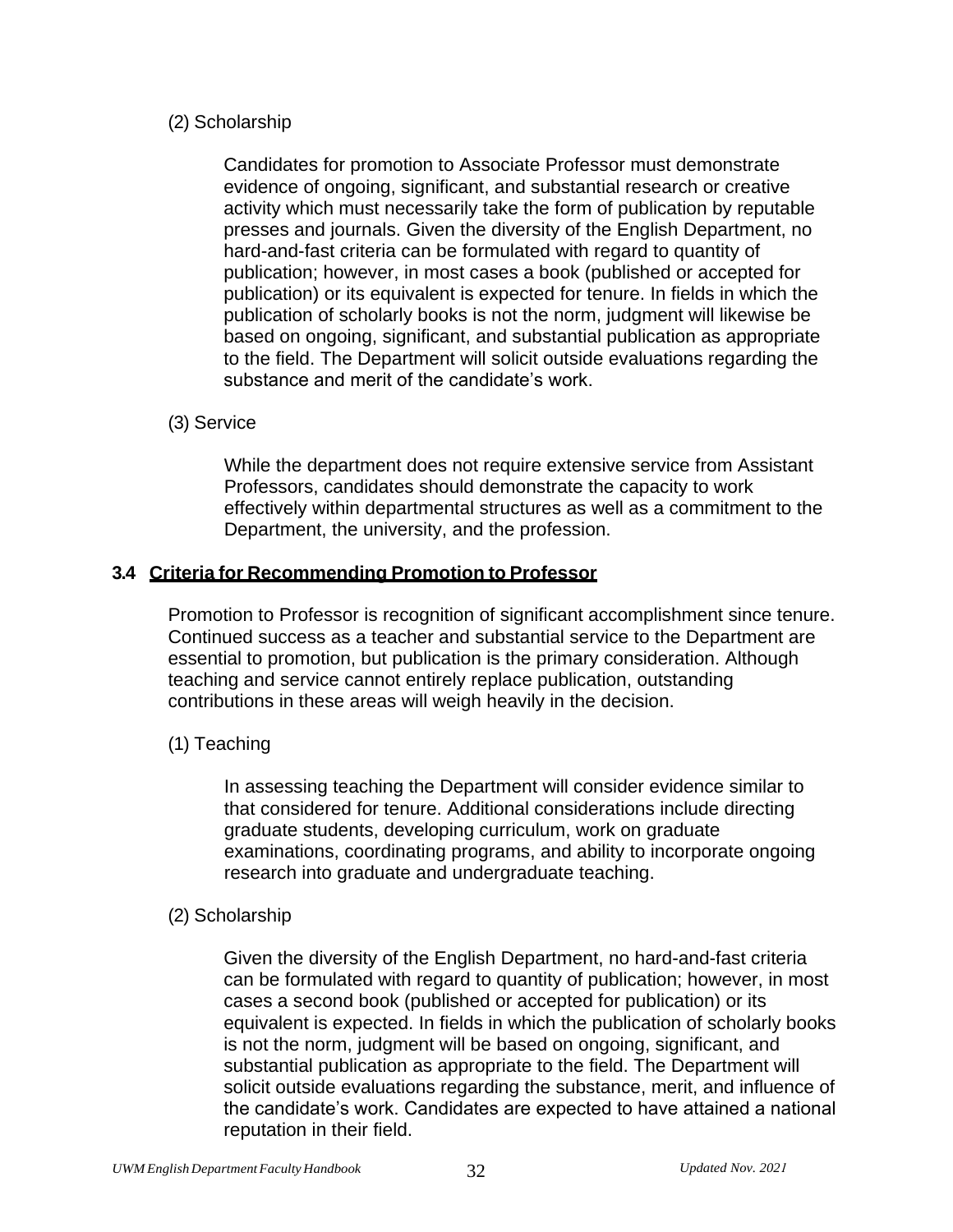(2) Scholarship

Candidates for promotion to Associate Professor must demonstrate evidence of ongoing, significant, and substantial research or creative activity which must necessarily take the form of publication by reputable presses and journals. Given the diversity of the English Department, no hard-and-fast criteria can be formulated with regard to quantity of publication; however, in most cases a book (published or accepted for publication) or its equivalent is expected for tenure. In fields in which the publication of scholarly books is not the norm, judgment will likewise be based on ongoing, significant, and substantial publication as appropriate to the field. The Department will solicit outside evaluations regarding the substance and merit of the candidate's work.

(3) Service

While the department does not require extensive service from Assistant Professors, candidates should demonstrate the capacity to work effectively within departmental structures as well as a commitment to the Department, the university, and the profession.

### 3.4 Criteria for Recommending Promotion to Professor

Promotion to Professor is recognition of significant accomplishment since tenure. Continued success as a teacher and substantial service to the Department are essential to promotion, but publication is the primary consideration. Although teaching and service cannot entirely replace publication, outstanding contributions in these areas will weigh heavily in the decision.

(1) Teaching

In assessing teaching the Department will consider evidence similar to that considered for tenure. Additional considerations include directing graduate students, developing curriculum, work on graduate examinations, coordinating programs, and ability to incorporate ongoing research into graduate and undergraduate teaching.

(2) Scholarship

Given the diversity of the English Department, no hard-and-fast criteria can be formulated with regard to quantity of publication; however, in most cases a second book (published or accepted for publication) or its equivalent is expected. In fields in which the publication of scholarly books is not the norm, judgment will be based on ongoing, significant, and substantial publication as appropriate to the field. The Department will solicit outside evaluations regarding the substance, merit, and influence of the candidate's work. Candidates are expected to have attained a national reputation in their field.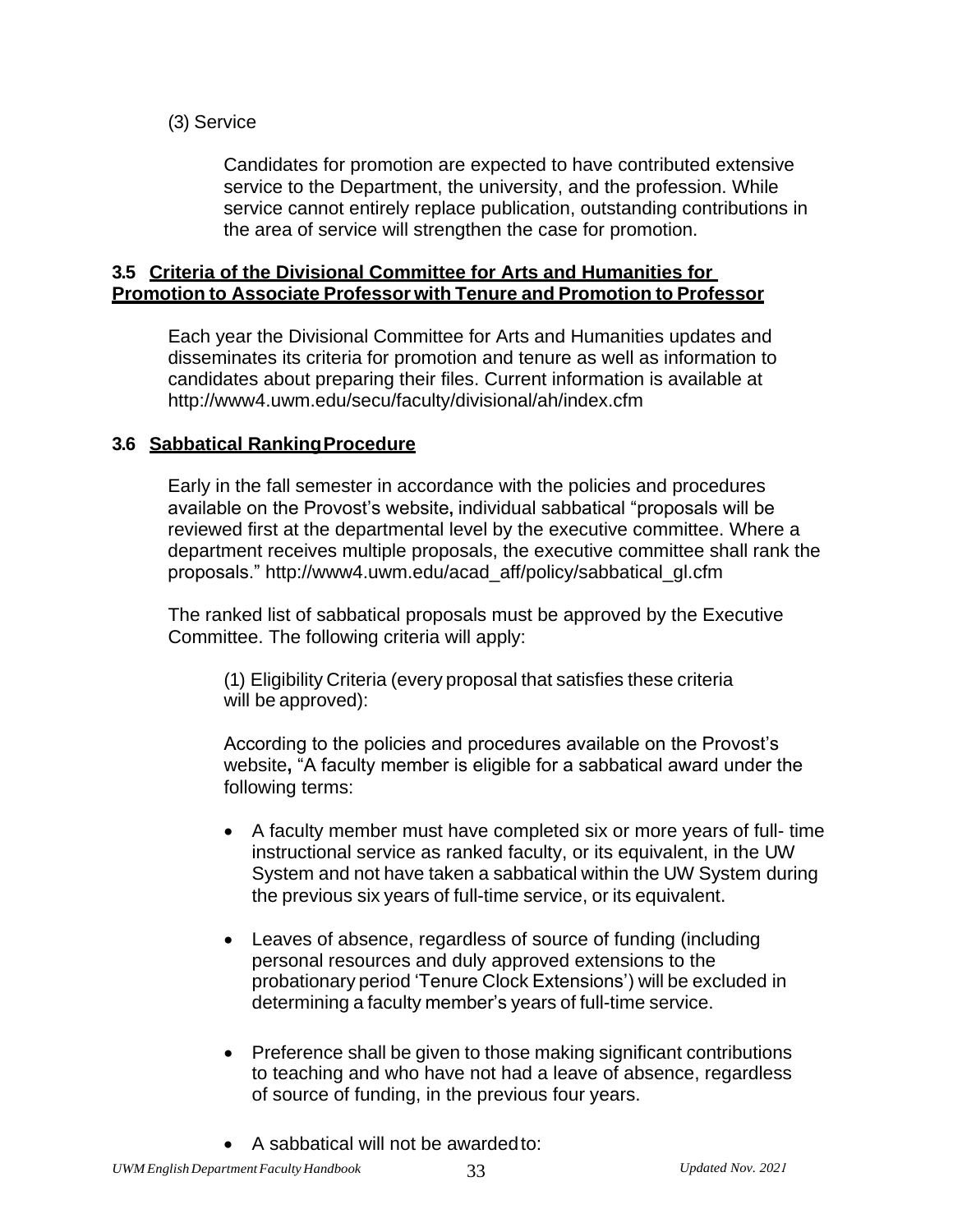(3) Service

Candidates for promotion are expected to have contributed extensive service to the Department, the university, and the profession. While service cannot entirely replace publication, outstanding contributions in the area of service will strengthen the case for promotion.

### 3.5 Criteria of the Divisional Committee for Arts and Humanities for Promotion to Associate Professor with Tenure and Promotion to Professor

Each year the Divisional Committee for Arts and Humanities updates and disseminates its criteria for promotion and tenure as well as information to candidates about preparing their files. Current information is available at http://www4.uwm.edu/secu/faculty/divisional/ah/index.cfm

### 3.6 Sabbatical Ranking Procedure

Early in the fall semester in accordance with the policies and procedures available on the Provost's website, individual sabbatical "proposals will be reviewed first at the departmental level by the executive committee. Where a department receives multiple proposals, the executive committee shall rank the proposals." http://www4.uwm.edu/acad_aff/policy/sabbatical_gl.cfm

The ranked list of sabbatical proposals must be approved by the Executive Committee. The following criteria will apply:

(1) Eligibility Criteria (every proposal that satisfies these criteria will be approved):

According to the policies and procedures available on the Provost's website, "A faculty member is eligible for a sabbatical award under the following terms:

- A faculty member must have completed six or more years of full- time instructional service as ranked faculty, or its equivalent, in the UW System and not have taken a sabbatical within the UW System during the previous six years of full-time service, or its equivalent.
- Leaves of absence, regardless of source of funding (including personal resources and duly approved extensions to the probationary period 'Tenure Clock Extensions') will be excluded in determining a faculty member's years of full-time service.
- Preference shall be given to those making significant contributions to teaching and who have not had a leave of absence, regardless of source of funding, in the previous four years.
- A sabbatical will not be awarded to: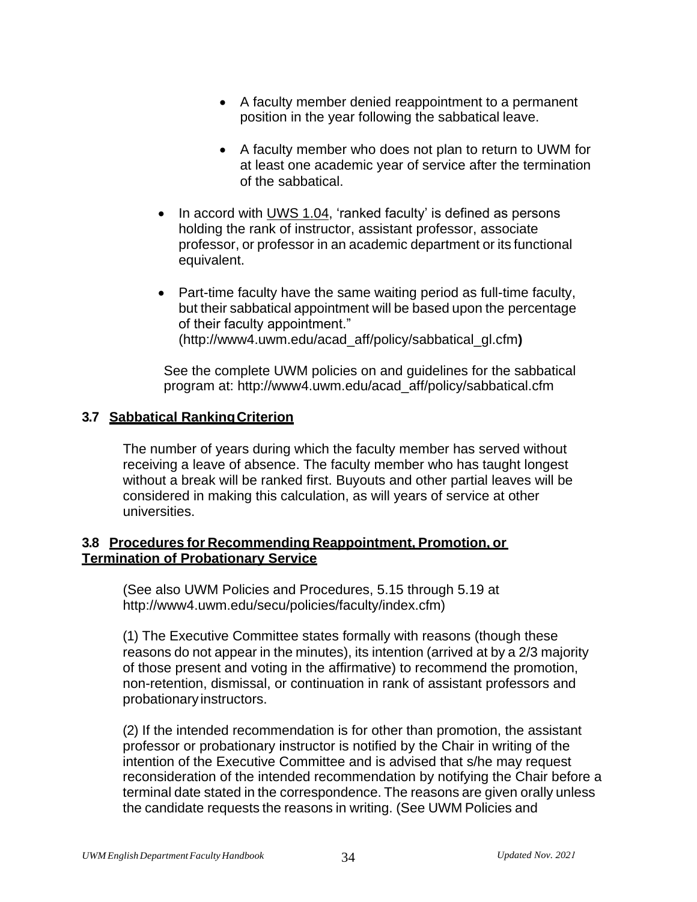- A faculty member denied reappointment to a permanent position in the year following the sabbatical leave.

    - A faculty member who does not plan to return to UWM for at least one academic year of service after the termination of the sabbatical.

- In accord with UWS 1.04, 'ranked faculty' is defined as persons holding the rank of instructor, assistant professor, associate professor, or professor in an academic department or its functional equivalent.

- Part-time faculty have the same waiting period as full-time faculty, but their sabbatical appointment will be based upon the percentage of their faculty appointment." (http://www4.uwm.edu/acad_aff/policy/sabbatical_gl.cfm**)**

See the complete UWM policies on and guidelines for the sabbatical program at: http://www4.uwm.edu/acad_aff/policy/sabbatical.cfm

### 3.7 Sabbatical Ranking Criterion

The number of years during which the faculty member has served without receiving a leave of absence. The faculty member who has taught longest without a break will be ranked first. Buyouts and other partial leaves will be considered in making this calculation, as will years of service at other universities.

### 3.8 Procedures for Recommending Reappointment, Promotion, or Termination of Probationary Service

(See also UWM Policies and Procedures, 5.15 through 5.19 at http://www4.uwm.edu/secu/policies/faculty/index.cfm)

(1) The Executive Committee states formally with reasons (though these reasons do not appear in the minutes), its intention (arrived at by a 2/3 majority of those present and voting in the affirmative) to recommend the promotion, non-retention, dismissal, or continuation in rank of assistant professors and probationary instructors.

(2) If the intended recommendation is for other than promotion, the assistant professor or probationary instructor is notified by the Chair in writing of the intention of the Executive Committee and is advised that s/he may request reconsideration of the intended recommendation by notifying the Chair before a terminal date stated in the correspondence. The reasons are given orally unless the candidate requests the reasons in writing. (See UWM Policies and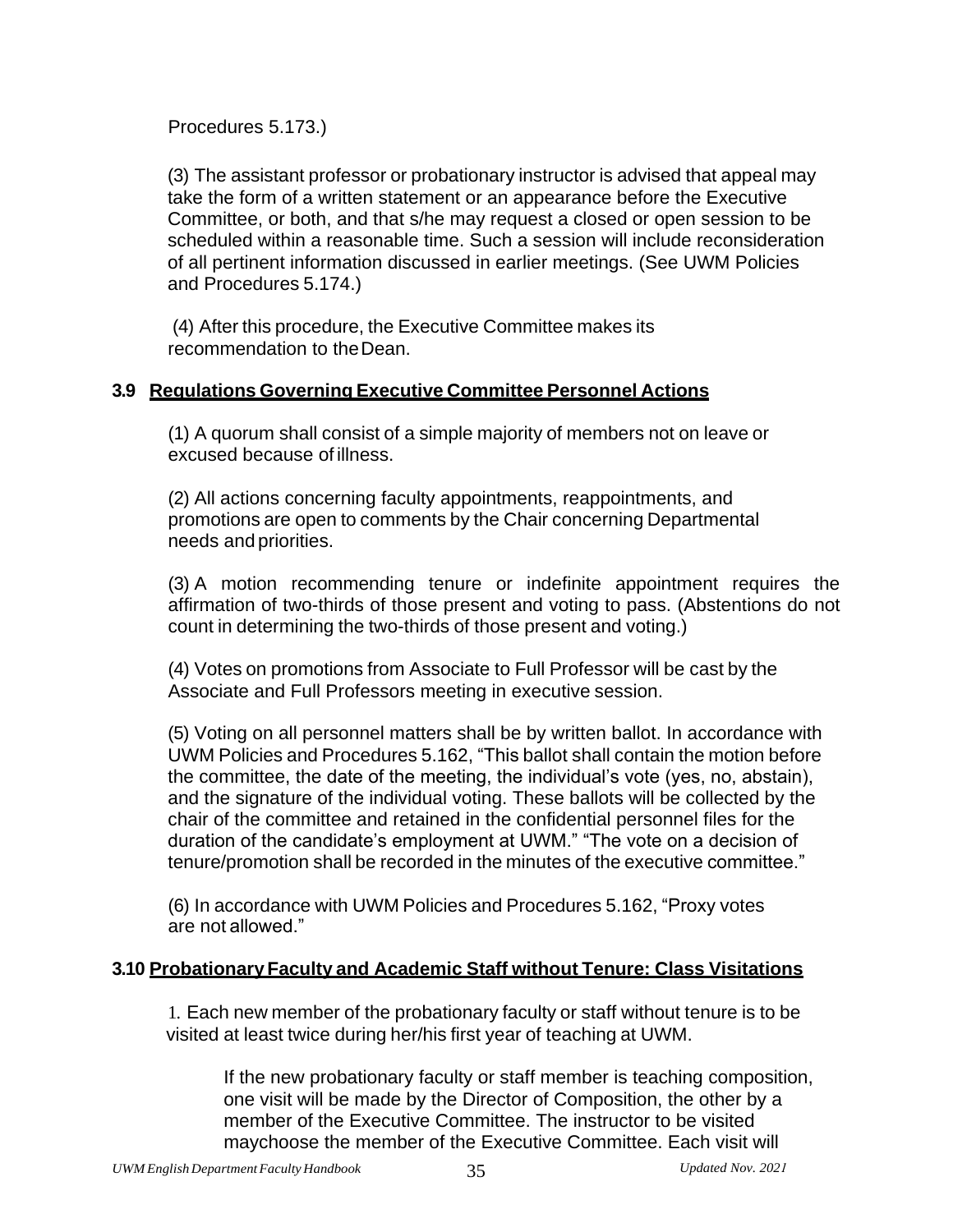Procedures 5.173.)

(3) The assistant professor or probationary instructor is advised that appeal may take the form of a written statement or an appearance before the Executive Committee, or both, and that s/he may request a closed or open session to be scheduled within a reasonable time. Such a session will include reconsideration of all pertinent information discussed in earlier meetings. (See UWM Policies and Procedures 5.174.)

(4) After this procedure, the Executive Committee makes its recommendation to the Dean.

### 3.9 Regulations Governing Executive Committee Personnel Actions

(1) A quorum shall consist of a simple majority of members not on leave or excused because of illness.

(2) All actions concerning faculty appointments, reappointments, and promotions are open to comments by the Chair concerning Departmental needs and priorities.

(3) A motion recommending tenure or indefinite appointment requires the affirmation of two-thirds of those present and voting to pass. (Abstentions do not count in determining the two-thirds of those present and voting.)

(4) Votes on promotions from Associate to Full Professor will be cast by the Associate and Full Professors meeting in executive session.

(5) Voting on all personnel matters shall be by written ballot. In accordance with UWM Policies and Procedures 5.162, "This ballot shall contain the motion before the committee, the date of the meeting, the individual's vote (yes, no, abstain), and the signature of the individual voting. These ballots will be collected by the chair of the committee and retained in the confidential personnel files for the duration of the candidate's employment at UWM." "The vote on a decision of tenure/promotion shall be recorded in the minutes of the executive committee."

(6) In accordance with UWM Policies and Procedures 5.162, "Proxy votes are not allowed."

### 3.10 Probationary Faculty and Academic Staff without Tenure: Class Visitations

1. Each new member of the probationary faculty or staff without tenure is to be visited at least twice during her/his first year of teaching at UWM.

   If the new probationary faculty or staff member is teaching composition, one visit will be made by the Director of Composition, the other by a member of the Executive Committee. The instructor to be visited maychoose the member of the Executive Committee. Each visit will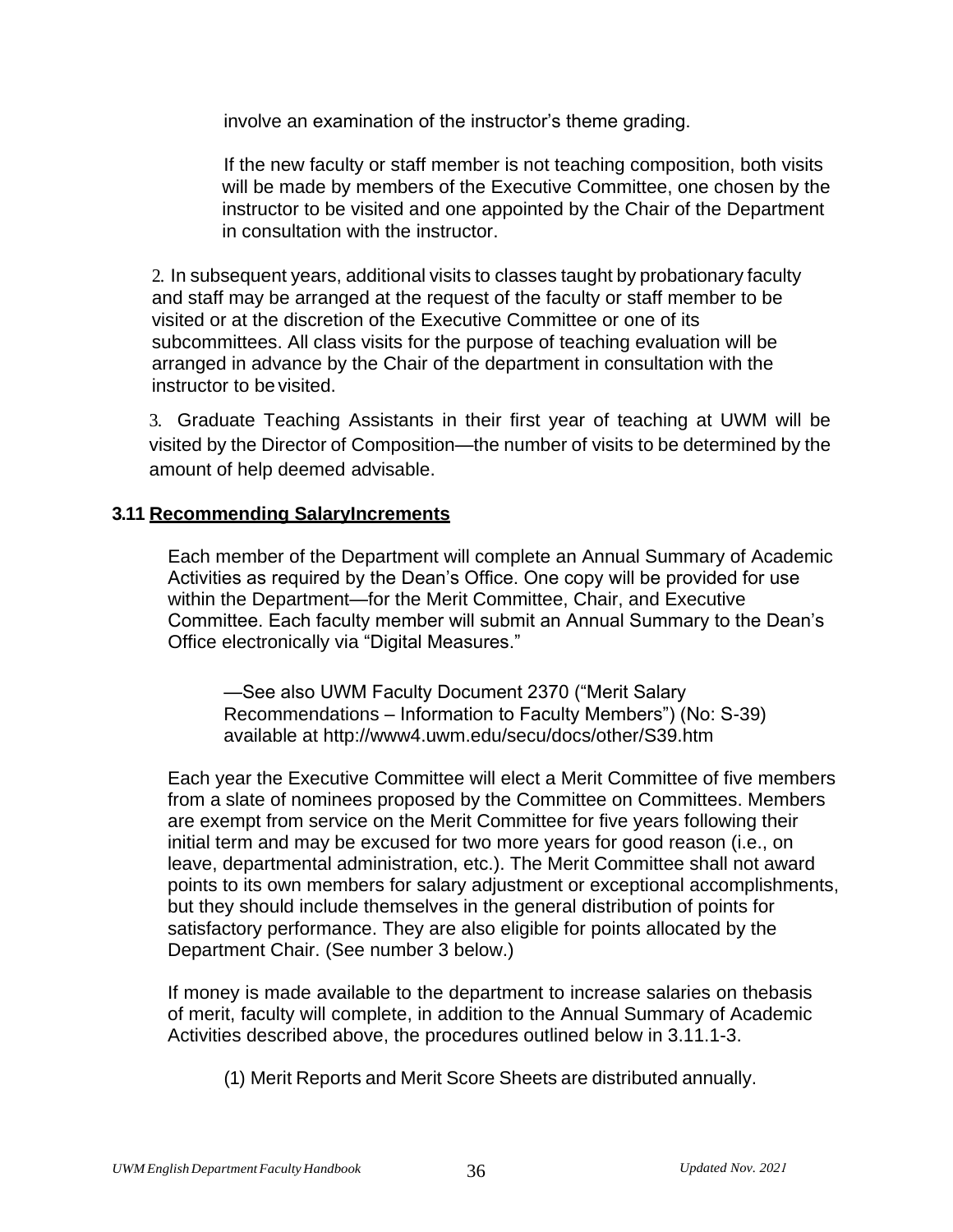involve an examination of the instructor's theme grading.

If the new faculty or staff member is not teaching composition, both visits will be made by members of the Executive Committee, one chosen by the instructor to be visited and one appointed by the Chair of the Department in consultation with the instructor.

2. In subsequent years, additional visits to classes taught by probationary faculty and staff may be arranged at the request of the faculty or staff member to be visited or at the discretion of the Executive Committee or one of its subcommittees. All class visits for the purpose of teaching evaluation will be arranged in advance by the Chair of the department in consultation with the instructor to be visited.

3. Graduate Teaching Assistants in their first year of teaching at UWM will be visited by the Director of Composition—the number of visits to be determined by the amount of help deemed advisable.

### 3.11 <u>Recommending SalaryIncrements</u>

Each member of the Department will complete an Annual Summary of Academic Activities as required by the Dean's Office. One copy will be provided for use within the Department—for the Merit Committee, Chair, and Executive Committee. Each faculty member will submit an Annual Summary to the Dean's Office electronically via "Digital Measures."

> —See also UWM Faculty Document 2370 ("Merit Salary Recommendations – Information to Faculty Members") (No: S-39) available at http://www4.uwm.edu/secu/docs/other/S39.htm

Each year the Executive Committee will elect a Merit Committee of five members from a slate of nominees proposed by the Committee on Committees. Members are exempt from service on the Merit Committee for five years following their initial term and may be excused for two more years for good reason (i.e., on leave, departmental administration, etc.). The Merit Committee shall not award points to its own members for salary adjustment or exceptional accomplishments, but they should include themselves in the general distribution of points for satisfactory performance. They are also eligible for points allocated by the Department Chair. (See number 3 below.)

If money is made available to the department to increase salaries on thebasis of merit, faculty will complete, in addition to the Annual Summary of Academic Activities described above, the procedures outlined below in 3.11.1-3.

(1) Merit Reports and Merit Score Sheets are distributed annually.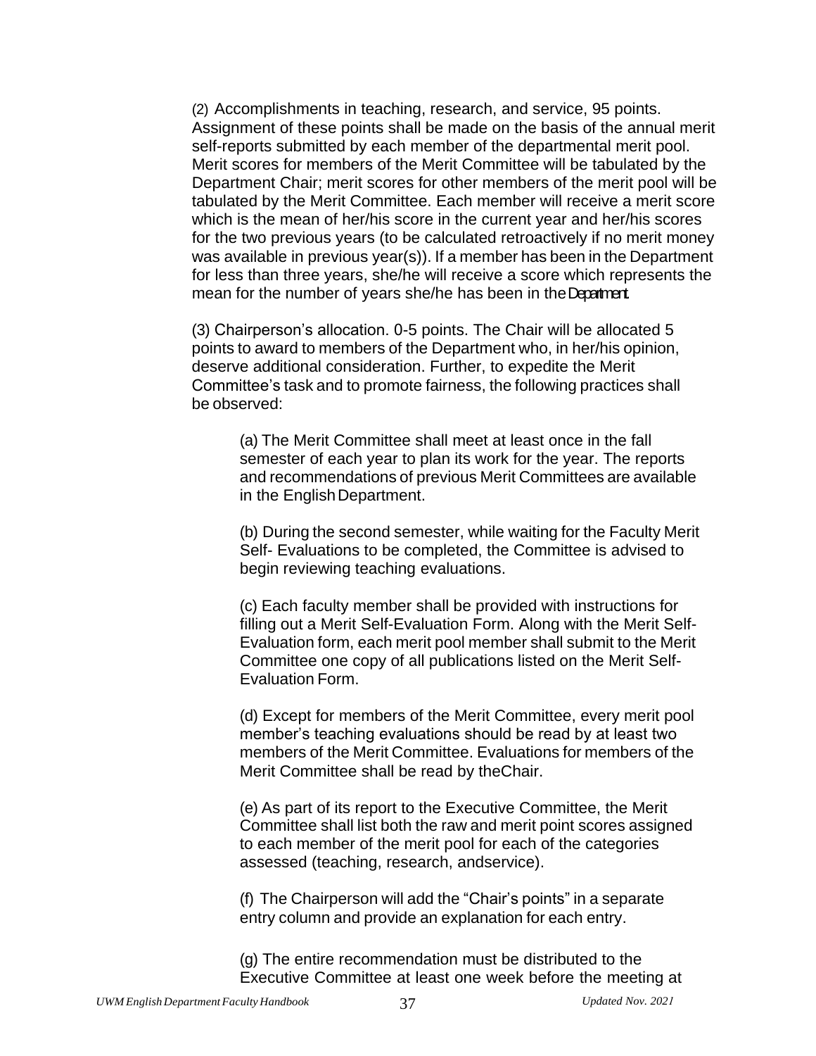(2) Accomplishments in teaching, research, and service, 95 points. Assignment of these points shall be made on the basis of the annual merit self-reports submitted by each member of the departmental merit pool. Merit scores for members of the Merit Committee will be tabulated by the Department Chair; merit scores for other members of the merit pool will be tabulated by the Merit Committee. Each member will receive a merit score which is the mean of her/his score in the current year and her/his scores for the two previous years (to be calculated retroactively if no merit money was available in previous year(s)). If a member has been in the Department for less than three years, she/he will receive a score which represents the mean for the number of years she/he has been in the Department.

(3) Chairperson's allocation. 0-5 points. The Chair will be allocated 5 points to award to members of the Department who, in her/his opinion, deserve additional consideration. Further, to expedite the Merit Committee's task and to promote fairness, the following practices shall be observed:

(a) The Merit Committee shall meet at least once in the fall semester of each year to plan its work for the year. The reports and recommendations of previous Merit Committees are available in the English Department.

(b) During the second semester, while waiting for the Faculty Merit Self- Evaluations to be completed, the Committee is advised to begin reviewing teaching evaluations.

(c) Each faculty member shall be provided with instructions for filling out a Merit Self-Evaluation Form. Along with the Merit Self-Evaluation form, each merit pool member shall submit to the Merit Committee one copy of all publications listed on the Merit Self-Evaluation Form.

(d) Except for members of the Merit Committee, every merit pool member's teaching evaluations should be read by at least two members of the Merit Committee. Evaluations for members of the Merit Committee shall be read by the Chair.

(e) As part of its report to the Executive Committee, the Merit Committee shall list both the raw and merit point scores assigned to each member of the merit pool for each of the categories assessed (teaching, research, and service).

(f) The Chairperson will add the "Chair's points" in a separate entry column and provide an explanation for each entry.

(g) The entire recommendation must be distributed to the Executive Committee at least one week before the meeting at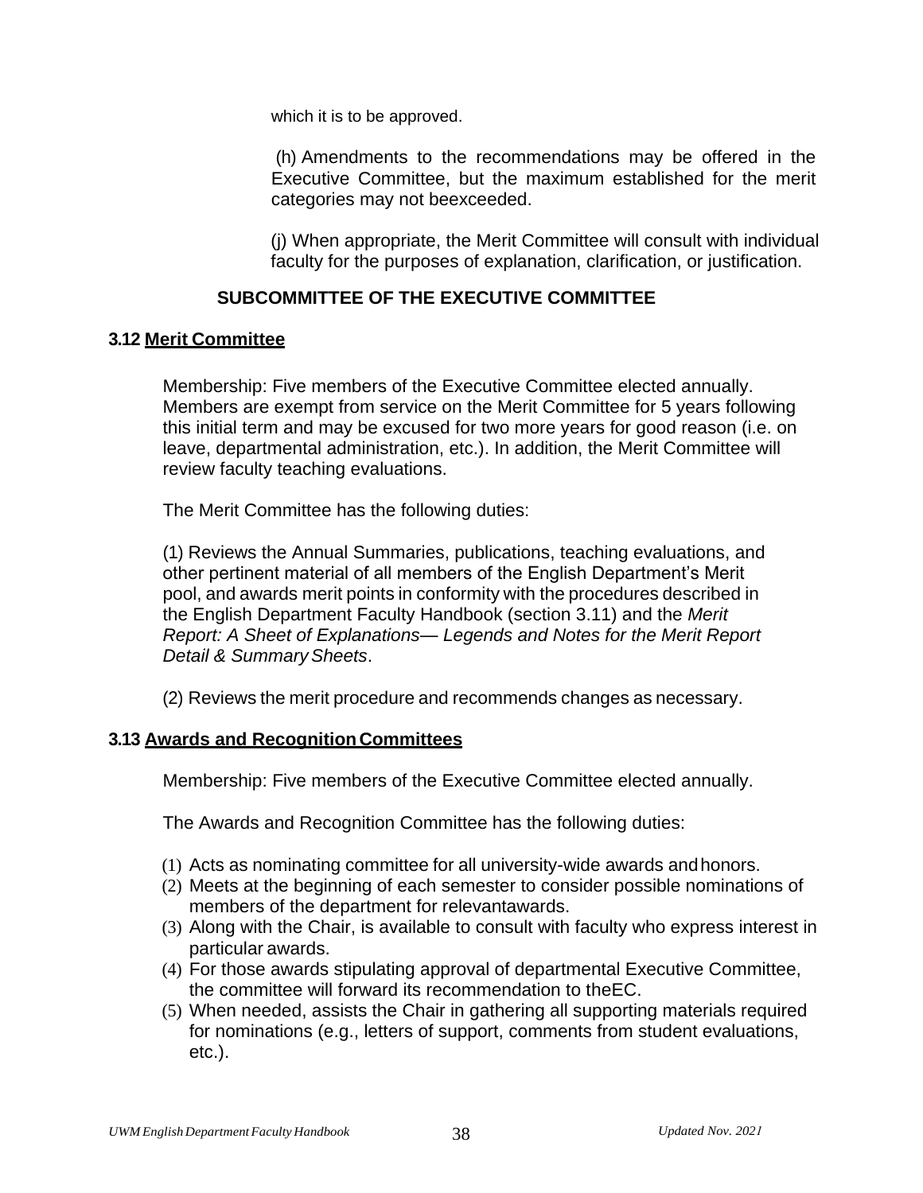which it is to be approved.

(h) Amendments to the recommendations may be offered in the Executive Committee, but the maximum established for the merit categories may not beexceeded.

(j) When appropriate, the Merit Committee will consult with individual faculty for the purposes of explanation, clarification, or justification.

## SUBCOMMITTEE OF THE EXECUTIVE COMMITTEE

### 3.12 Merit Committee

Membership: Five members of the Executive Committee elected annually. Members are exempt from service on the Merit Committee for 5 years following this initial term and may be excused for two more years for good reason (i.e. on leave, departmental administration, etc.). In addition, the Merit Committee will review faculty teaching evaluations.

The Merit Committee has the following duties:

(1) Reviews the Annual Summaries, publications, teaching evaluations, and other pertinent material of all members of the English Department's Merit pool, and awards merit points in conformity with the procedures described in the English Department Faculty Handbook (section 3.11) and the *Merit Report: A Sheet of Explanations— Legends and Notes for the Merit Report Detail & Summary Sheets*.

(2) Reviews the merit procedure and recommends changes as necessary.

### 3.13 Awards and Recognition Committees

Membership: Five members of the Executive Committee elected annually.

The Awards and Recognition Committee has the following duties:

(1) Acts as nominating committee for all university-wide awards and honors.
(2) Meets at the beginning of each semester to consider possible nominations of members of the department for relevantawards.
(3) Along with the Chair, is available to consult with faculty who express interest in particular awards.
(4) For those awards stipulating approval of departmental Executive Committee, the committee will forward its recommendation to theEC.
(5) When needed, assists the Chair in gathering all supporting materials required for nominations (e.g., letters of support, comments from student evaluations, etc.).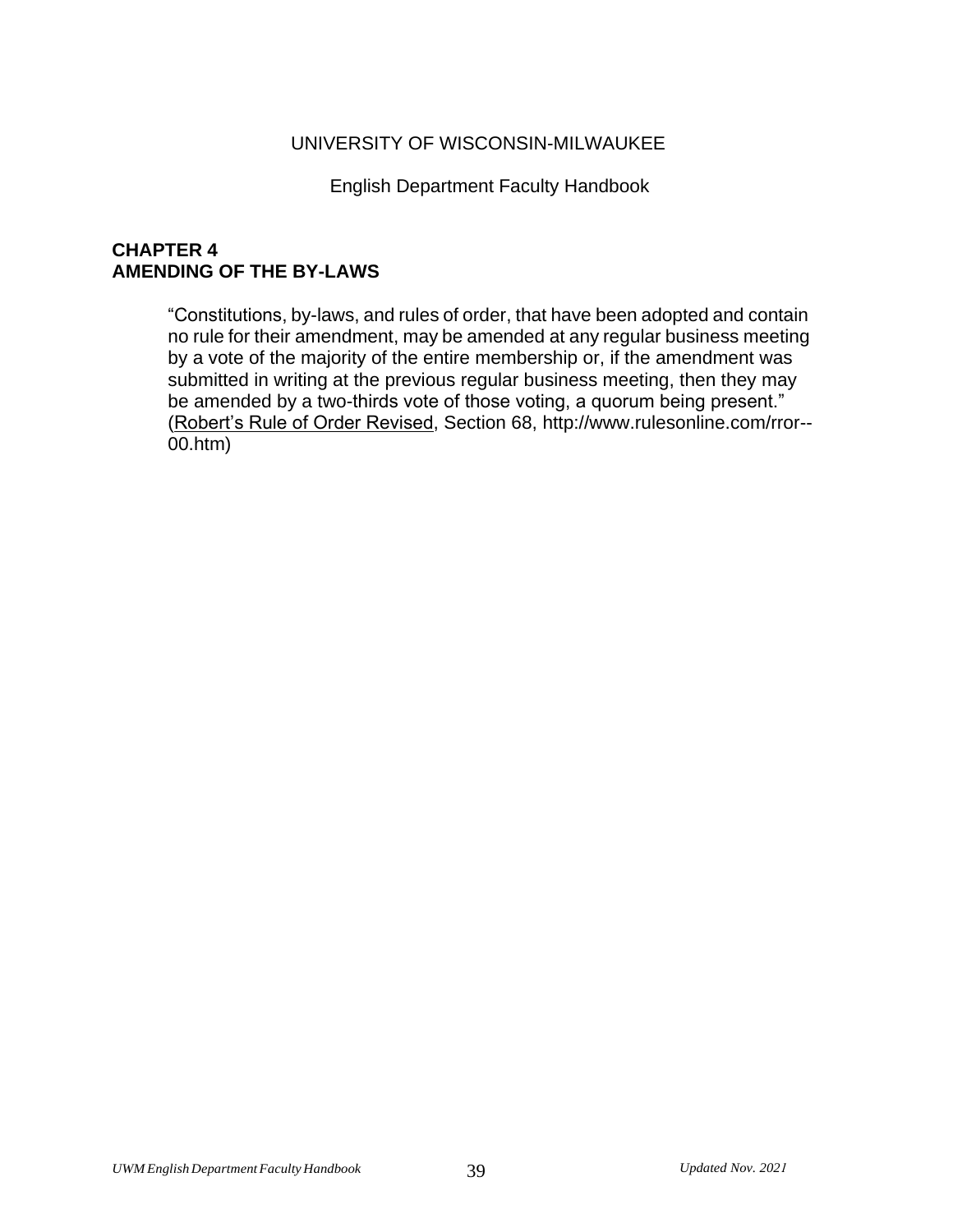UNIVERSITY OF WISCONSIN-MILWAUKEE

English Department Faculty Handbook

# CHAPTER 4
# AMENDING OF THE BY-LAWS

> "Constitutions, by-laws, and rules of order, that have been adopted and contain no rule for their amendment, may be amended at any regular business meeting by a vote of the majority of the entire membership or, if the amendment was submitted in writing at the previous regular business meeting, then they may be amended by a two-thirds vote of those voting, a quorum being present." (Robert's Rule of Order Revised, Section 68, http://www.rulesonline.com/rror--00.htm)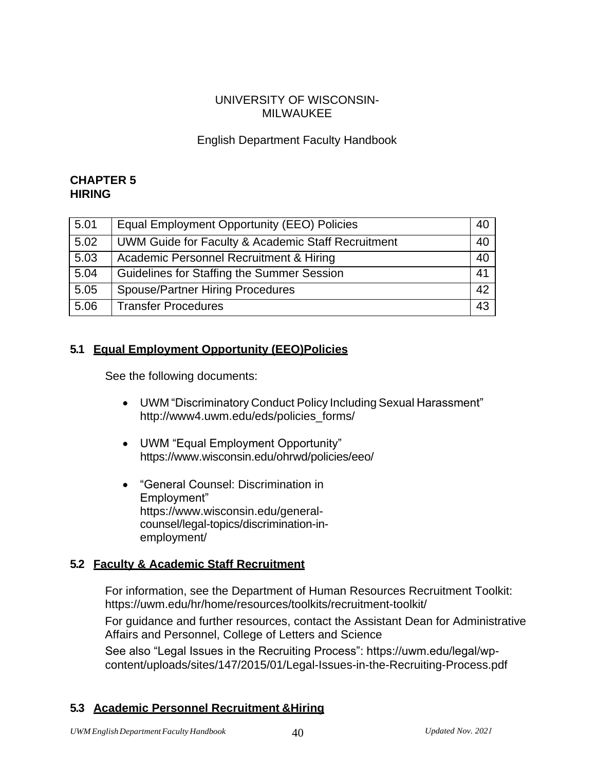UNIVERSITY OF WISCONSIN-MILWAUKEE

English Department Faculty Handbook

# CHAPTER 5
# HIRING

| 5.01 | Equal Employment Opportunity (EEO) Policies | 40 |
|---|---|---|
| 5.02 | UWM Guide for Faculty & Academic Staff Recruitment | 40 |
| 5.03 | Academic Personnel Recruitment & Hiring | 40 |
| 5.04 | Guidelines for Staffing the Summer Session | 41 |
| 5.05 | Spouse/Partner Hiring Procedures | 42 |
| 5.06 | Transfer Procedures | 43 |

## 5.1 Equal Employment Opportunity (EEO)Policies

See the following documents:

- UWM "Discriminatory Conduct Policy Including Sexual Harassment" http://www4.uwm.edu/eds/policies_forms/
- UWM "Equal Employment Opportunity" https://www.wisconsin.edu/ohrwd/policies/eeo/
- "General Counsel: Discrimination in Employment" https://www.wisconsin.edu/general-counsel/legal-topics/discrimination-in-employment/

## 5.2 Faculty & Academic Staff Recruitment

For information, see the Department of Human Resources Recruitment Toolkit: https://uwm.edu/hr/home/resources/toolkits/recruitment-toolkit/

For guidance and further resources, contact the Assistant Dean for Administrative Affairs and Personnel, College of Letters and Science

See also "Legal Issues in the Recruiting Process": https://uwm.edu/legal/wp-content/uploads/sites/147/2015/01/Legal-Issues-in-the-Recruiting-Process.pdf

## 5.3 Academic Personnel Recruitment &Hiring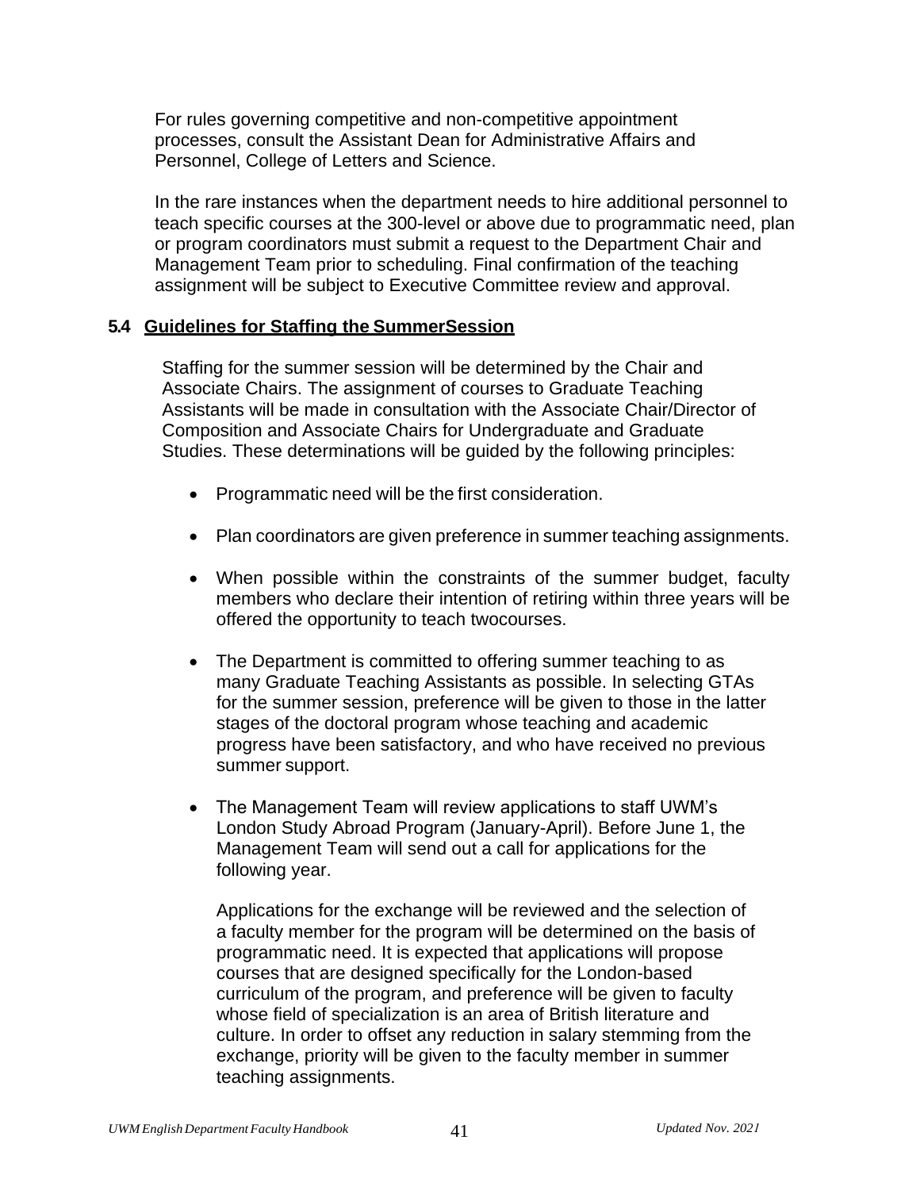For rules governing competitive and non-competitive appointment processes, consult the Assistant Dean for Administrative Affairs and Personnel, College of Letters and Science.

In the rare instances when the department needs to hire additional personnel to teach specific courses at the 300-level or above due to programmatic need, plan or program coordinators must submit a request to the Department Chair and Management Team prior to scheduling. Final confirmation of the teaching assignment will be subject to Executive Committee review and approval.

### 5.4 Guidelines for Staffing the SummerSession

Staffing for the summer session will be determined by the Chair and Associate Chairs. The assignment of courses to Graduate Teaching Assistants will be made in consultation with the Associate Chair/Director of Composition and Associate Chairs for Undergraduate and Graduate Studies. These determinations will be guided by the following principles:

- Programmatic need will be the first consideration.
- Plan coordinators are given preference in summer teaching assignments.
- When possible within the constraints of the summer budget, faculty members who declare their intention of retiring within three years will be offered the opportunity to teach twocourses.
- The Department is committed to offering summer teaching to as many Graduate Teaching Assistants as possible. In selecting GTAs for the summer session, preference will be given to those in the latter stages of the doctoral program whose teaching and academic progress have been satisfactory, and who have received no previous summer support.
- The Management Team will review applications to staff UWM's London Study Abroad Program (January-April). Before June 1, the Management Team will send out a call for applications for the following year.

  Applications for the exchange will be reviewed and the selection of a faculty member for the program will be determined on the basis of programmatic need. It is expected that applications will propose courses that are designed specifically for the London-based curriculum of the program, and preference will be given to faculty whose field of specialization is an area of British literature and culture. In order to offset any reduction in salary stemming from the exchange, priority will be given to the faculty member in summer teaching assignments.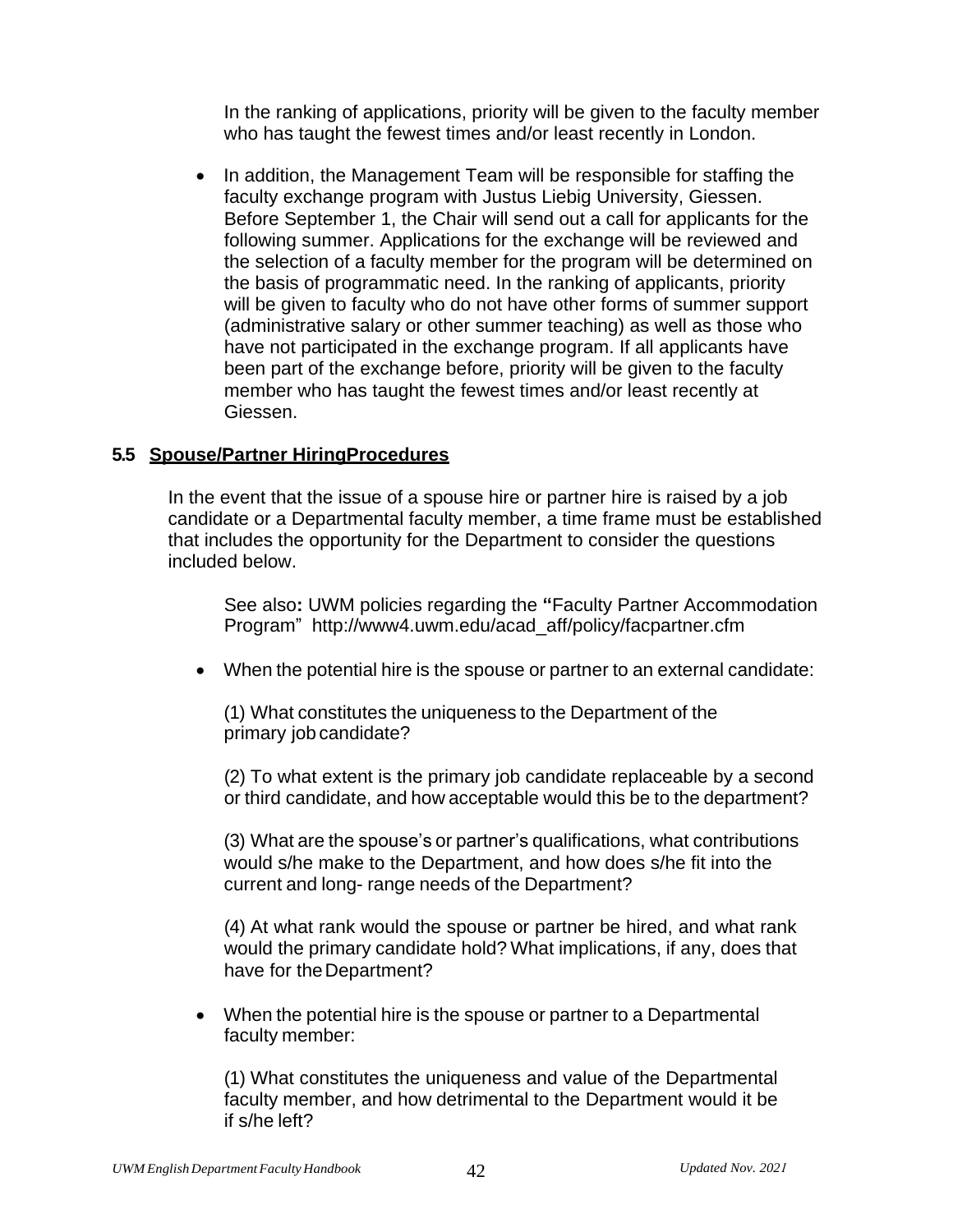In the ranking of applications, priority will be given to the faculty member who has taught the fewest times and/or least recently in London.

- In addition, the Management Team will be responsible for staffing the faculty exchange program with Justus Liebig University, Giessen. Before September 1, the Chair will send out a call for applicants for the following summer. Applications for the exchange will be reviewed and the selection of a faculty member for the program will be determined on the basis of programmatic need. In the ranking of applicants, priority will be given to faculty who do not have other forms of summer support (administrative salary or other summer teaching) as well as those who have not participated in the exchange program. If all applicants have been part of the exchange before, priority will be given to the faculty member who has taught the fewest times and/or least recently at Giessen.

## 5.5 Spouse/Partner HiringProcedures

In the event that the issue of a spouse hire or partner hire is raised by a job candidate or a Departmental faculty member, a time frame must be established that includes the opportunity for the Department to consider the questions included below.

See also**:** UWM policies regarding the **"**Faculty Partner Accommodation Program" http://www4.uwm.edu/acad_aff/policy/facpartner.cfm

- When the potential hire is the spouse or partner to an external candidate:

  (1) What constitutes the uniqueness to the Department of the primary job candidate?

  (2) To what extent is the primary job candidate replaceable by a second or third candidate, and how acceptable would this be to the department?

  (3) What are the spouse's or partner's qualifications, what contributions would s/he make to the Department, and how does s/he fit into the current and long- range needs of the Department?

  (4) At what rank would the spouse or partner be hired, and what rank would the primary candidate hold? What implications, if any, does that have for the Department?

- When the potential hire is the spouse or partner to a Departmental faculty member:

  (1) What constitutes the uniqueness and value of the Departmental faculty member, and how detrimental to the Department would it be if s/he left?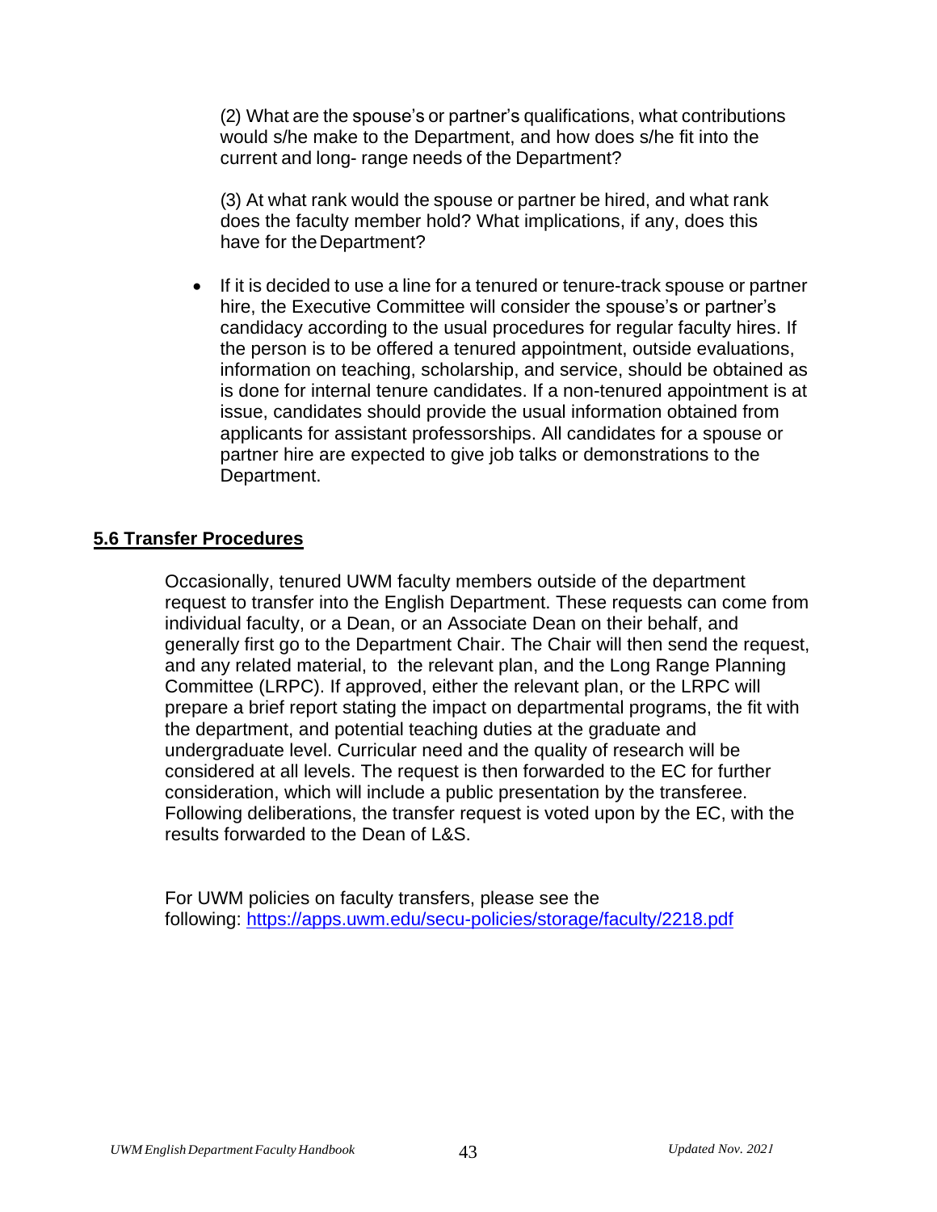(2) What are the spouse's or partner's qualifications, what contributions would s/he make to the Department, and how does s/he fit into the current and long- range needs of the Department?

(3) At what rank would the spouse or partner be hired, and what rank does the faculty member hold? What implications, if any, does this have for the Department?

- If it is decided to use a line for a tenured or tenure-track spouse or partner hire, the Executive Committee will consider the spouse's or partner's candidacy according to the usual procedures for regular faculty hires. If the person is to be offered a tenured appointment, outside evaluations, information on teaching, scholarship, and service, should be obtained as is done for internal tenure candidates. If a non-tenured appointment is at issue, candidates should provide the usual information obtained from applicants for assistant professorships. All candidates for a spouse or partner hire are expected to give job talks or demonstrations to the Department.

## 5.6 Transfer Procedures

Occasionally, tenured UWM faculty members outside of the department request to transfer into the English Department. These requests can come from individual faculty, or a Dean, or an Associate Dean on their behalf, and generally first go to the Department Chair. The Chair will then send the request, and any related material, to the relevant plan, and the Long Range Planning Committee (LRPC). If approved, either the relevant plan, or the LRPC will prepare a brief report stating the impact on departmental programs, the fit with the department, and potential teaching duties at the graduate and undergraduate level. Curricular need and the quality of research will be considered at all levels. The request is then forwarded to the EC for further consideration, which will include a public presentation by the transferee. Following deliberations, the transfer request is voted upon by the EC, with the results forwarded to the Dean of L&S.

For UWM policies on faculty transfers, please see the following: https://apps.uwm.edu/secu-policies/storage/faculty/2218.pdf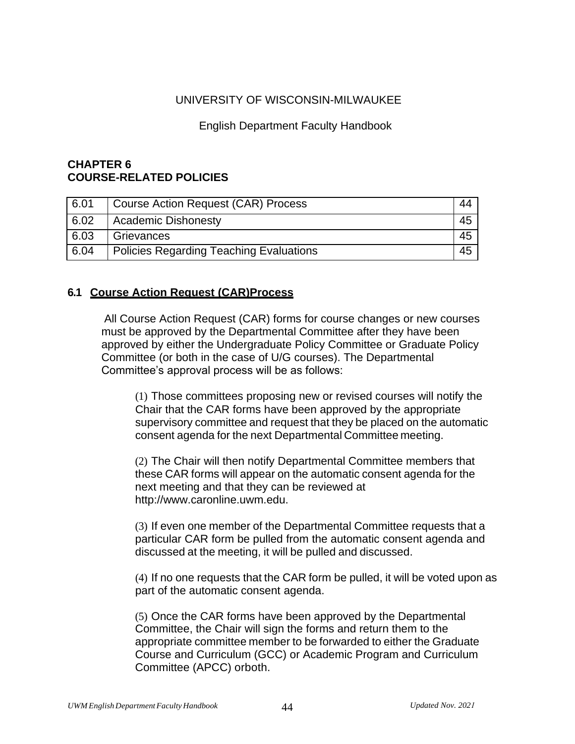UNIVERSITY OF WISCONSIN-MILWAUKEE

English Department Faculty Handbook

## CHAPTER 6
## COURSE-RELATED POLICIES

| | | |
|---|---|---|
| 6.01 | Course Action Request (CAR) Process | 44 |
| 6.02 | Academic Dishonesty | 45 |
| 6.03 | Grievances | 45 |
| 6.04 | Policies Regarding Teaching Evaluations | 45 |

### 6.1 Course Action Request (CAR)Process

All Course Action Request (CAR) forms for course changes or new courses must be approved by the Departmental Committee after they have been approved by either the Undergraduate Policy Committee or Graduate Policy Committee (or both in the case of U/G courses). The Departmental Committee's approval process will be as follows:

(1) Those committees proposing new or revised courses will notify the Chair that the CAR forms have been approved by the appropriate supervisory committee and request that they be placed on the automatic consent agenda for the next Departmental Committee meeting.

(2) The Chair will then notify Departmental Committee members that these CAR forms will appear on the automatic consent agenda for the next meeting and that they can be reviewed at http://www.caronline.uwm.edu.

(3) If even one member of the Departmental Committee requests that a particular CAR form be pulled from the automatic consent agenda and discussed at the meeting, it will be pulled and discussed.

(4) If no one requests that the CAR form be pulled, it will be voted upon as part of the automatic consent agenda.

(5) Once the CAR forms have been approved by the Departmental Committee, the Chair will sign the forms and return them to the appropriate committee member to be forwarded to either the Graduate Course and Curriculum (GCC) or Academic Program and Curriculum Committee (APCC) orboth.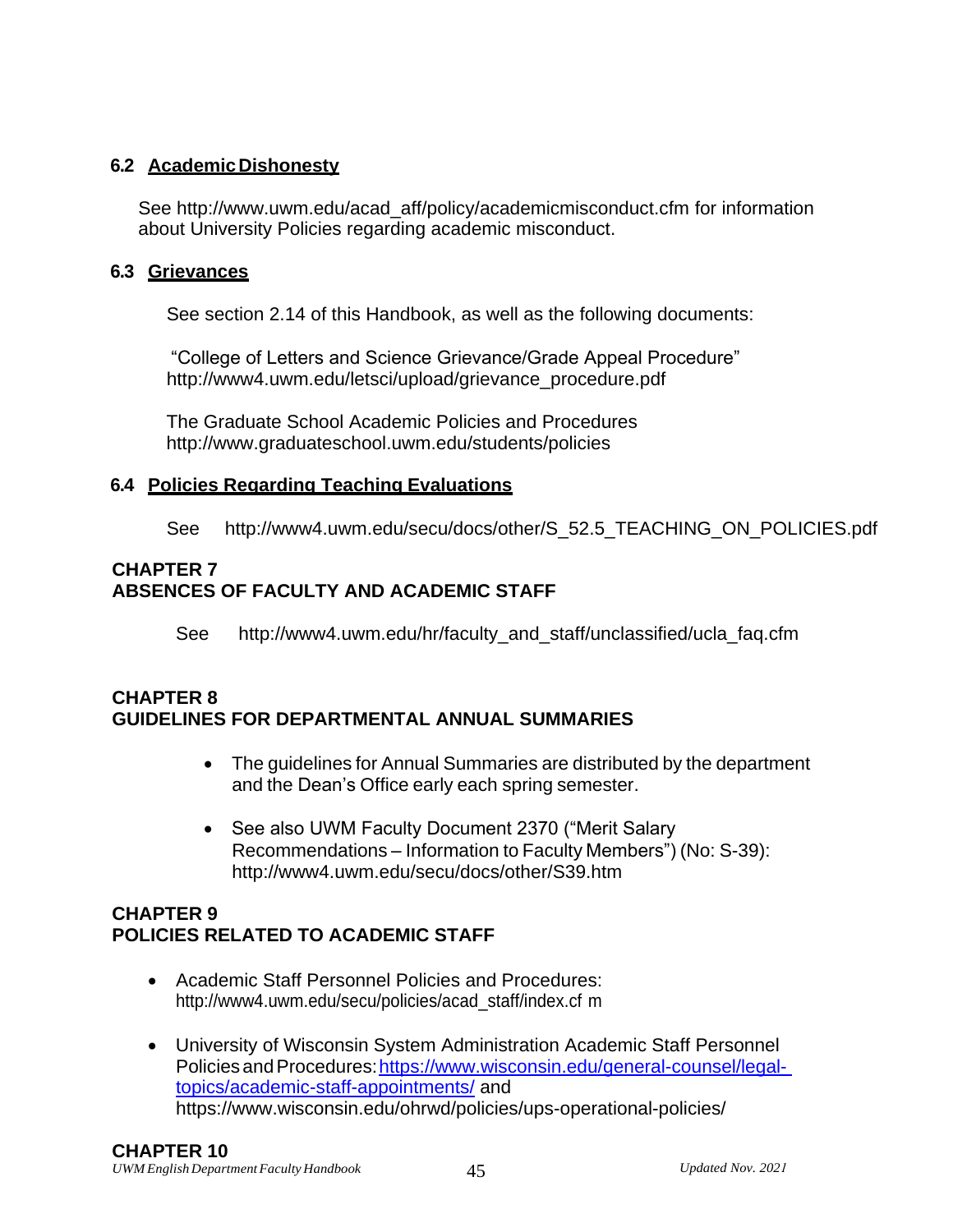### 6.2 Academic Dishonesty

See http://www.uwm.edu/acad_aff/policy/academicmisconduct.cfm for information about University Policies regarding academic misconduct.

### 6.3 Grievances

See section 2.14 of this Handbook, as well as the following documents:

"College of Letters and Science Grievance/Grade Appeal Procedure" http://www4.uwm.edu/letsci/upload/grievance_procedure.pdf

The Graduate School Academic Policies and Procedures http://www.graduateschool.uwm.edu/students/policies

### 6.4 Policies Regarding Teaching Evaluations

See http://www4.uwm.edu/secu/docs/other/S_52.5_TEACHING_ON_POLICIES.pdf

## CHAPTER 7
## ABSENCES OF FACULTY AND ACADEMIC STAFF

See http://www4.uwm.edu/hr/faculty_and_staff/unclassified/ucla_faq.cfm

## CHAPTER 8
## GUIDELINES FOR DEPARTMENTAL ANNUAL SUMMARIES

- The guidelines for Annual Summaries are distributed by the department and the Dean's Office early each spring semester.
- See also UWM Faculty Document 2370 ("Merit Salary Recommendations – Information to Faculty Members") (No: S-39): http://www4.uwm.edu/secu/docs/other/S39.htm

## CHAPTER 9
## POLICIES RELATED TO ACADEMIC STAFF

- Academic Staff Personnel Policies and Procedures: http://www4.uwm.edu/secu/policies/acad_staff/index.cf m
- University of Wisconsin System Administration Academic Staff Personnel Policies and Procedures: https://www.wisconsin.edu/general-counsel/legal-topics/academic-staff-appointments/ and https://www.wisconsin.edu/ohrwd/policies/ups-operational-policies/

## CHAPTER 10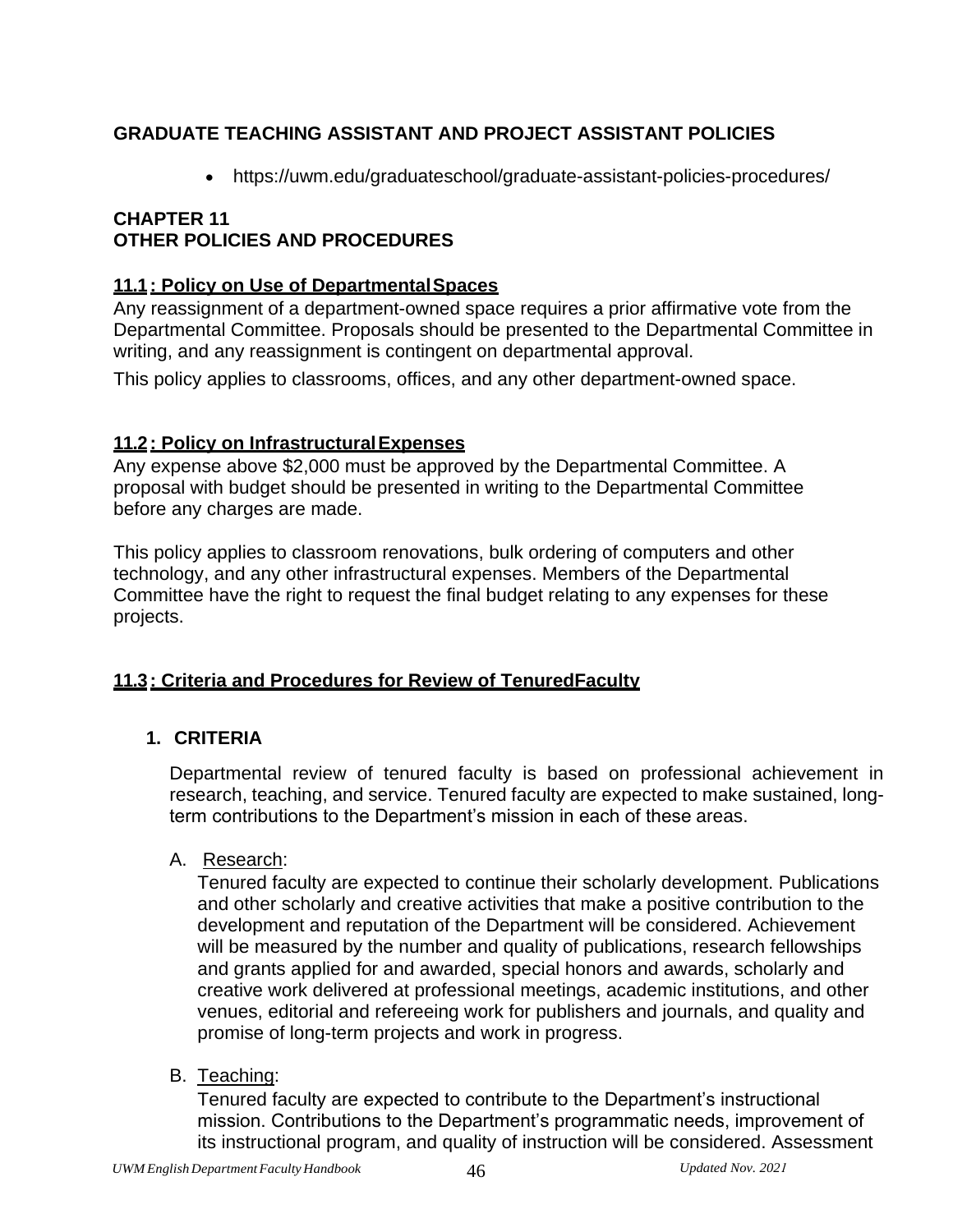## GRADUATE TEACHING ASSISTANT AND PROJECT ASSISTANT POLICIES

- https://uwm.edu/graduateschool/graduate-assistant-policies-procedures/

## CHAPTER 11
## OTHER POLICIES AND PROCEDURES

### 11.1: Policy on Use of Departmental Spaces

Any reassignment of a department-owned space requires a prior affirmative vote from the Departmental Committee. Proposals should be presented to the Departmental Committee in writing, and any reassignment is contingent on departmental approval.

This policy applies to classrooms, offices, and any other department-owned space.

### 11.2: Policy on Infrastructural Expenses

Any expense above $2,000 must be approved by the Departmental Committee. A proposal with budget should be presented in writing to the Departmental Committee before any charges are made.

This policy applies to classroom renovations, bulk ordering of computers and other technology, and any other infrastructural expenses. Members of the Departmental Committee have the right to request the final budget relating to any expenses for these projects.

### 11.3: Criteria and Procedures for Review of Tenured Faculty

#### 1. CRITERIA

Departmental review of tenured faculty is based on professional achievement in research, teaching, and service. Tenured faculty are expected to make sustained, long-term contributions to the Department's mission in each of these areas.

A. Research:

Tenured faculty are expected to continue their scholarly development. Publications and other scholarly and creative activities that make a positive contribution to the development and reputation of the Department will be considered. Achievement will be measured by the number and quality of publications, research fellowships and grants applied for and awarded, special honors and awards, scholarly and creative work delivered at professional meetings, academic institutions, and other venues, editorial and refereeing work for publishers and journals, and quality and promise of long-term projects and work in progress.

B. Teaching:

Tenured faculty are expected to contribute to the Department's instructional mission. Contributions to the Department's programmatic needs, improvement of its instructional program, and quality of instruction will be considered. Assessment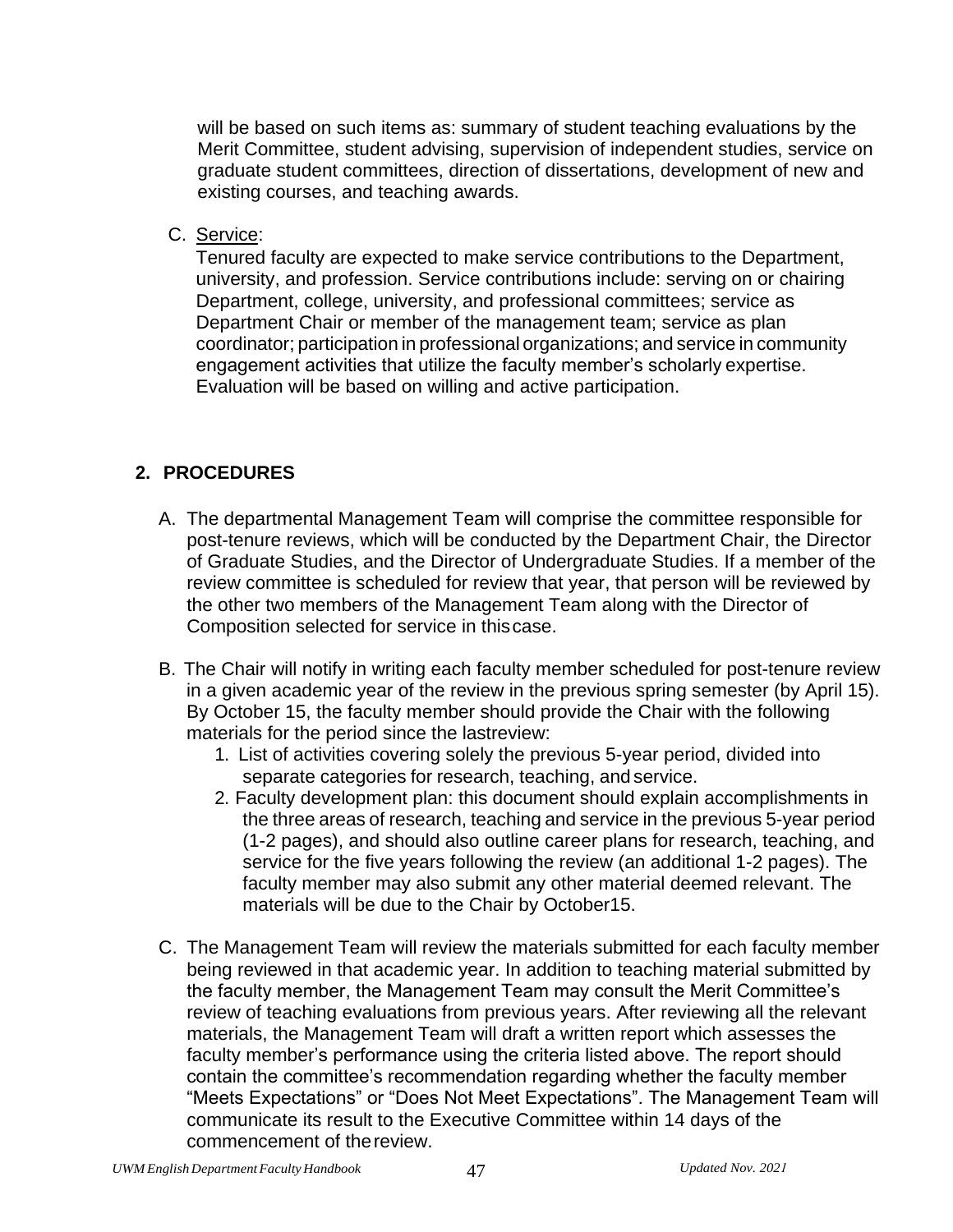will be based on such items as: summary of student teaching evaluations by the Merit Committee, student advising, supervision of independent studies, service on graduate student committees, direction of dissertations, development of new and existing courses, and teaching awards.

C. Service:
Tenured faculty are expected to make service contributions to the Department, university, and profession. Service contributions include: serving on or chairing Department, college, university, and professional committees; service as Department Chair or member of the management team; service as plan coordinator; participation in professional organizations; and service in community engagement activities that utilize the faculty member's scholarly expertise. Evaluation will be based on willing and active participation.

## 2. PROCEDURES

A. The departmental Management Team will comprise the committee responsible for post-tenure reviews, which will be conducted by the Department Chair, the Director of Graduate Studies, and the Director of Undergraduate Studies. If a member of the review committee is scheduled for review that year, that person will be reviewed by the other two members of the Management Team along with the Director of Composition selected for service in this case.

B. The Chair will notify in writing each faculty member scheduled for post-tenure review in a given academic year of the review in the previous spring semester (by April 15). By October 15, the faculty member should provide the Chair with the following materials for the period since the last review:

1. List of activities covering solely the previous 5-year period, divided into separate categories for research, teaching, and service.
2. Faculty development plan: this document should explain accomplishments in the three areas of research, teaching and service in the previous 5-year period (1-2 pages), and should also outline career plans for research, teaching, and service for the five years following the review (an additional 1-2 pages). The faculty member may also submit any other material deemed relevant. The materials will be due to the Chair by October 15.

C. The Management Team will review the materials submitted for each faculty member being reviewed in that academic year. In addition to teaching material submitted by the faculty member, the Management Team may consult the Merit Committee's review of teaching evaluations from previous years. After reviewing all the relevant materials, the Management Team will draft a written report which assesses the faculty member's performance using the criteria listed above. The report should contain the committee's recommendation regarding whether the faculty member "Meets Expectations" or "Does Not Meet Expectations". The Management Team will communicate its result to the Executive Committee within 14 days of the commencement of the review.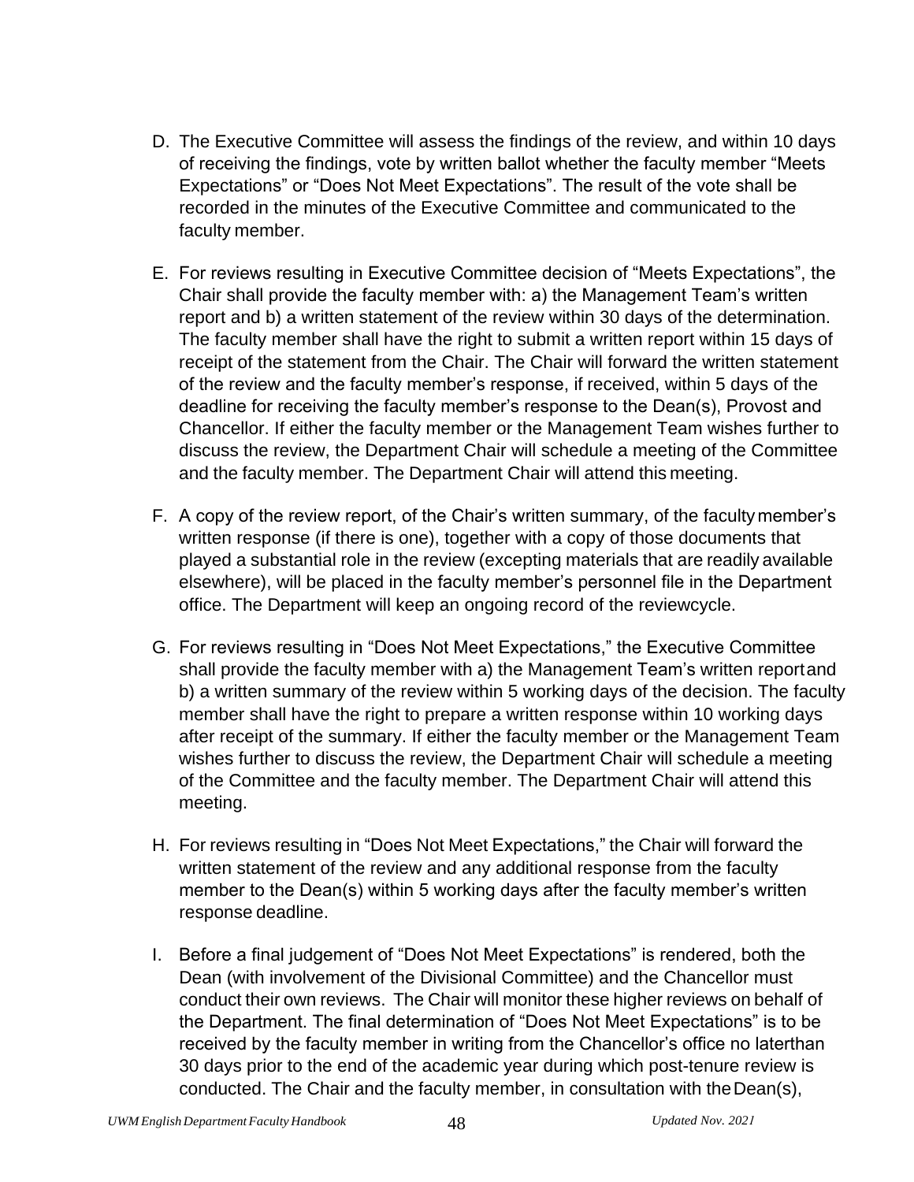D. The Executive Committee will assess the findings of the review, and within 10 days of receiving the findings, vote by written ballot whether the faculty member "Meets Expectations" or "Does Not Meet Expectations". The result of the vote shall be recorded in the minutes of the Executive Committee and communicated to the faculty member.

E. For reviews resulting in Executive Committee decision of "Meets Expectations", the Chair shall provide the faculty member with: a) the Management Team's written report and b) a written statement of the review within 30 days of the determination. The faculty member shall have the right to submit a written report within 15 days of receipt of the statement from the Chair. The Chair will forward the written statement of the review and the faculty member's response, if received, within 5 days of the deadline for receiving the faculty member's response to the Dean(s), Provost and Chancellor. If either the faculty member or the Management Team wishes further to discuss the review, the Department Chair will schedule a meeting of the Committee and the faculty member. The Department Chair will attend this meeting.

F. A copy of the review report, of the Chair's written summary, of the faculty member's written response (if there is one), together with a copy of those documents that played a substantial role in the review (excepting materials that are readily available elsewhere), will be placed in the faculty member's personnel file in the Department office. The Department will keep an ongoing record of the reviewcycle.

G. For reviews resulting in "Does Not Meet Expectations," the Executive Committee shall provide the faculty member with a) the Management Team's written reportand b) a written summary of the review within 5 working days of the decision. The faculty member shall have the right to prepare a written response within 10 working days after receipt of the summary. If either the faculty member or the Management Team wishes further to discuss the review, the Department Chair will schedule a meeting of the Committee and the faculty member. The Department Chair will attend this meeting.

H. For reviews resulting in "Does Not Meet Expectations," the Chair will forward the written statement of the review and any additional response from the faculty member to the Dean(s) within 5 working days after the faculty member's written response deadline.

I. Before a final judgement of "Does Not Meet Expectations" is rendered, both the Dean (with involvement of the Divisional Committee) and the Chancellor must conduct their own reviews. The Chair will monitor these higher reviews on behalf of the Department. The final determination of "Does Not Meet Expectations" is to be received by the faculty member in writing from the Chancellor's office no laterthan 30 days prior to the end of the academic year during which post-tenure review is conducted. The Chair and the faculty member, in consultation with theDean(s),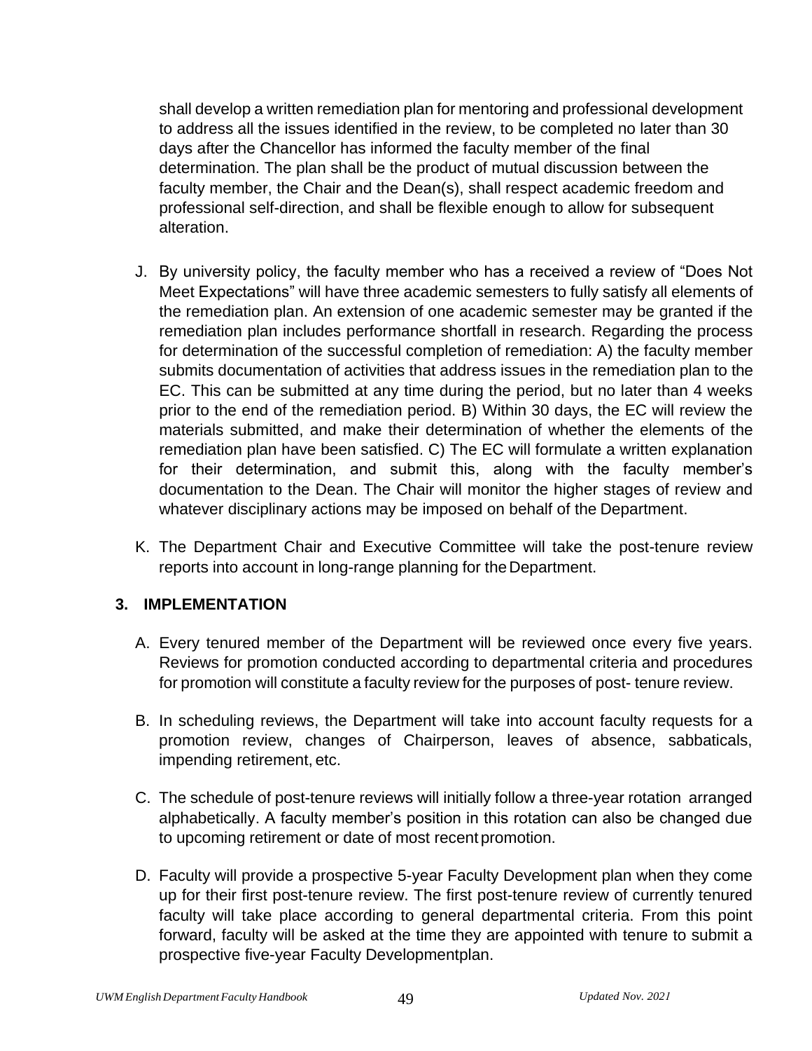shall develop a written remediation plan for mentoring and professional development to address all the issues identified in the review, to be completed no later than 30 days after the Chancellor has informed the faculty member of the final determination. The plan shall be the product of mutual discussion between the faculty member, the Chair and the Dean(s), shall respect academic freedom and professional self-direction, and shall be flexible enough to allow for subsequent alteration.

J. By university policy, the faculty member who has a received a review of "Does Not Meet Expectations" will have three academic semesters to fully satisfy all elements of the remediation plan. An extension of one academic semester may be granted if the remediation plan includes performance shortfall in research. Regarding the process for determination of the successful completion of remediation: A) the faculty member submits documentation of activities that address issues in the remediation plan to the EC. This can be submitted at any time during the period, but no later than 4 weeks prior to the end of the remediation period. B) Within 30 days, the EC will review the materials submitted, and make their determination of whether the elements of the remediation plan have been satisfied. C) The EC will formulate a written explanation for their determination, and submit this, along with the faculty member's documentation to the Dean. The Chair will monitor the higher stages of review and whatever disciplinary actions may be imposed on behalf of the Department.

K. The Department Chair and Executive Committee will take the post-tenure review reports into account in long-range planning for the Department.

## 3. IMPLEMENTATION

A. Every tenured member of the Department will be reviewed once every five years. Reviews for promotion conducted according to departmental criteria and procedures for promotion will constitute a faculty review for the purposes of post- tenure review.

B. In scheduling reviews, the Department will take into account faculty requests for a promotion review, changes of Chairperson, leaves of absence, sabbaticals, impending retirement, etc.

C. The schedule of post-tenure reviews will initially follow a three-year rotation arranged alphabetically. A faculty member's position in this rotation can also be changed due to upcoming retirement or date of most recent promotion.

D. Faculty will provide a prospective 5-year Faculty Development plan when they come up for their first post-tenure review. The first post-tenure review of currently tenured faculty will take place according to general departmental criteria. From this point forward, faculty will be asked at the time they are appointed with tenure to submit a prospective five-year Faculty Developmentplan.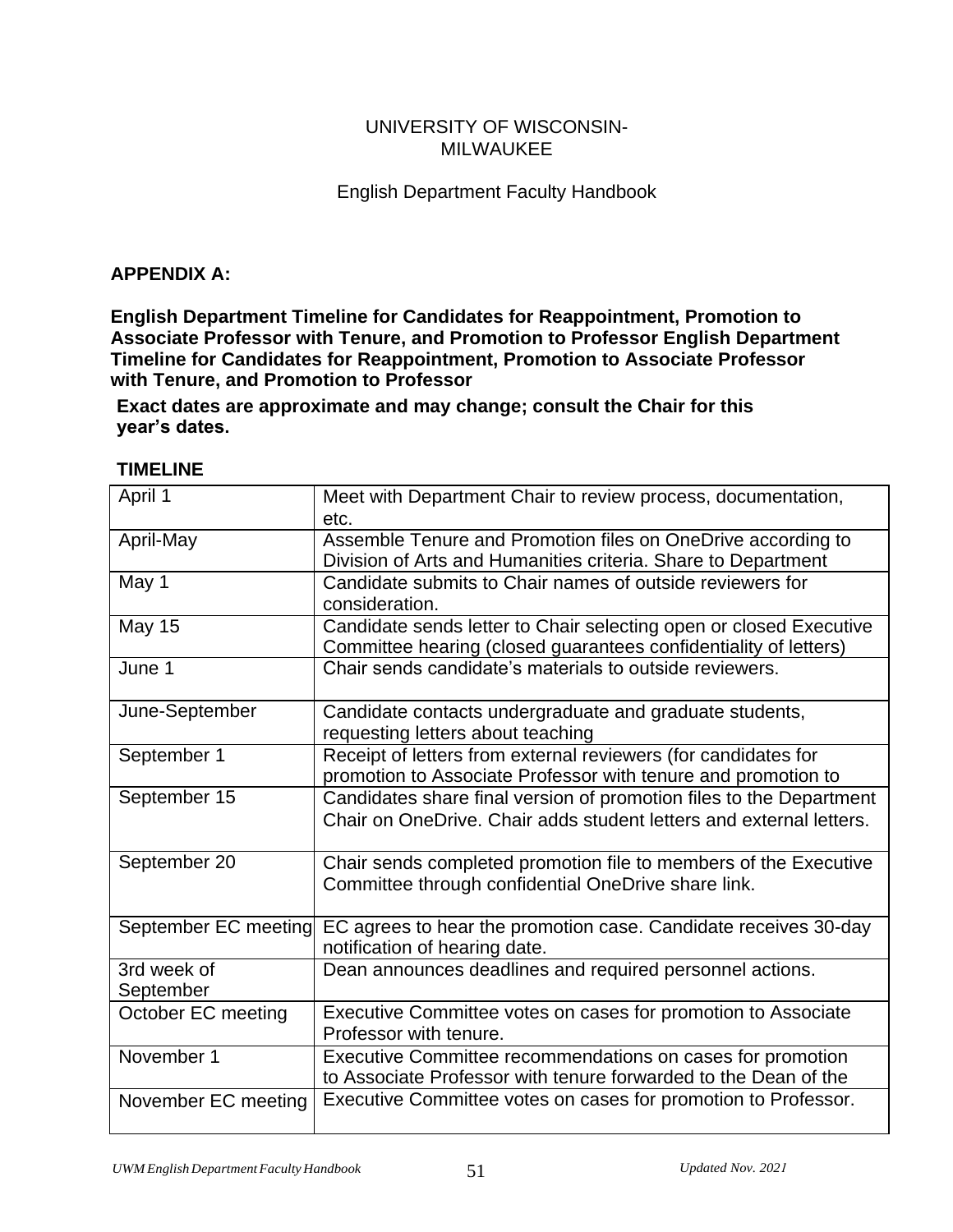UNIVERSITY OF WISCONSIN-MILWAUKEE

English Department Faculty Handbook

## APPENDIX A:

**English Department Timeline for Candidates for Reappointment, Promotion to Associate Professor with Tenure, and Promotion to Professor English Department Timeline for Candidates for Reappointment, Promotion to Associate Professor with Tenure, and Promotion to Professor**

**Exact dates are approximate and may change; consult the Chair for this year's dates.**

### TIMELINE

| | |
|---|---|
| April 1 | Meet with Department Chair to review process, documentation, etc. |
| April-May | Assemble Tenure and Promotion files on OneDrive according to Division of Arts and Humanities criteria. Share to Department |
| May 1 | Candidate submits to Chair names of outside reviewers for consideration. |
| May 15 | Candidate sends letter to Chair selecting open or closed Executive Committee hearing (closed guarantees confidentiality of letters) |
| June 1 | Chair sends candidate's materials to outside reviewers. |
| June-September | Candidate contacts undergraduate and graduate students, requesting letters about teaching |
| September 1 | Receipt of letters from external reviewers (for candidates for promotion to Associate Professor with tenure and promotion to |
| September 15 | Candidates share final version of promotion files to the Department Chair on OneDrive. Chair adds student letters and external letters. |
| September 20 | Chair sends completed promotion file to members of the Executive Committee through confidential OneDrive share link. |
| September EC meeting | EC agrees to hear the promotion case. Candidate receives 30-day notification of hearing date. |
| 3rd week of September | Dean announces deadlines and required personnel actions. |
| October EC meeting | Executive Committee votes on cases for promotion to Associate Professor with tenure. |
| November 1 | Executive Committee recommendations on cases for promotion to Associate Professor with tenure forwarded to the Dean of the |
| November EC meeting | Executive Committee votes on cases for promotion to Professor. |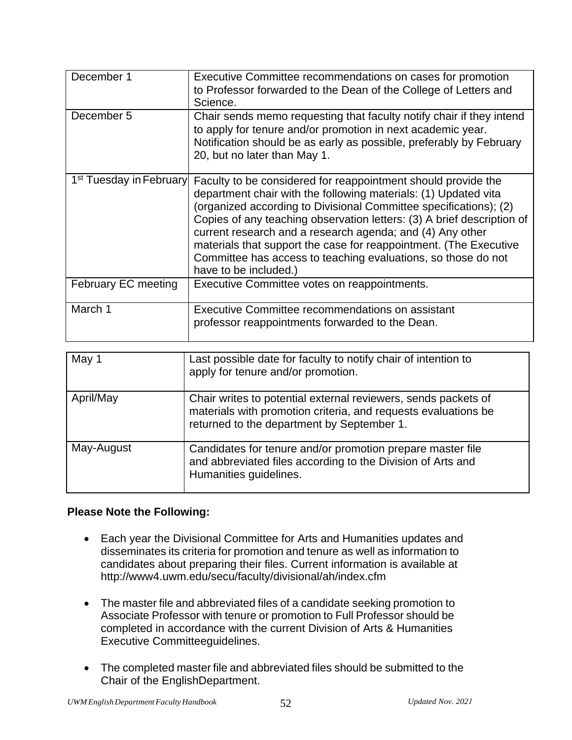| | |
|---|---|
| December 1 | Executive Committee recommendations on cases for promotion to Professor forwarded to the Dean of the College of Letters and Science. |
| December 5 | Chair sends memo requesting that faculty notify chair if they intend to apply for tenure and/or promotion in next academic year. Notification should be as early as possible, preferably by February 20, but no later than May 1. |
| 1st Tuesday in February | Faculty to be considered for reappointment should provide the department chair with the following materials: (1) Updated vita (organized according to Divisional Committee specifications); (2) Copies of any teaching observation letters: (3) A brief description of current research and a research agenda; and (4) Any other materials that support the case for reappointment. (The Executive Committee has access to teaching evaluations, so those do not have to be included.) |
| February EC meeting | Executive Committee votes on reappointments. |
| March 1 | Executive Committee recommendations on assistant professor reappointments forwarded to the Dean. |
| May 1 | Last possible date for faculty to notify chair of intention to apply for tenure and/or promotion. |
| April/May | Chair writes to potential external reviewers, sends packets of materials with promotion criteria, and requests evaluations be returned to the department by September 1. |
| May-August | Candidates for tenure and/or promotion prepare master file and abbreviated files according to the Division of Arts and Humanities guidelines. |

**Please Note the Following:**

- Each year the Divisional Committee for Arts and Humanities updates and disseminates its criteria for promotion and tenure as well as information to candidates about preparing their files. Current information is available at http://www4.uwm.edu/secu/faculty/divisional/ah/index.cfm
- The master file and abbreviated files of a candidate seeking promotion to Associate Professor with tenure or promotion to Full Professor should be completed in accordance with the current Division of Arts & Humanities Executive Committeeguidelines.
- The completed master file and abbreviated files should be submitted to the Chair of the EnglishDepartment.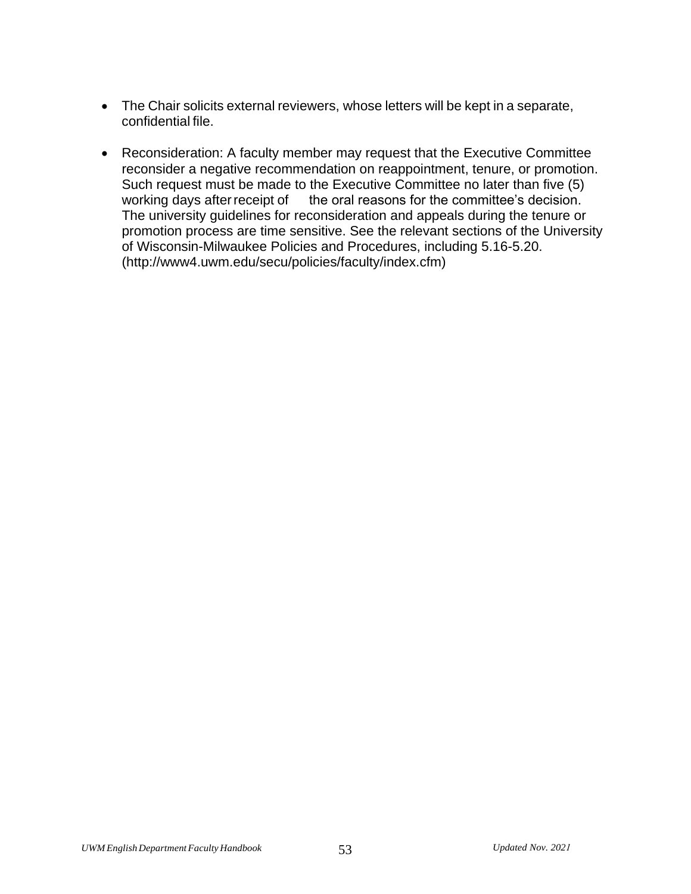- The Chair solicits external reviewers, whose letters will be kept in a separate, confidential file.

- Reconsideration: A faculty member may request that the Executive Committee reconsider a negative recommendation on reappointment, tenure, or promotion. Such request must be made to the Executive Committee no later than five (5) working days after receipt of the oral reasons for the committee's decision. The university guidelines for reconsideration and appeals during the tenure or promotion process are time sensitive. See the relevant sections of the University of Wisconsin-Milwaukee Policies and Procedures, including 5.16-5.20. (http://www4.uwm.edu/secu/policies/faculty/index.cfm)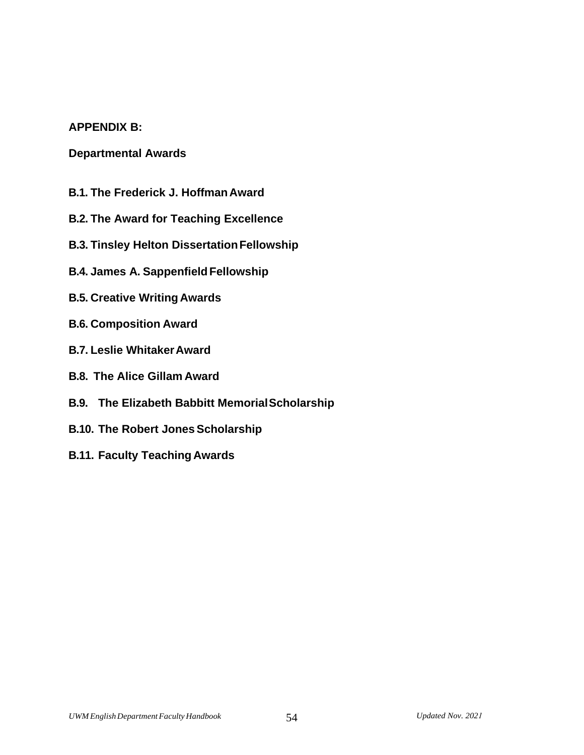## APPENDIX B:

## Departmental Awards

**B.1. The Frederick J. Hoffman Award**

**B.2. The Award for Teaching Excellence**

**B.3. Tinsley Helton Dissertation Fellowship**

**B.4. James A. Sappenfield Fellowship**

**B.5. Creative Writing Awards**

**B.6. Composition Award**

**B.7. Leslie Whitaker Award**

**B.8. The Alice Gillam Award**

**B.9. The Elizabeth Babbitt Memorial Scholarship**

**B.10. The Robert Jones Scholarship**

**B.11. Faculty Teaching Awards**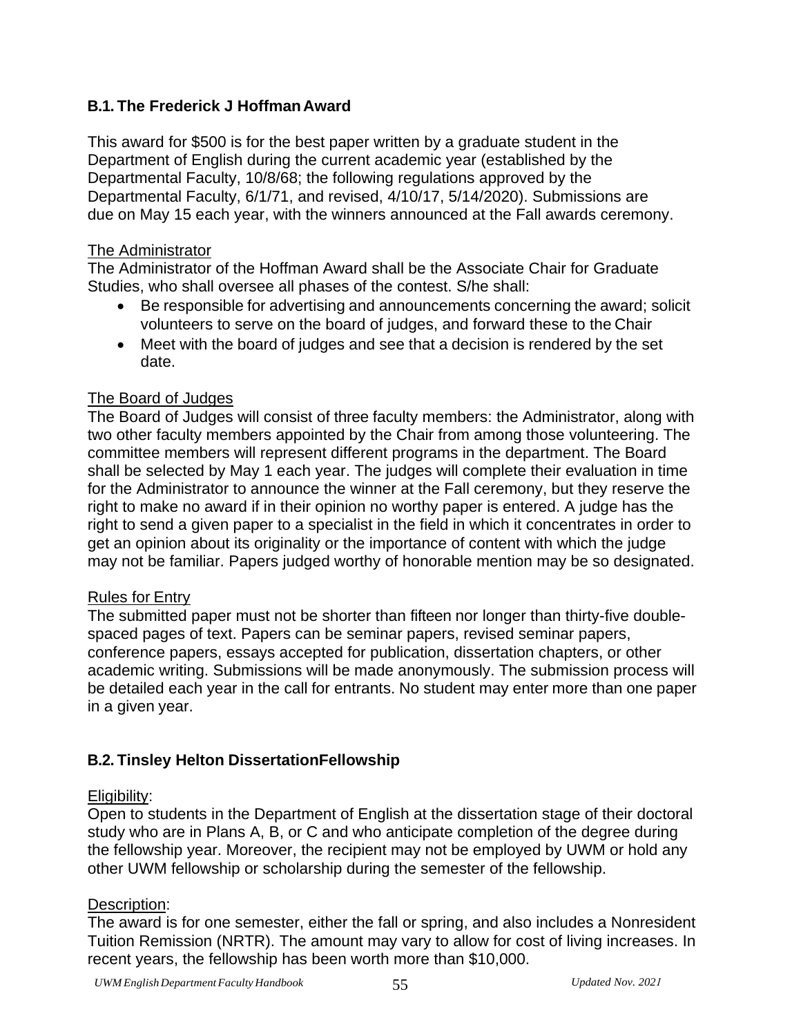### B.1. The Frederick J Hoffman Award

This award for $500 is for the best paper written by a graduate student in the Department of English during the current academic year (established by the Departmental Faculty, 10/8/68; the following regulations approved by the Departmental Faculty, 6/1/71, and revised, 4/10/17, 5/14/2020). Submissions are due on May 15 each year, with the winners announced at the Fall awards ceremony.

The Administrator

The Administrator of the Hoffman Award shall be the Associate Chair for Graduate Studies, who shall oversee all phases of the contest. S/he shall:

- Be responsible for advertising and announcements concerning the award; solicit volunteers to serve on the board of judges, and forward these to the Chair
- Meet with the board of judges and see that a decision is rendered by the set date.

The Board of Judges

The Board of Judges will consist of three faculty members: the Administrator, along with two other faculty members appointed by the Chair from among those volunteering. The committee members will represent different programs in the department. The Board shall be selected by May 1 each year. The judges will complete their evaluation in time for the Administrator to announce the winner at the Fall ceremony, but they reserve the right to make no award if in their opinion no worthy paper is entered. A judge has the right to send a given paper to a specialist in the field in which it concentrates in order to get an opinion about its originality or the importance of content with which the judge may not be familiar. Papers judged worthy of honorable mention may be so designated.

Rules for Entry

The submitted paper must not be shorter than fifteen nor longer than thirty-five double-spaced pages of text. Papers can be seminar papers, revised seminar papers, conference papers, essays accepted for publication, dissertation chapters, or other academic writing. Submissions will be made anonymously. The submission process will be detailed each year in the call for entrants. No student may enter more than one paper in a given year.

### B.2. Tinsley Helton DissertationFellowship

Eligibility:

Open to students in the Department of English at the dissertation stage of their doctoral study who are in Plans A, B, or C and who anticipate completion of the degree during the fellowship year. Moreover, the recipient may not be employed by UWM or hold any other UWM fellowship or scholarship during the semester of the fellowship.

Description:

The award is for one semester, either the fall or spring, and also includes a Nonresident Tuition Remission (NRTR). The amount may vary to allow for cost of living increases. In recent years, the fellowship has been worth more than $10,000.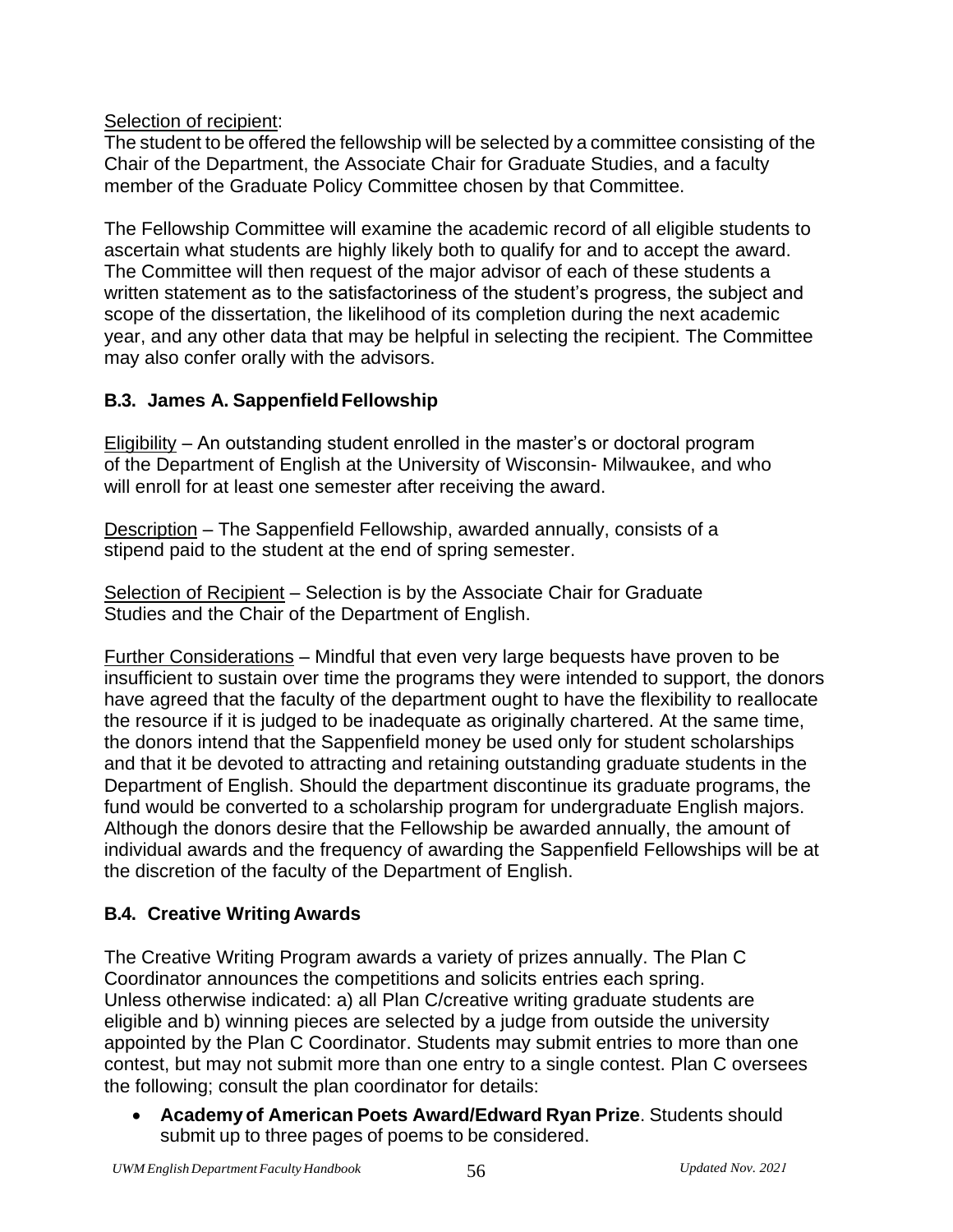Selection of recipient:
The student to be offered the fellowship will be selected by a committee consisting of the Chair of the Department, the Associate Chair for Graduate Studies, and a faculty member of the Graduate Policy Committee chosen by that Committee.

The Fellowship Committee will examine the academic record of all eligible students to ascertain what students are highly likely both to qualify for and to accept the award. The Committee will then request of the major advisor of each of these students a written statement as to the satisfactoriness of the student's progress, the subject and scope of the dissertation, the likelihood of its completion during the next academic year, and any other data that may be helpful in selecting the recipient. The Committee may also confer orally with the advisors.

### B.3. James A. Sappenfield Fellowship

Eligibility – An outstanding student enrolled in the master's or doctoral program of the Department of English at the University of Wisconsin- Milwaukee, and who will enroll for at least one semester after receiving the award.

Description – The Sappenfield Fellowship, awarded annually, consists of a stipend paid to the student at the end of spring semester.

Selection of Recipient – Selection is by the Associate Chair for Graduate Studies and the Chair of the Department of English.

Further Considerations – Mindful that even very large bequests have proven to be insufficient to sustain over time the programs they were intended to support, the donors have agreed that the faculty of the department ought to have the flexibility to reallocate the resource if it is judged to be inadequate as originally chartered. At the same time, the donors intend that the Sappenfield money be used only for student scholarships and that it be devoted to attracting and retaining outstanding graduate students in the Department of English. Should the department discontinue its graduate programs, the fund would be converted to a scholarship program for undergraduate English majors. Although the donors desire that the Fellowship be awarded annually, the amount of individual awards and the frequency of awarding the Sappenfield Fellowships will be at the discretion of the faculty of the Department of English.

### B.4. Creative Writing Awards

The Creative Writing Program awards a variety of prizes annually. The Plan C Coordinator announces the competitions and solicits entries each spring.
Unless otherwise indicated: a) all Plan C/creative writing graduate students are eligible and b) winning pieces are selected by a judge from outside the university appointed by the Plan C Coordinator. Students may submit entries to more than one contest, but may not submit more than one entry to a single contest. Plan C oversees the following; consult the plan coordinator for details:

- **Academy of American Poets Award/Edward Ryan Prize**. Students should submit up to three pages of poems to be considered.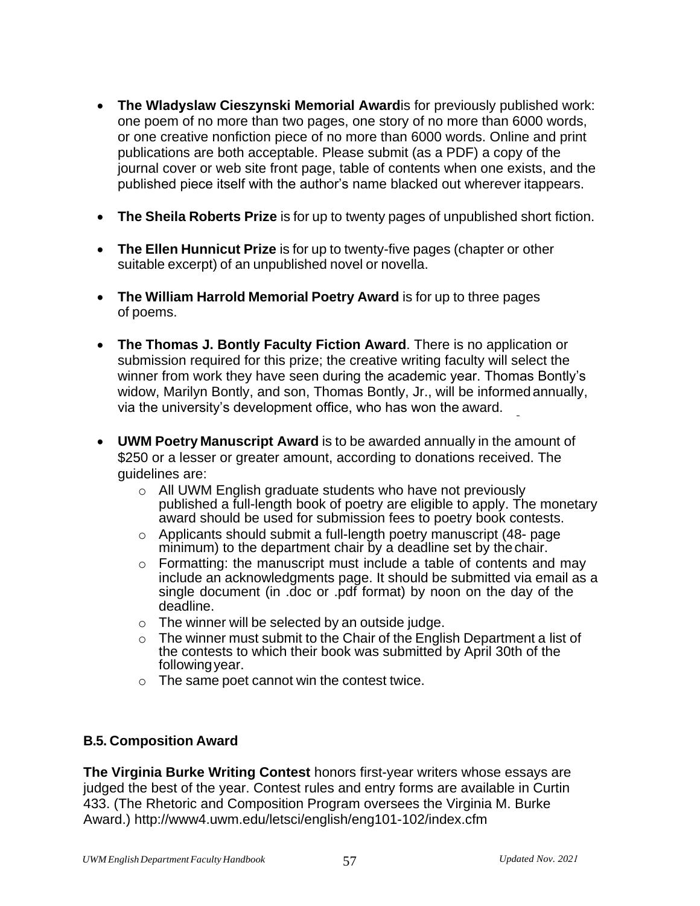- **The Wladyslaw Cieszynski Memorial Award**is for previously published work: one poem of no more than two pages, one story of no more than 6000 words, or one creative nonfiction piece of no more than 6000 words. Online and print publications are both acceptable. Please submit (as a PDF) a copy of the journal cover or web site front page, table of contents when one exists, and the published piece itself with the author's name blacked out wherever itappears.

- **The Sheila Roberts Prize** is for up to twenty pages of unpublished short fiction.

- **The Ellen Hunnicut Prize** is for up to twenty-five pages (chapter or other suitable excerpt) of an unpublished novel or novella.

- **The William Harrold Memorial Poetry Award** is for up to three pages of poems.

- **The Thomas J. Bontly Faculty Fiction Award**. There is no application or submission required for this prize; the creative writing faculty will select the winner from work they have seen during the academic year. Thomas Bontly's widow, Marilyn Bontly, and son, Thomas Bontly, Jr., will be informed annually, via the university's development office, who has won the award.

- **UWM Poetry Manuscript Award** is to be awarded annually in the amount of $250 or a lesser or greater amount, according to donations received. The guidelines are:
  - All UWM English graduate students who have not previously published a full-length book of poetry are eligible to apply. The monetary award should be used for submission fees to poetry book contests.
  - Applicants should submit a full-length poetry manuscript (48- page minimum) to the department chair by a deadline set by the chair.
  - Formatting: the manuscript must include a table of contents and may include an acknowledgments page. It should be submitted via email as a single document (in .doc or .pdf format) by noon on the day of the deadline.
  - The winner will be selected by an outside judge.
  - The winner must submit to the Chair of the English Department a list of the contests to which their book was submitted by April 30th of the following year.
  - The same poet cannot win the contest twice.

### B.5. Composition Award

**The Virginia Burke Writing Contest** honors first-year writers whose essays are judged the best of the year. Contest rules and entry forms are available in Curtin 433. (The Rhetoric and Composition Program oversees the Virginia M. Burke Award.) http://www4.uwm.edu/letsci/english/eng101-102/index.cfm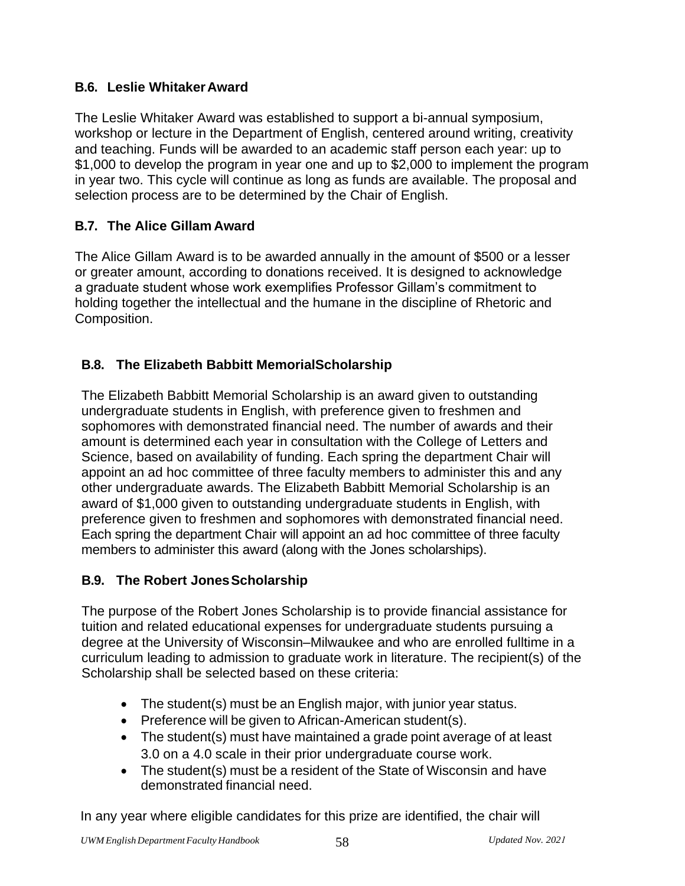### B.6. Leslie Whitaker Award

The Leslie Whitaker Award was established to support a bi-annual symposium, workshop or lecture in the Department of English, centered around writing, creativity and teaching. Funds will be awarded to an academic staff person each year: up to $1,000 to develop the program in year one and up to $2,000 to implement the program in year two. This cycle will continue as long as funds are available. The proposal and selection process are to be determined by the Chair of English.

### B.7. The Alice Gillam Award

The Alice Gillam Award is to be awarded annually in the amount of $500 or a lesser or greater amount, according to donations received. It is designed to acknowledge a graduate student whose work exemplifies Professor Gillam's commitment to holding together the intellectual and the humane in the discipline of Rhetoric and Composition.

### B.8. The Elizabeth Babbitt MemorialScholarship

The Elizabeth Babbitt Memorial Scholarship is an award given to outstanding undergraduate students in English, with preference given to freshmen and sophomores with demonstrated financial need. The number of awards and their amount is determined each year in consultation with the College of Letters and Science, based on availability of funding. Each spring the department Chair will appoint an ad hoc committee of three faculty members to administer this and any other undergraduate awards. The Elizabeth Babbitt Memorial Scholarship is an award of $1,000 given to outstanding undergraduate students in English, with preference given to freshmen and sophomores with demonstrated financial need. Each spring the department Chair will appoint an ad hoc committee of three faculty members to administer this award (along with the Jones scholarships).

### B.9. The Robert Jones Scholarship

The purpose of the Robert Jones Scholarship is to provide financial assistance for tuition and related educational expenses for undergraduate students pursuing a degree at the University of Wisconsin–Milwaukee and who are enrolled fulltime in a curriculum leading to admission to graduate work in literature. The recipient(s) of the Scholarship shall be selected based on these criteria:

- The student(s) must be an English major, with junior year status.
- Preference will be given to African-American student(s).
- The student(s) must have maintained a grade point average of at least 3.0 on a 4.0 scale in their prior undergraduate course work.
- The student(s) must be a resident of the State of Wisconsin and have demonstrated financial need.

In any year where eligible candidates for this prize are identified, the chair will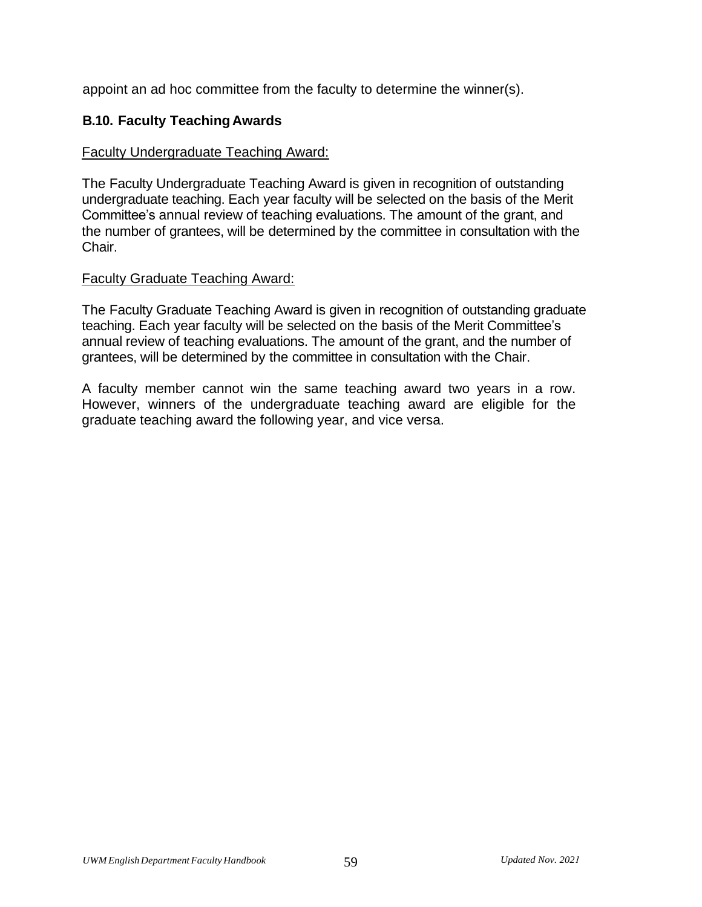appoint an ad hoc committee from the faculty to determine the winner(s).

### B.10. Faculty Teaching Awards

<u>Faculty Undergraduate Teaching Award:</u>

The Faculty Undergraduate Teaching Award is given in recognition of outstanding undergraduate teaching. Each year faculty will be selected on the basis of the Merit Committee's annual review of teaching evaluations. The amount of the grant, and the number of grantees, will be determined by the committee in consultation with the Chair.

<u>Faculty Graduate Teaching Award:</u>

The Faculty Graduate Teaching Award is given in recognition of outstanding graduate teaching. Each year faculty will be selected on the basis of the Merit Committee's annual review of teaching evaluations. The amount of the grant, and the number of grantees, will be determined by the committee in consultation with the Chair.

A faculty member cannot win the same teaching award two years in a row. However, winners of the undergraduate teaching award are eligible for the graduate teaching award the following year, and vice versa.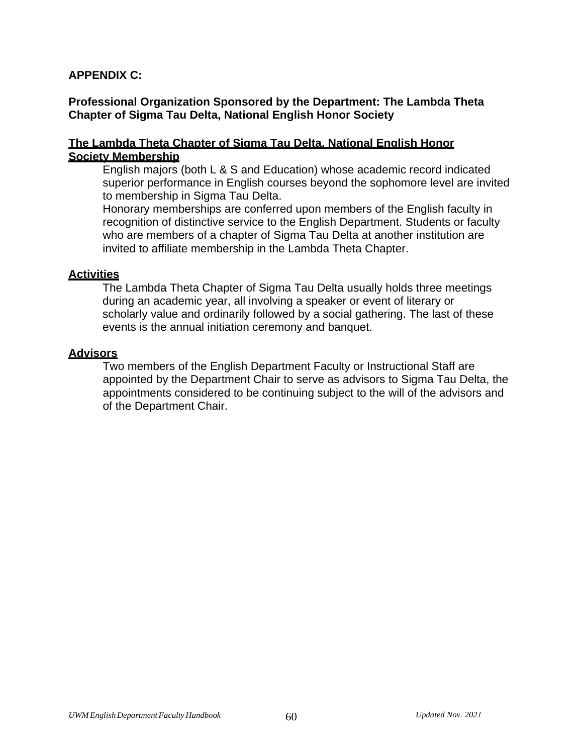## APPENDIX C:

### Professional Organization Sponsored by the Department: The Lambda Theta Chapter of Sigma Tau Delta, National English Honor Society

**The Lambda Theta Chapter of Sigma Tau Delta, National English Honor Society Membership**

English majors (both L & S and Education) whose academic record indicated superior performance in English courses beyond the sophomore level are invited to membership in Sigma Tau Delta.

Honorary memberships are conferred upon members of the English faculty in recognition of distinctive service to the English Department. Students or faculty who are members of a chapter of Sigma Tau Delta at another institution are invited to affiliate membership in the Lambda Theta Chapter.

**Activities**

The Lambda Theta Chapter of Sigma Tau Delta usually holds three meetings during an academic year, all involving a speaker or event of literary or scholarly value and ordinarily followed by a social gathering. The last of these events is the annual initiation ceremony and banquet.

**Advisors**

Two members of the English Department Faculty or Instructional Staff are appointed by the Department Chair to serve as advisors to Sigma Tau Delta, the appointments considered to be continuing subject to the will of the advisors and of the Department Chair.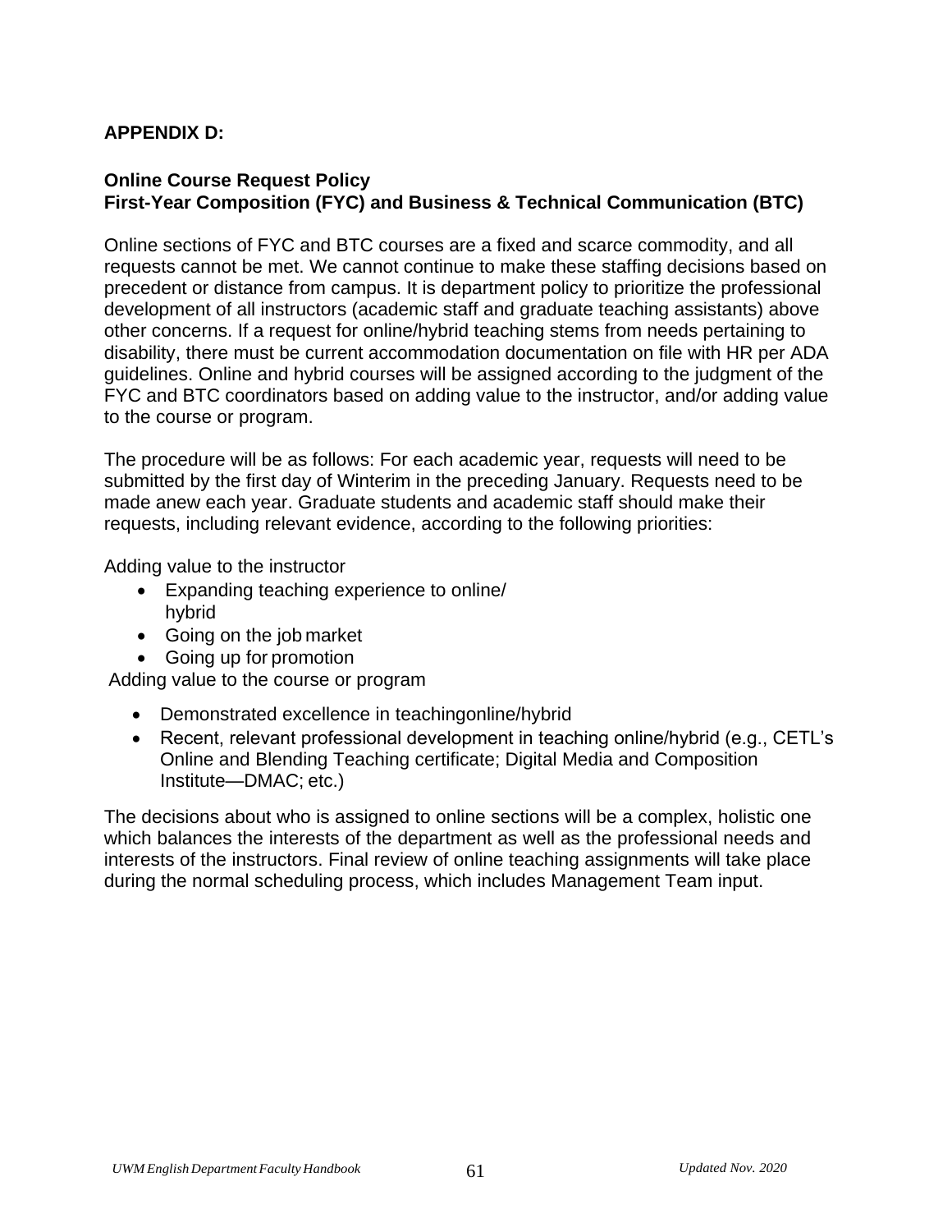## APPENDIX D:

### Online Course Request Policy
### First-Year Composition (FYC) and Business & Technical Communication (BTC)

Online sections of FYC and BTC courses are a fixed and scarce commodity, and all requests cannot be met. We cannot continue to make these staffing decisions based on precedent or distance from campus. It is department policy to prioritize the professional development of all instructors (academic staff and graduate teaching assistants) above other concerns. If a request for online/hybrid teaching stems from needs pertaining to disability, there must be current accommodation documentation on file with HR per ADA guidelines. Online and hybrid courses will be assigned according to the judgment of the FYC and BTC coordinators based on adding value to the instructor, and/or adding value to the course or program.

The procedure will be as follows: For each academic year, requests will need to be submitted by the first day of Winterim in the preceding January. Requests need to be made anew each year. Graduate students and academic staff should make their requests, including relevant evidence, according to the following priorities:

Adding value to the instructor

- Expanding teaching experience to online/ hybrid
- Going on the job market
- Going up for promotion

Adding value to the course or program

- Demonstrated excellence in teachingonline/hybrid
- Recent, relevant professional development in teaching online/hybrid (e.g., CETL's Online and Blending Teaching certificate; Digital Media and Composition Institute—DMAC; etc.)

The decisions about who is assigned to online sections will be a complex, holistic one which balances the interests of the department as well as the professional needs and interests of the instructors. Final review of online teaching assignments will take place during the normal scheduling process, which includes Management Team input.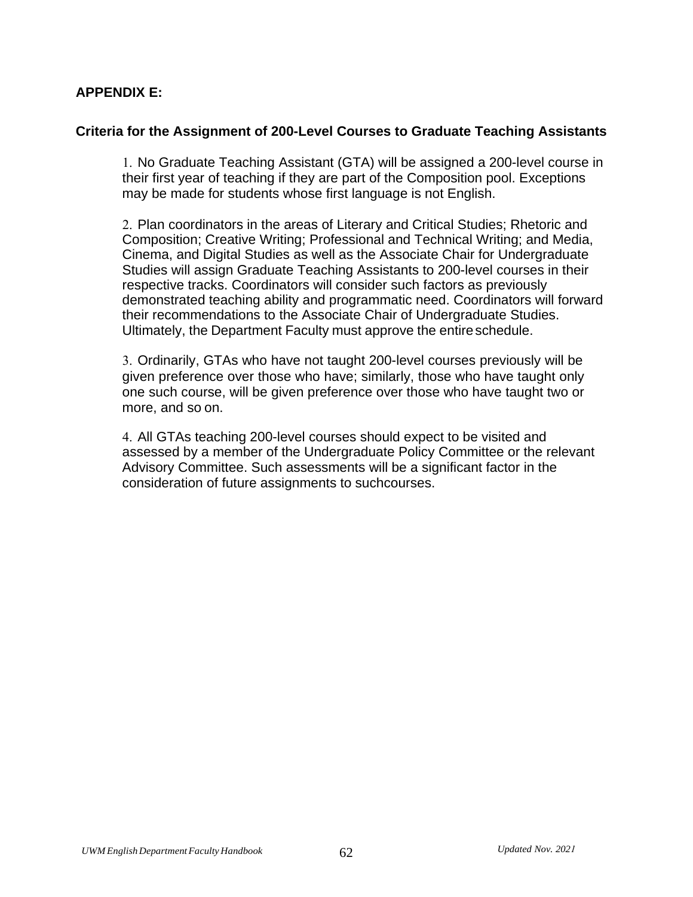## APPENDIX E:

### Criteria for the Assignment of 200-Level Courses to Graduate Teaching Assistants

1. No Graduate Teaching Assistant (GTA) will be assigned a 200-level course in their first year of teaching if they are part of the Composition pool. Exceptions may be made for students whose first language is not English.

2. Plan coordinators in the areas of Literary and Critical Studies; Rhetoric and Composition; Creative Writing; Professional and Technical Writing; and Media, Cinema, and Digital Studies as well as the Associate Chair for Undergraduate Studies will assign Graduate Teaching Assistants to 200-level courses in their respective tracks. Coordinators will consider such factors as previously demonstrated teaching ability and programmatic need. Coordinators will forward their recommendations to the Associate Chair of Undergraduate Studies. Ultimately, the Department Faculty must approve the entire schedule.

3. Ordinarily, GTAs who have not taught 200-level courses previously will be given preference over those who have; similarly, those who have taught only one such course, will be given preference over those who have taught two or more, and so on.

4. All GTAs teaching 200-level courses should expect to be visited and assessed by a member of the Undergraduate Policy Committee or the relevant Advisory Committee. Such assessments will be a significant factor in the consideration of future assignments to such courses.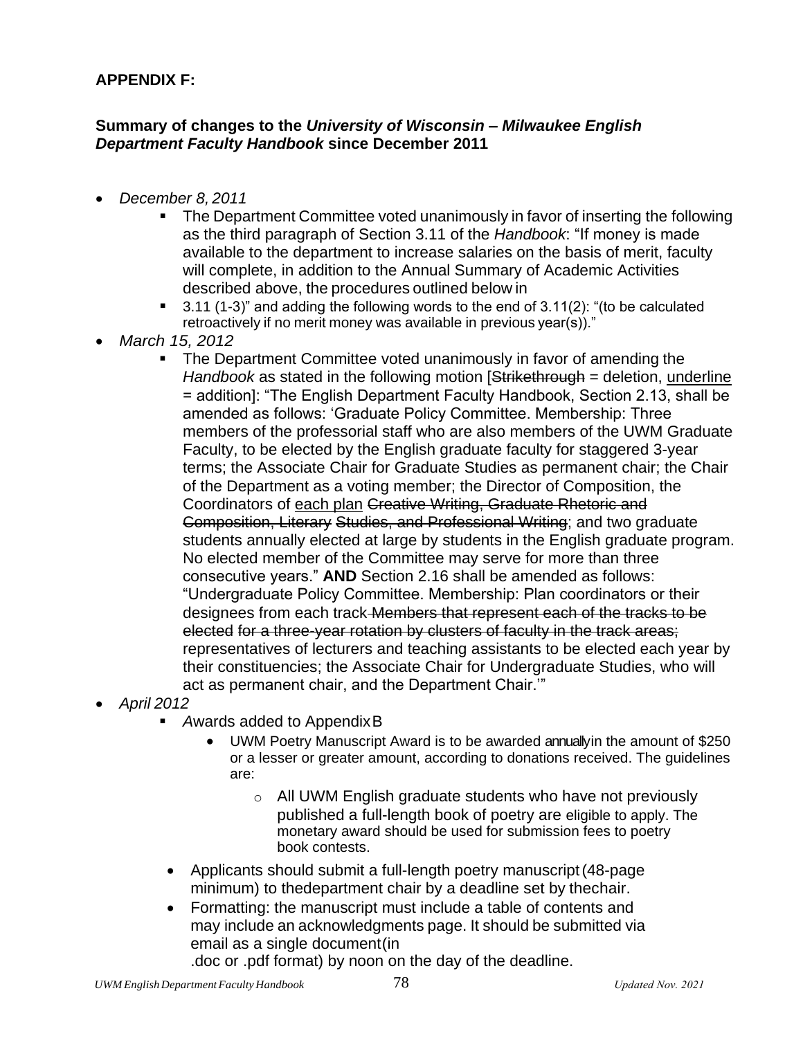**APPENDIX F:**

**Summary of changes to the *University of Wisconsin – Milwaukee English Department Faculty Handbook* since December 2011**

- *December 8, 2011*
    - The Department Committee voted unanimously in favor of inserting the following as the third paragraph of Section 3.11 of the *Handbook*: "If money is made available to the department to increase salaries on the basis of merit, faculty will complete, in addition to the Annual Summary of Academic Activities described above, the procedures outlined below in
    - 3.11 (1-3)" and adding the following words to the end of 3.11(2): "(to be calculated retroactively if no merit money was available in previous year(s))."
- *March 15, 2012*
    - The Department Committee voted unanimously in favor of amending the *Handbook* as stated in the following motion [~~Strikethrough~~ = deletion, <u>underline</u> = addition]: "The English Department Faculty Handbook, Section 2.13, shall be amended as follows: 'Graduate Policy Committee. Membership: Three members of the professorial staff who are also members of the UWM Graduate Faculty, to be elected by the English graduate faculty for staggered 3-year terms; the Associate Chair for Graduate Studies as permanent chair; the Chair of the Department as a voting member; the Director of Composition, the Coordinators of <u>each plan</u> ~~Creative Writing, Graduate Rhetoric and Composition, Literary Studies, and Professional Writing~~; and two graduate students annually elected at large by students in the English graduate program. No elected member of the Committee may serve for more than three consecutive years." **AND** Section 2.16 shall be amended as follows: "Undergraduate Policy Committee. Membership: Plan coordinators or their designees from each track ~~Members that represent each of the tracks to be elected for a three-year rotation by clusters of faculty in the track areas;~~ representatives of lecturers and teaching assistants to be elected each year by their constituencies; the Associate Chair for Undergraduate Studies, who will act as permanent chair, and the Department Chair.'"
- *April 2012*
    - *A*wards added to Appendix B
        - UWM Poetry Manuscript Award is to be awarded annually in the amount of $250 or a lesser or greater amount, according to donations received. The guidelines are:
            - All UWM English graduate students who have not previously published a full-length book of poetry are eligible to apply. The monetary award should be used for submission fees to poetry book contests.
    - Applicants should submit a full-length poetry manuscript (48-page minimum) to the department chair by a deadline set by the chair.
    - Formatting: the manuscript must include a table of contents and may include an acknowledgments page. It should be submitted via email as a single document (in .doc or .pdf format) by noon on the day of the deadline.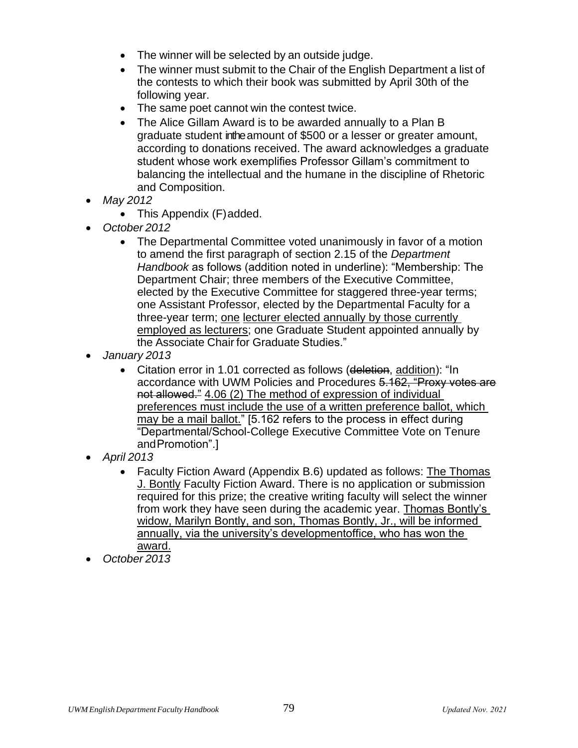- The winner will be selected by an outside judge.
- The winner must submit to the Chair of the English Department a list of the contests to which their book was submitted by April 30th of the following year.
- The same poet cannot win the contest twice.
- The Alice Gillam Award is to be awarded annually to a Plan B graduate student in the amount of $500 or a lesser or greater amount, according to donations received. The award acknowledges a graduate student whose work exemplifies Professor Gillam's commitment to balancing the intellectual and the humane in the discipline of Rhetoric and Composition.

- *May 2012*
  - This Appendix (F) added.
- *October 2012*
  - The Departmental Committee voted unanimously in favor of a motion to amend the first paragraph of section 2.15 of the *Department Handbook* as follows (addition noted in underline): "Membership: The Department Chair; three members of the Executive Committee, elected by the Executive Committee for staggered three-year terms; one Assistant Professor, elected by the Departmental Faculty for a three-year term; <u>one</u> <u>lecturer elected annually by those currently employed as lecturers</u>; one Graduate Student appointed annually by the Associate Chair for Graduate Studies."
- *January 2013*
  - Citation error in 1.01 corrected as follows (~~deletion~~, <u>addition</u>): "In accordance with UWM Policies and Procedures ~~5.162, "Proxy votes are not allowed."~~ <u>4.06 (2) The method of expression of individual preferences must include the use of a written preference ballot, which may be a mail ballot.</u>" [5.162 refers to the process in effect during "Departmental/School-College Executive Committee Vote on Tenure and Promotion".]
- *April 2013*
  - Faculty Fiction Award (Appendix B.6) updated as follows: <u>The Thomas J. Bontly</u> Faculty Fiction Award. There is no application or submission required for this prize; the creative writing faculty will select the winner from work they have seen during the academic year. <u>Thomas Bontly's widow, Marilyn Bontly, and son, Thomas Bontly, Jr., will be informed annually, via the university's developmentoffice, who has won the award.</u>
- *October 2013*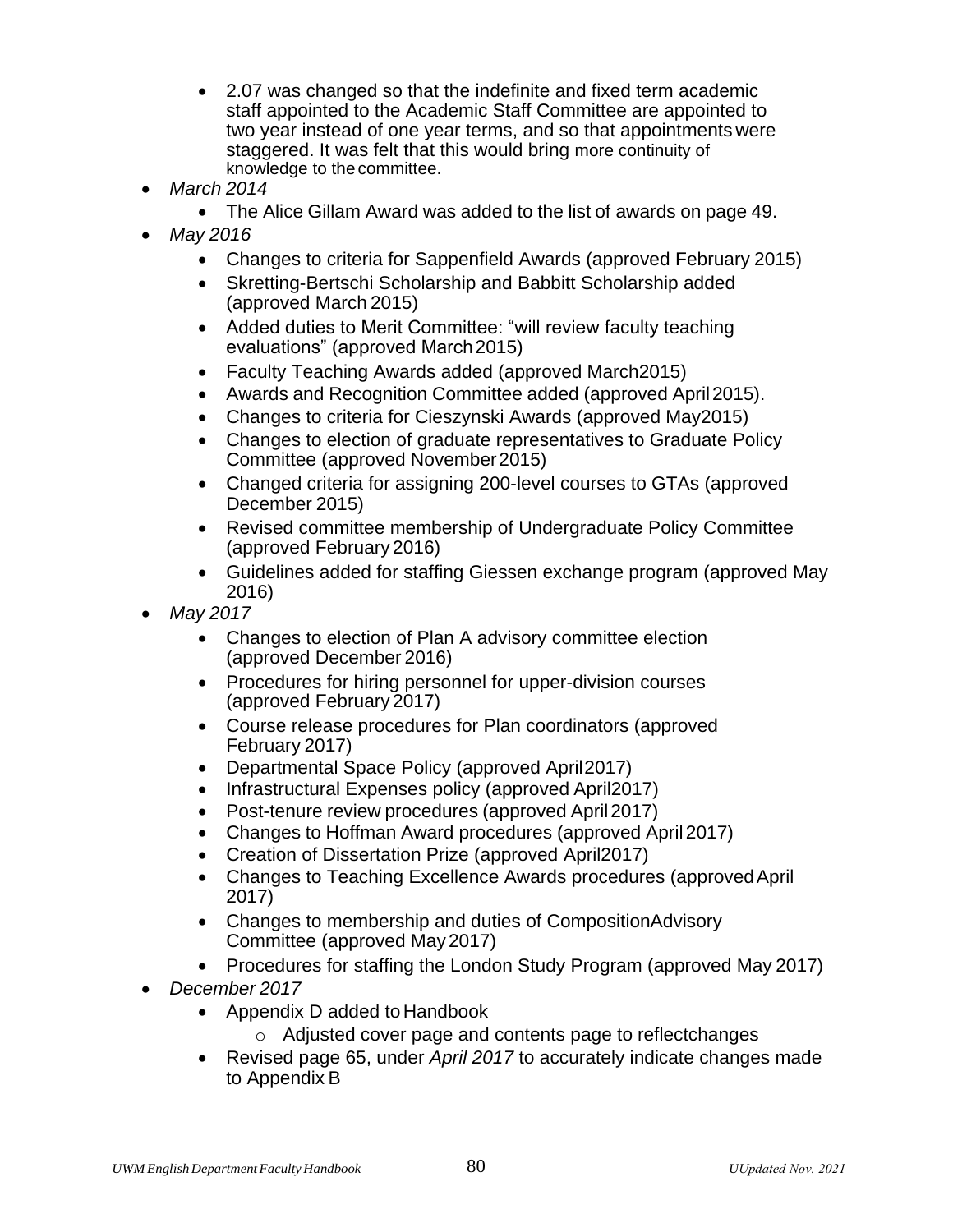- 2.07 was changed so that the indefinite and fixed term academic staff appointed to the Academic Staff Committee are appointed to two year instead of one year terms, and so that appointments were staggered. It was felt that this would bring more continuity of knowledge to the committee.
- *March 2014*
  - The Alice Gillam Award was added to the list of awards on page 49.
- *May 2016*
  - Changes to criteria for Sappenfield Awards (approved February 2015)
  - Skretting-Bertschi Scholarship and Babbitt Scholarship added (approved March 2015)
  - Added duties to Merit Committee: "will review faculty teaching evaluations" (approved March 2015)
  - Faculty Teaching Awards added (approved March2015)
  - Awards and Recognition Committee added (approved April 2015).
  - Changes to criteria for Cieszynski Awards (approved May2015)
  - Changes to election of graduate representatives to Graduate Policy Committee (approved November 2015)
  - Changed criteria for assigning 200-level courses to GTAs (approved December 2015)
  - Revised committee membership of Undergraduate Policy Committee (approved February 2016)
  - Guidelines added for staffing Giessen exchange program (approved May 2016)
- *May 2017*
  - Changes to election of Plan A advisory committee election (approved December 2016)
  - Procedures for hiring personnel for upper-division courses (approved February 2017)
  - Course release procedures for Plan coordinators (approved February 2017)
  - Departmental Space Policy (approved April2017)
  - Infrastructural Expenses policy (approved April2017)
  - Post-tenure review procedures (approved April 2017)
  - Changes to Hoffman Award procedures (approved April 2017)
  - Creation of Dissertation Prize (approved April2017)
  - Changes to Teaching Excellence Awards procedures (approved April 2017)
  - Changes to membership and duties of CompositionAdvisory Committee (approved May 2017)
  - Procedures for staffing the London Study Program (approved May 2017)
- *December 2017*
  - Appendix D added to Handbook
    - Adjusted cover page and contents page to reflectchanges
  - Revised page 65, under *April 2017* to accurately indicate changes made to Appendix B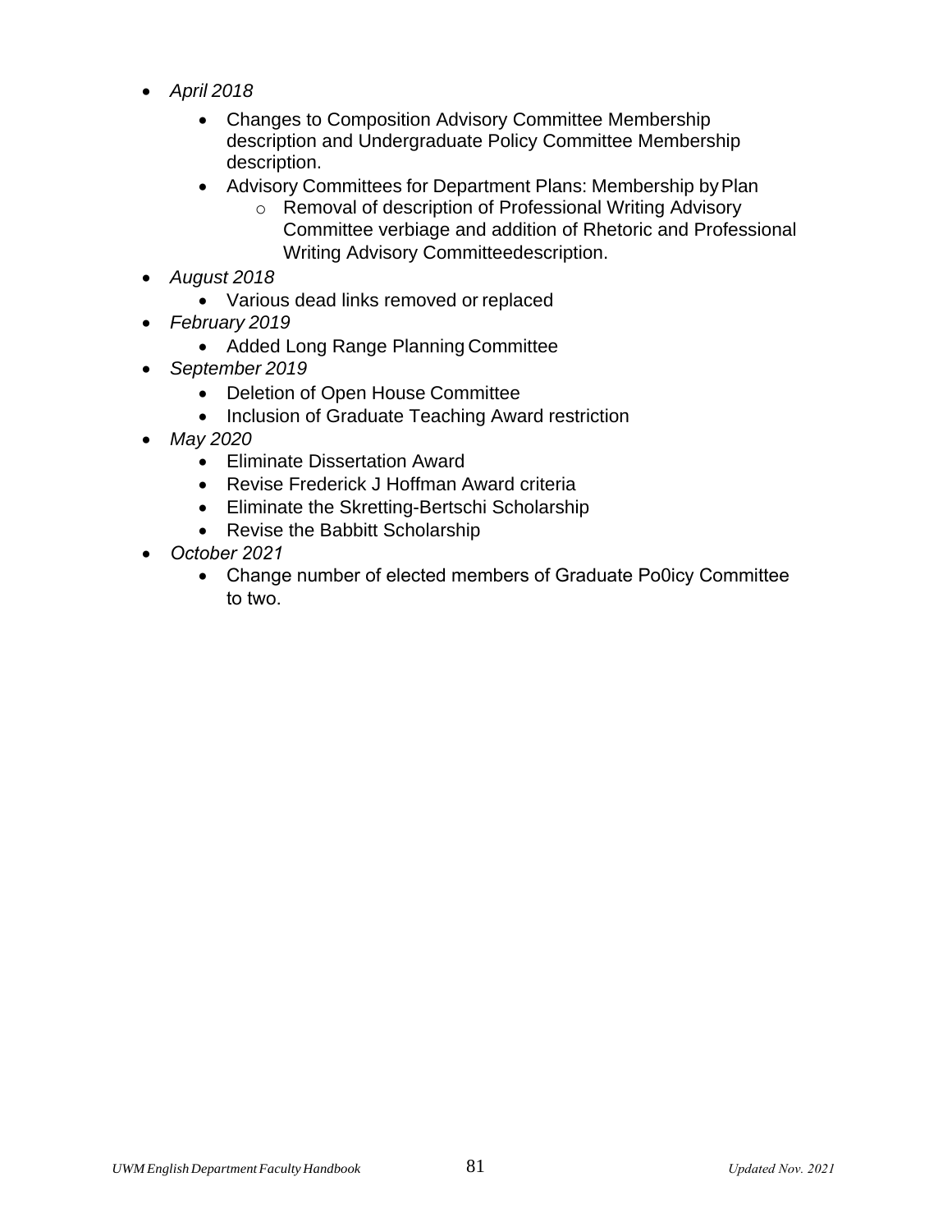- *April 2018*
    - Changes to Composition Advisory Committee Membership description and Undergraduate Policy Committee Membership description.
    - Advisory Committees for Department Plans: Membership by Plan
        - Removal of description of Professional Writing Advisory Committee verbiage and addition of Rhetoric and Professional Writing Advisory Committeedescription.
- *August 2018*
    - Various dead links removed or replaced
- *February 2019*
    - Added Long Range Planning Committee
- *September 2019*
    - Deletion of Open House Committee
    - Inclusion of Graduate Teaching Award restriction
- *May 2020*
    - Eliminate Dissertation Award
    - Revise Frederick J Hoffman Award criteria
    - Eliminate the Skretting-Bertschi Scholarship
    - Revise the Babbitt Scholarship
- *October 2021*
    - Change number of elected members of Graduate Po0icy Committee to two.